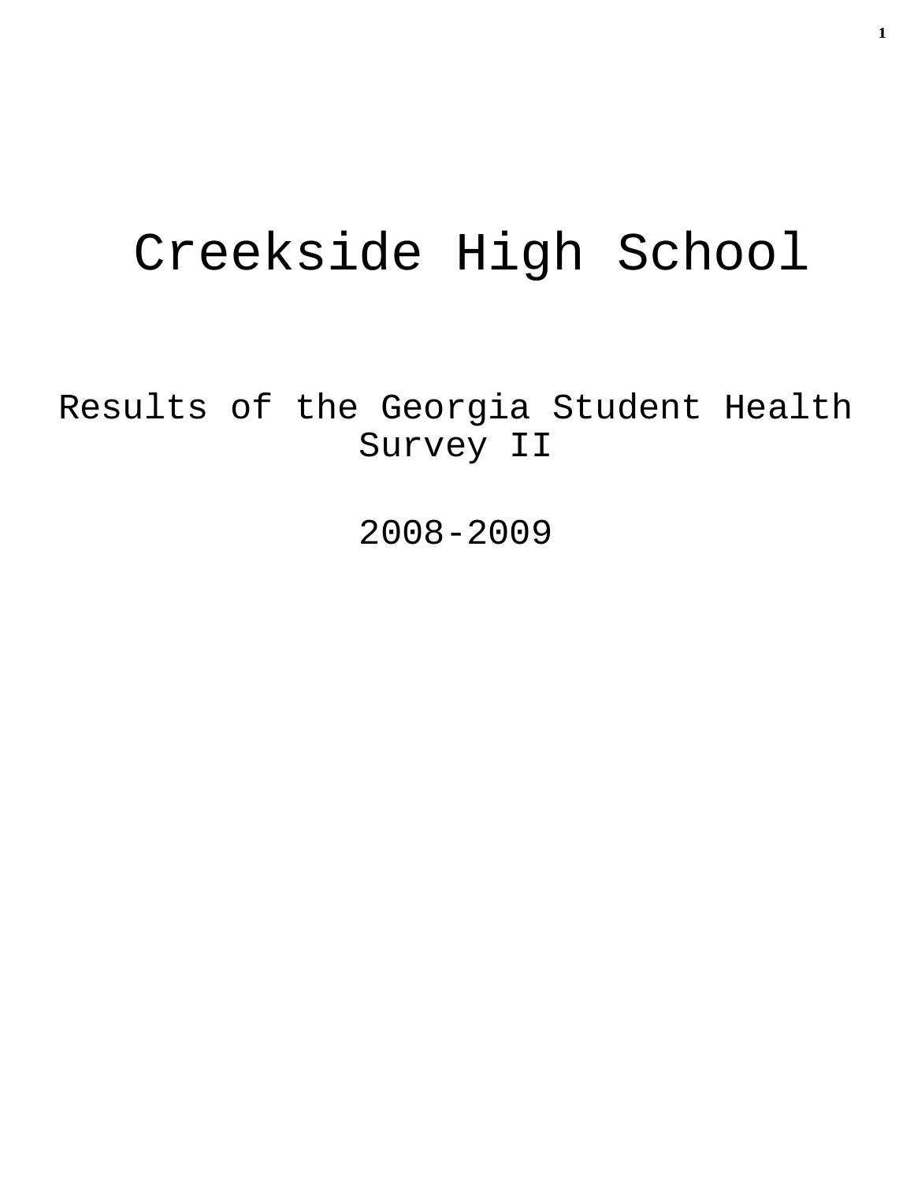# Creekside High School

Results of the Georgia Student Health Survey II

2008-2009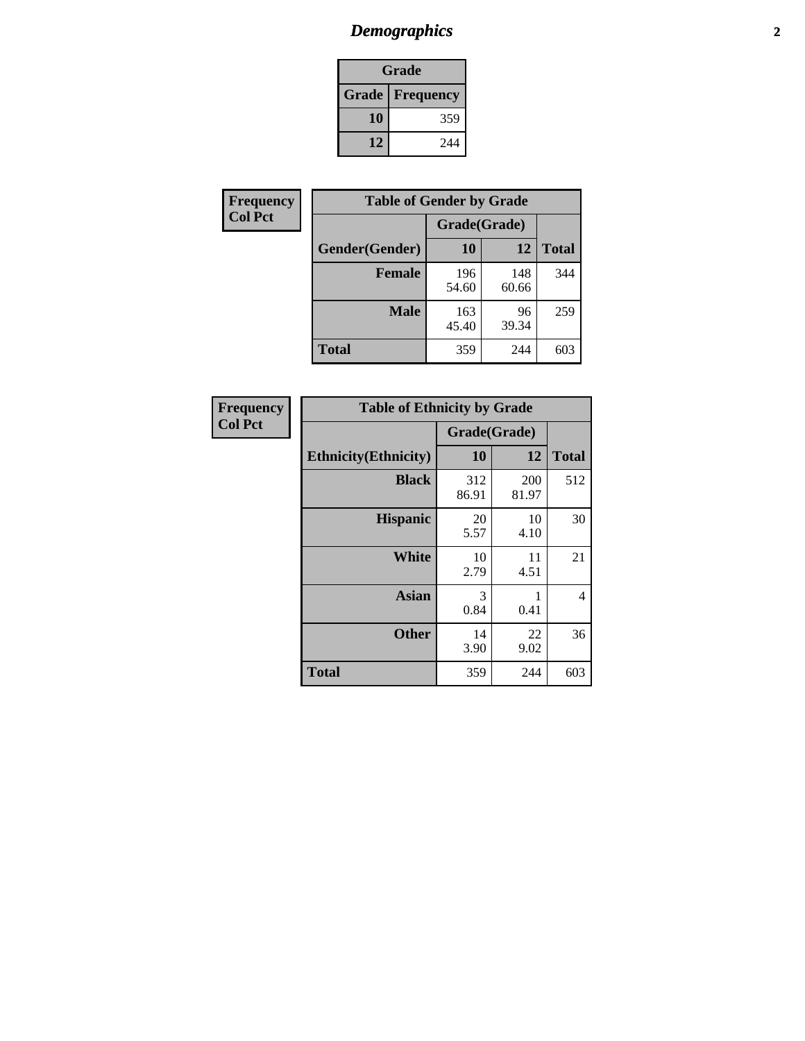# *Demographics*

| Grade | |
|---|---|
| **Grade** | **Frequency** |
| **10** | 359 |
| **12** | 244 |

**Frequency**
**Col Pct**

| Table of Gender by Grade | | | |
|---|---|---|---|
| | Grade(Grade) | | |
| **Gender(Gender)** | **10** | **12** | **Total** |
| **Female** | 196<br>54.60 | 148<br>60.66 | 344 |
| **Male** | 163<br>45.40 | 96<br>39.34 | 259 |
| **Total** | 359 | 244 | 603 |

**Frequency**
**Col Pct**

| Table of Ethnicity by Grade | | | |
|---|---|---|---|
| | Grade(Grade) | | |
| **Ethnicity(Ethnicity)** | **10** | **12** | **Total** |
| **Black** | 312<br>86.91 | 200<br>81.97 | 512 |
| **Hispanic** | 20<br>5.57 | 10<br>4.10 | 30 |
| **White** | 10<br>2.79 | 11<br>4.51 | 21 |
| **Asian** | 3<br>0.84 | 1<br>0.41 | 4 |
| **Other** | 14<br>3.90 | 22<br>9.02 | 36 |
| **Total** | 359 | 244 | 603 |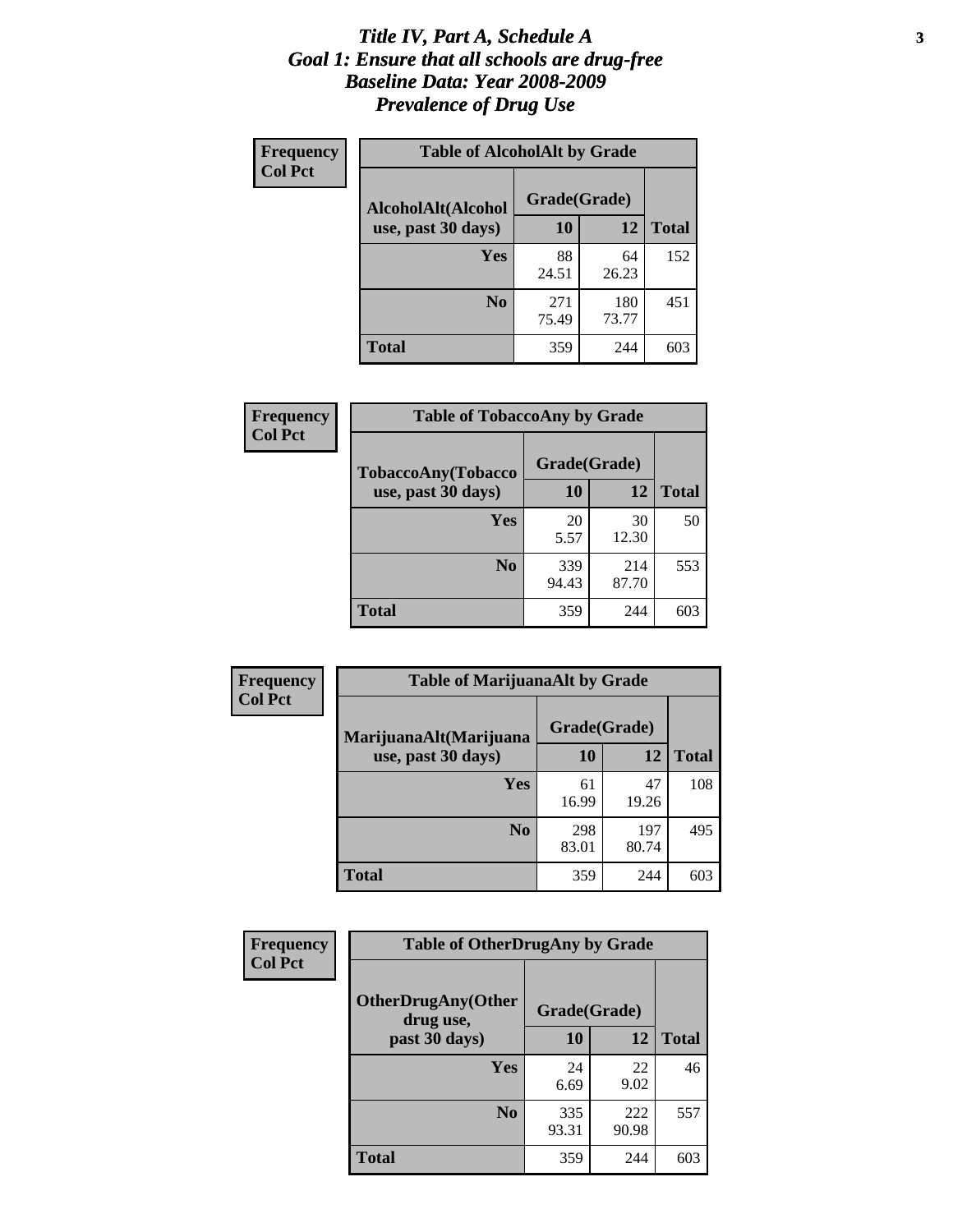# *Title IV, Part A, Schedule A*
# *Goal 1: Ensure that all schools are drug-free*
# *Baseline Data: Year 2008-2009*
# *Prevalence of Drug Use*

**Frequency**
**Col Pct**

**Table of AlcoholAlt by Grade**

| AlcoholAlt(Alcohol use, past 30 days) | Grade(Grade) | | |
|---|---|---|---|
| | **10** | **12** | **Total** |
| **Yes** | 88<br>24.51 | 64<br>26.23 | 152 |
| **No** | 271<br>75.49 | 180<br>73.77 | 451 |
| **Total** | 359 | 244 | 603 |

**Frequency**
**Col Pct**

**Table of TobaccoAny by Grade**

| TobaccoAny(Tobacco use, past 30 days) | Grade(Grade) | | |
|---|---|---|---|
| | **10** | **12** | **Total** |
| **Yes** | 20<br>5.57 | 30<br>12.30 | 50 |
| **No** | 339<br>94.43 | 214<br>87.70 | 553 |
| **Total** | 359 | 244 | 603 |

**Frequency**
**Col Pct**

**Table of MarijuanaAlt by Grade**

| MarijuanaAlt(Marijuana use, past 30 days) | Grade(Grade) | | |
|---|---|---|---|
| | **10** | **12** | **Total** |
| **Yes** | 61<br>16.99 | 47<br>19.26 | 108 |
| **No** | 298<br>83.01 | 197<br>80.74 | 495 |
| **Total** | 359 | 244 | 603 |

**Frequency**
**Col Pct**

**Table of OtherDrugAny by Grade**

| OtherDrugAny(Other drug use, past 30 days) | Grade(Grade) | | |
|---|---|---|---|
| | **10** | **12** | **Total** |
| **Yes** | 24<br>6.69 | 22<br>9.02 | 46 |
| **No** | 335<br>93.31 | 222<br>90.98 | 557 |
| **Total** | 359 | 244 | 603 |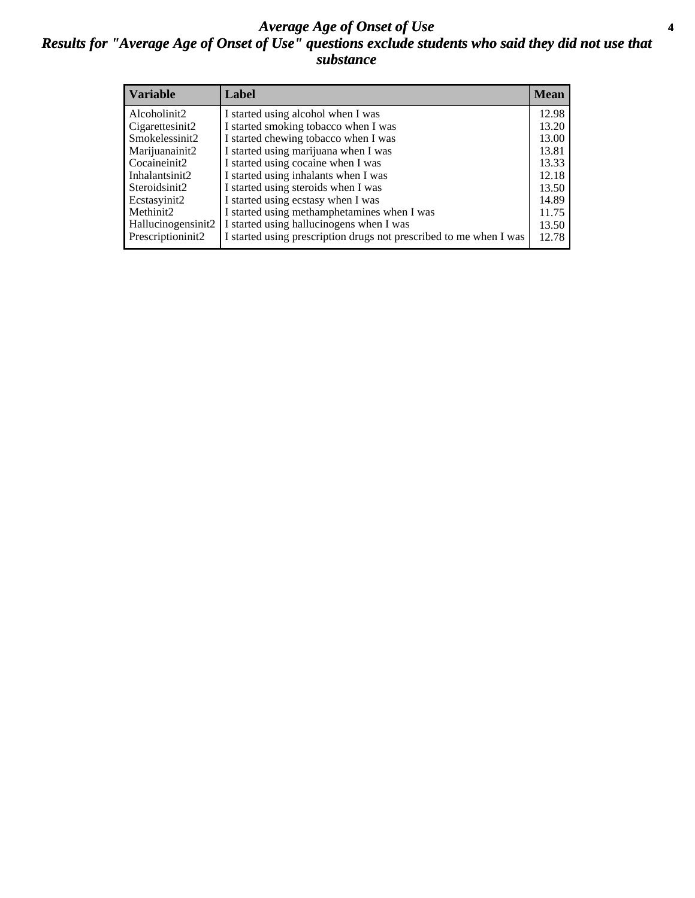# *Average Age of Onset of Use*

## *Results for "Average Age of Onset of Use" questions exclude students who said they did not use that substance*

| Variable | Label | Mean |
|---|---|---|
| Alcoholinit2 | I started using alcohol when I was | 12.98 |
| Cigarettesinit2 | I started smoking tobacco when I was | 13.20 |
| Smokelessinit2 | I started chewing tobacco when I was | 13.00 |
| Marijuanainit2 | I started using marijuana when I was | 13.81 |
| Cocaineinit2 | I started using cocaine when I was | 13.33 |
| Inhalantsinit2 | I started using inhalants when I was | 12.18 |
| Steroidsinit2 | I started using steroids when I was | 13.50 |
| Ecstasyinit2 | I started using ecstasy when I was | 14.89 |
| Methinit2 | I started using methamphetamines when I was | 11.75 |
| Hallucinogensinit2 | I started using hallucinogens when I was | 13.50 |
| Prescriptioninit2 | I started using prescription drugs not prescribed to me when I was | 12.78 |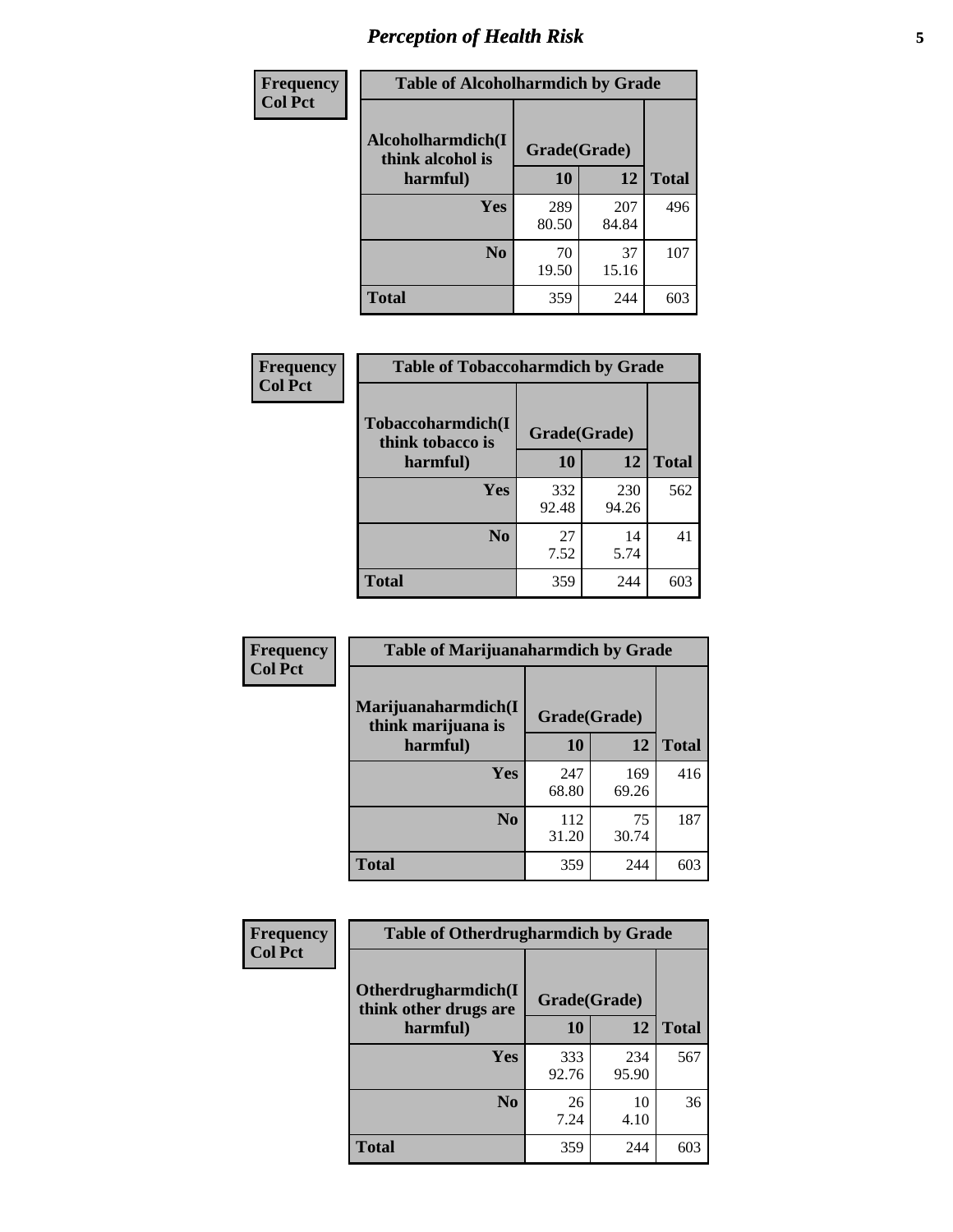| Frequency Col Pct | Table of Alcoholharmdich by Grade | | |
|---|---|---|---|
| Alcoholharmdich(I think alcohol is harmful) | Grade(Grade) | | |
| | 10 | 12 | Total |
| Yes | 289<br>80.50 | 207<br>84.84 | 496 |
| No | 70<br>19.50 | 37<br>15.16 | 107 |
| Total | 359 | 244 | 603 |

| Frequency Col Pct | Table of Tobaccoharmdich by Grade | | |
|---|---|---|---|
| Tobaccoharmdich(I think tobacco is harmful) | Grade(Grade) | | |
| | 10 | 12 | Total |
| Yes | 332<br>92.48 | 230<br>94.26 | 562 |
| No | 27<br>7.52 | 14<br>5.74 | 41 |
| Total | 359 | 244 | 603 |

| Frequency Col Pct | Table of Marijuanaharmdich by Grade | | |
|---|---|---|---|
| Marijuanaharmdich(I think marijuana is harmful) | Grade(Grade) | | |
| | 10 | 12 | Total |
| Yes | 247<br>68.80 | 169<br>69.26 | 416 |
| No | 112<br>31.20 | 75<br>30.74 | 187 |
| Total | 359 | 244 | 603 |

| Frequency Col Pct | Table of Otherdrugharmdich by Grade | | |
|---|---|---|---|
| Otherdrugharmdich(I think other drugs are harmful) | Grade(Grade) | | |
| | 10 | 12 | Total |
| Yes | 333<br>92.76 | 234<br>95.90 | 567 |
| No | 26<br>7.24 | 10<br>4.10 | 36 |
| Total | 359 | 244 | 603 |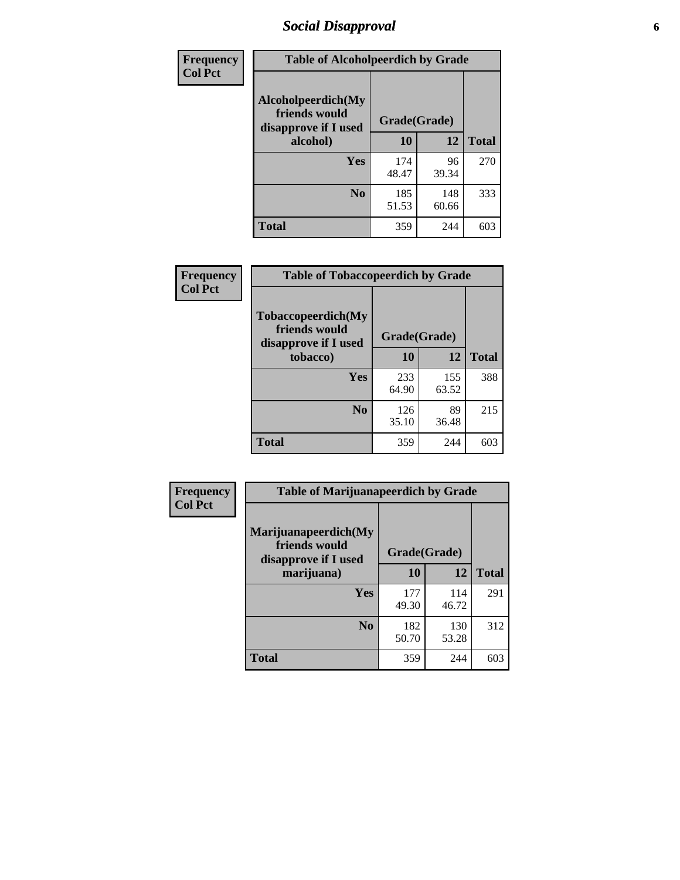# Social Disapproval

| Frequency<br>Col Pct | | | |
|---|---|---|---|

**Table of Alcoholpeerdich by Grade**

| Alcoholpeerdich(My friends would disapprove if I used alcohol) | Grade(Grade) | | Total |
|---|---|---|---|
| | 10 | 12 | |
| Yes | 174<br>48.47 | 96<br>39.34 | 270 |
| No | 185<br>51.53 | 148<br>60.66 | 333 |
| Total | 359 | 244 | 603 |

| Frequency<br>Col Pct | | | |
|---|---|---|---|

**Table of Tobaccopeerdich by Grade**

| Tobaccopeerdich(My friends would disapprove if I used tobacco) | Grade(Grade) | | Total |
|---|---|---|---|
| | 10 | 12 | |
| Yes | 233<br>64.90 | 155<br>63.52 | 388 |
| No | 126<br>35.10 | 89<br>36.48 | 215 |
| Total | 359 | 244 | 603 |

| Frequency<br>Col Pct | | | |
|---|---|---|---|

**Table of Marijuanapeerdich by Grade**

| Marijuanapeerdich(My friends would disapprove if I used marijuana) | Grade(Grade) | | Total |
|---|---|---|---|
| | 10 | 12 | |
| Yes | 177<br>49.30 | 114<br>46.72 | 291 |
| No | 182<br>50.70 | 130<br>53.28 | 312 |
| Total | 359 | 244 | 603 |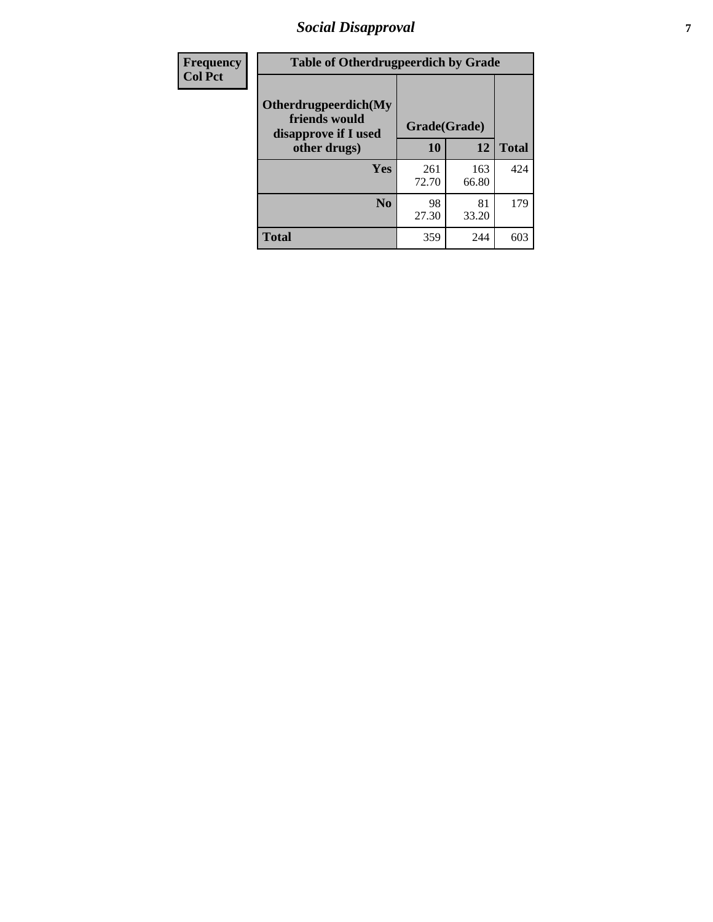| Frequency<br>Col Pct | Table of Otherdrugpeerdich by Grade | | |
|---|---|---|---|
| Otherdrugpeerdich(My friends would disapprove if I used other drugs) | Grade(Grade) | | |
| | 10 | 12 | Total |
| Yes | 261<br>72.70 | 163<br>66.80 | 424 |
| No | 98<br>27.30 | 81<br>33.20 | 179 |
| Total | 359 | 244 | 603 |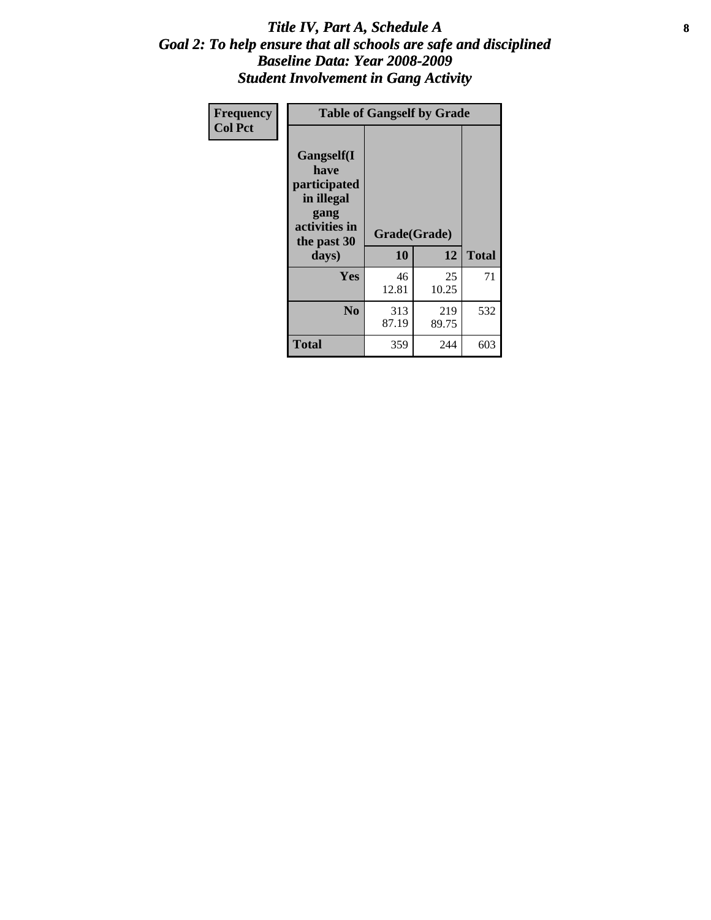# *Title IV, Part A, Schedule A*
## *Goal 2: To help ensure that all schools are safe and disciplined*
## *Baseline Data: Year 2008-2009*
## *Student Involvement in Gang Activity*

| Frequency<br>Col Pct | Table of Gangself by Grade | | |
|---|---|---|---|
| **Gangself(I have participated in illegal gang activities in the past 30 days)** | **Grade(Grade)** | | |
| | **10** | **12** | **Total** |
| **Yes** | 46<br>12.81 | 25<br>10.25 | 71 |
| **No** | 313<br>87.19 | 219<br>89.75 | 532 |
| **Total** | 359 | 244 | 603 |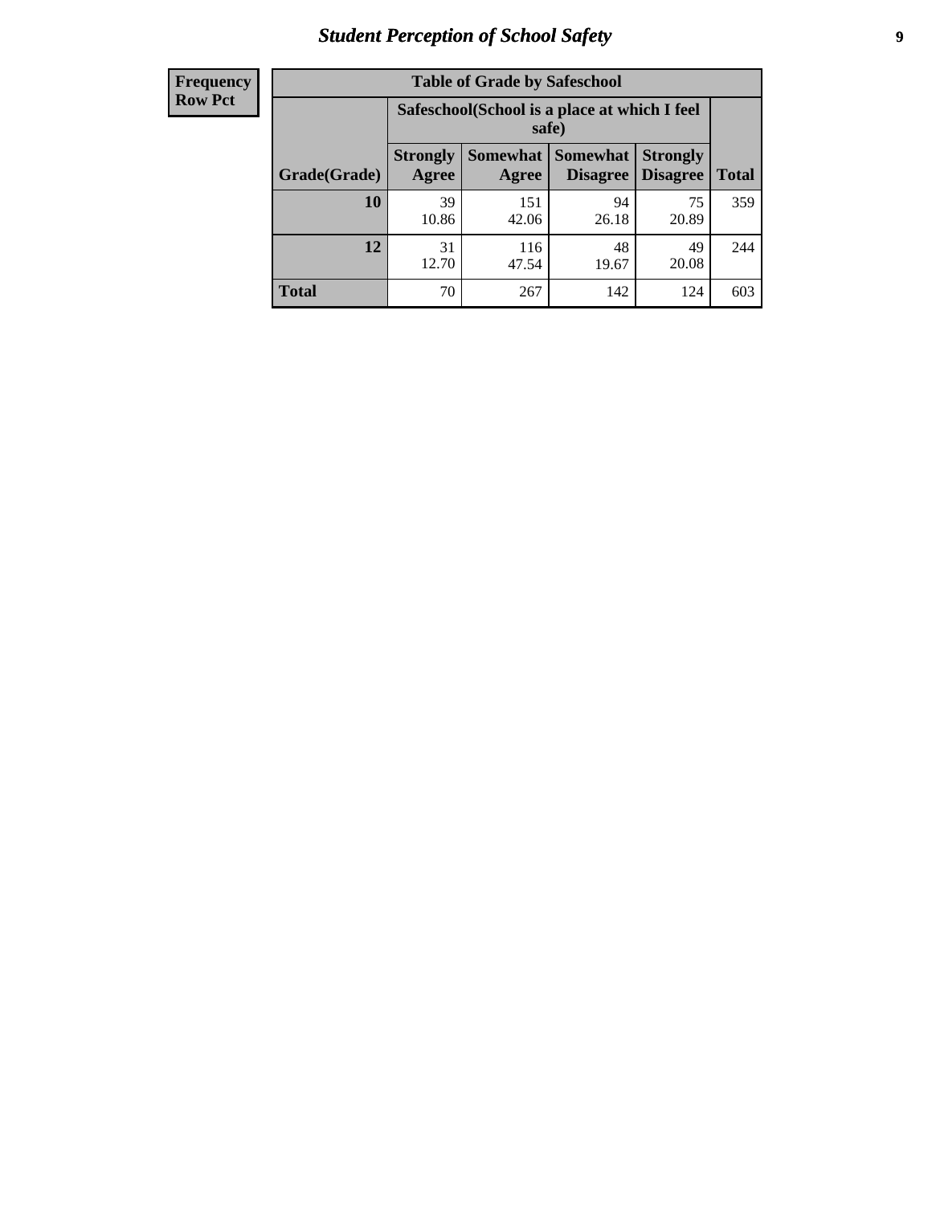| Frequency<br>Row Pct |
|---|

**Table of Grade by Safeschool**

| Grade(Grade) | Safeschool(School is a place at which I feel safe) | | | | Total |
|---|---|---|---|---|---|
| | Strongly Agree | Somewhat Agree | Somewhat Disagree | Strongly Disagree | |
| **10** | 39<br>10.86 | 151<br>42.06 | 94<br>26.18 | 75<br>20.89 | 359 |
| **12** | 31<br>12.70 | 116<br>47.54 | 48<br>19.67 | 49<br>20.08 | 244 |
| **Total** | 70 | 267 | 142 | 124 | 603 |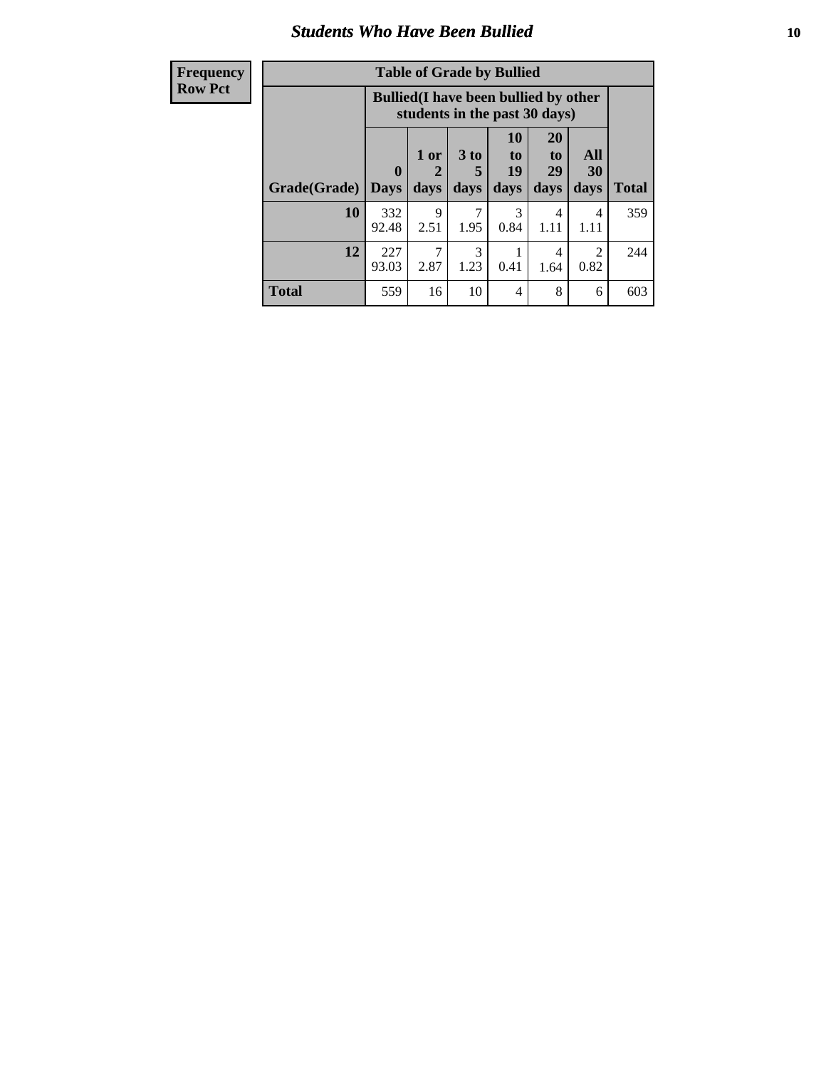# Students Who Have Been Bullied

| Frequency<br>Row Pct |
|---|

**Table of Grade by Bullied**

| Grade(Grade) | Bullied(I have been bullied by other students in the past 30 days) | | | | | | Total |
|---|---|---|---|---|---|---|---|
| | 0 Days | 1 or 2 days | 3 to 5 days | 10 to 19 days | 20 to 29 days | All 30 days | |
| **10** | 332<br>92.48 | 9<br>2.51 | 7<br>1.95 | 3<br>0.84 | 4<br>1.11 | 4<br>1.11 | 359 |
| **12** | 227<br>93.03 | 7<br>2.87 | 3<br>1.23 | 1<br>0.41 | 4<br>1.64 | 2<br>0.82 | 244 |
| **Total** | 559 | 16 | 10 | 4 | 8 | 6 | 603 |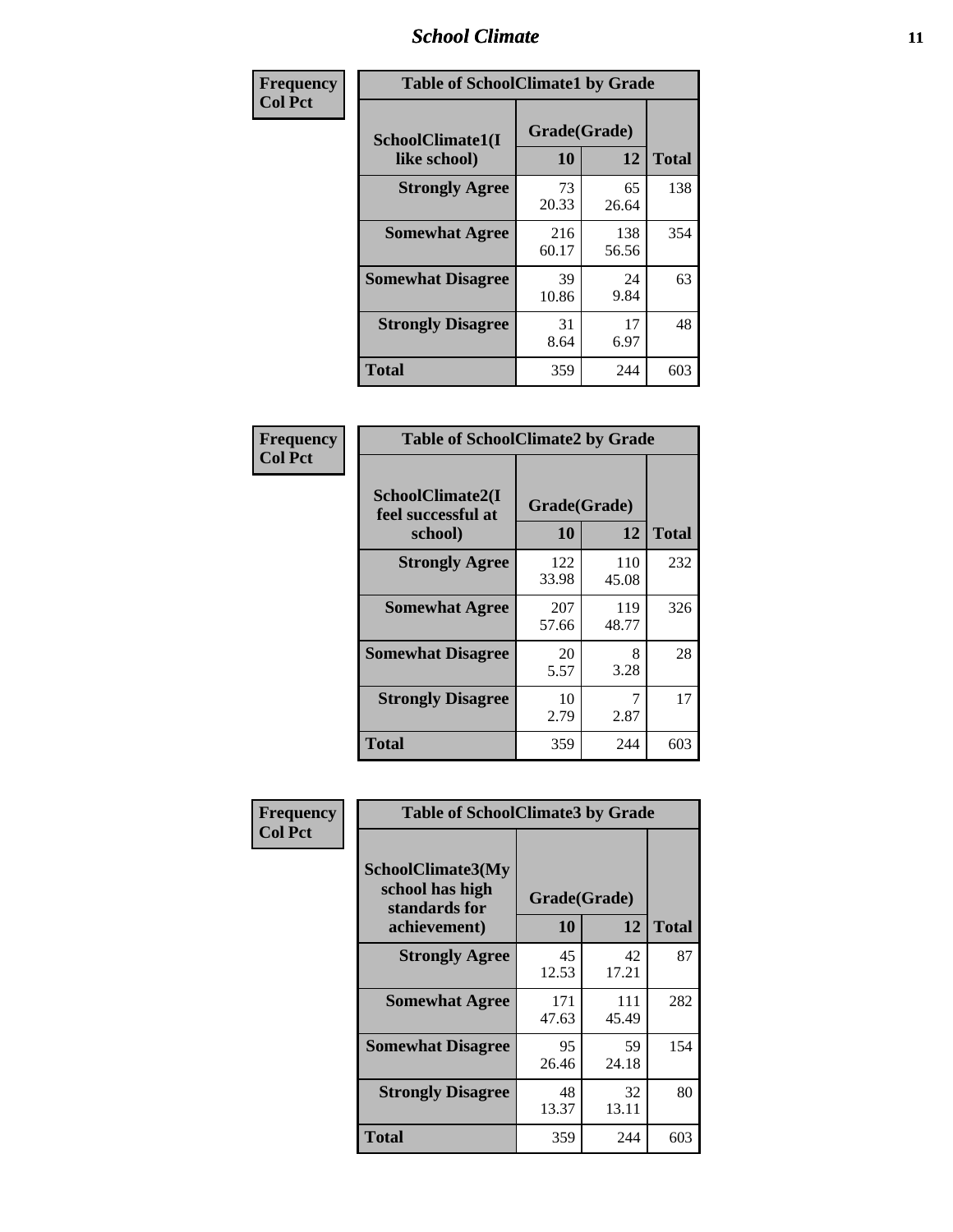| Frequency<br>Col Pct | | | |
|---|---|---|---|

**Table of SchoolClimate1 by Grade**

| SchoolClimate1(I like school) | Grade(Grade) 10 | 12 | Total |
|---|---|---|---|
| Strongly Agree | 73<br>20.33 | 65<br>26.64 | 138 |
| Somewhat Agree | 216<br>60.17 | 138<br>56.56 | 354 |
| Somewhat Disagree | 39<br>10.86 | 24<br>9.84 | 63 |
| Strongly Disagree | 31<br>8.64 | 17<br>6.97 | 48 |
| Total | 359 | 244 | 603 |

| Frequency<br>Col Pct | | | |
|---|---|---|---|

**Table of SchoolClimate2 by Grade**

| SchoolClimate2(I feel successful at school) | Grade(Grade) 10 | 12 | Total |
|---|---|---|---|
| Strongly Agree | 122<br>33.98 | 110<br>45.08 | 232 |
| Somewhat Agree | 207<br>57.66 | 119<br>48.77 | 326 |
| Somewhat Disagree | 20<br>5.57 | 8<br>3.28 | 28 |
| Strongly Disagree | 10<br>2.79 | 7<br>2.87 | 17 |
| Total | 359 | 244 | 603 |

| Frequency<br>Col Pct | | | |
|---|---|---|---|

**Table of SchoolClimate3 by Grade**

| SchoolClimate3(My school has high standards for achievement) | Grade(Grade) 10 | 12 | Total |
|---|---|---|---|
| Strongly Agree | 45<br>12.53 | 42<br>17.21 | 87 |
| Somewhat Agree | 171<br>47.63 | 111<br>45.49 | 282 |
| Somewhat Disagree | 95<br>26.46 | 59<br>24.18 | 154 |
| Strongly Disagree | 48<br>13.37 | 32<br>13.11 | 80 |
| Total | 359 | 244 | 603 |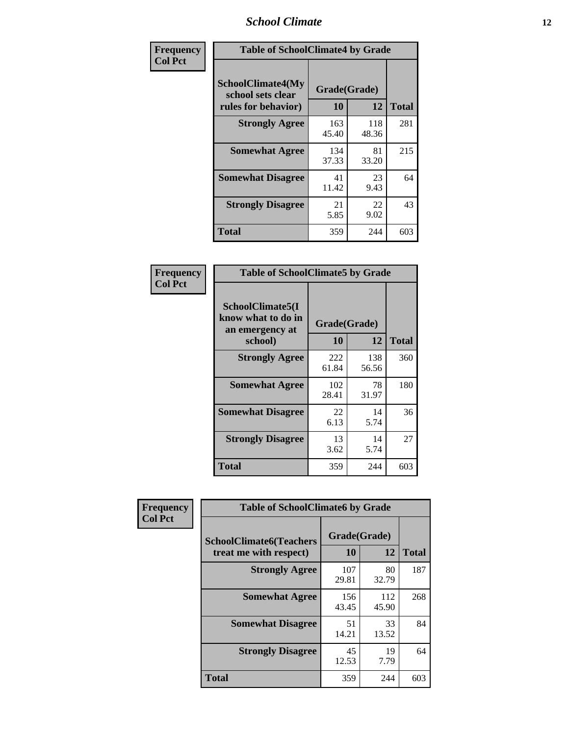| Frequency<br>Col Pct | Table of SchoolClimate4 by Grade | | |
|---|---|---|---|
| SchoolClimate4(My school sets clear rules for behavior) | Grade(Grade) | | |
| | 10 | 12 | Total |
| Strongly Agree | 163<br>45.40 | 118<br>48.36 | 281 |
| Somewhat Agree | 134<br>37.33 | 81<br>33.20 | 215 |
| Somewhat Disagree | 41<br>11.42 | 23<br>9.43 | 64 |
| Strongly Disagree | 21<br>5.85 | 22<br>9.02 | 43 |
| Total | 359 | 244 | 603 |

| Frequency<br>Col Pct | Table of SchoolClimate5 by Grade | | |
|---|---|---|---|
| SchoolClimate5(I know what to do in an emergency at school) | Grade(Grade) | | |
| | 10 | 12 | Total |
| Strongly Agree | 222<br>61.84 | 138<br>56.56 | 360 |
| Somewhat Agree | 102<br>28.41 | 78<br>31.97 | 180 |
| Somewhat Disagree | 22<br>6.13 | 14<br>5.74 | 36 |
| Strongly Disagree | 13<br>3.62 | 14<br>5.74 | 27 |
| Total | 359 | 244 | 603 |

| Frequency<br>Col Pct | Table of SchoolClimate6 by Grade | | |
|---|---|---|---|
| SchoolClimate6(Teachers treat me with respect) | Grade(Grade) | | |
| | 10 | 12 | Total |
| Strongly Agree | 107<br>29.81 | 80<br>32.79 | 187 |
| Somewhat Agree | 156<br>43.45 | 112<br>45.90 | 268 |
| Somewhat Disagree | 51<br>14.21 | 33<br>13.52 | 84 |
| Strongly Disagree | 45<br>12.53 | 19<br>7.79 | 64 |
| Total | 359 | 244 | 603 |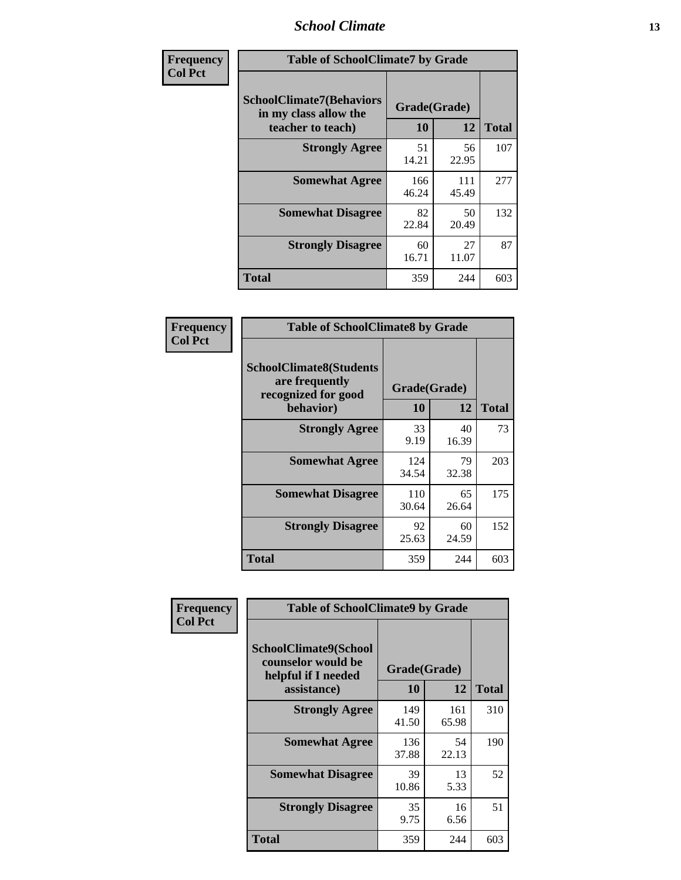| Frequency<br>Col Pct | Table of SchoolClimate7 by Grade | | |
|---|---|---|---|
| SchoolClimate7(Behaviors in my class allow the teacher to teach) | Grade(Grade) | | |
| | 10 | 12 | Total |
| Strongly Agree | 51<br>14.21 | 56<br>22.95 | 107 |
| Somewhat Agree | 166<br>46.24 | 111<br>45.49 | 277 |
| Somewhat Disagree | 82<br>22.84 | 50<br>20.49 | 132 |
| Strongly Disagree | 60<br>16.71 | 27<br>11.07 | 87 |
| Total | 359 | 244 | 603 |

| Frequency<br>Col Pct | Table of SchoolClimate8 by Grade | | |
|---|---|---|---|
| SchoolClimate8(Students are frequently recognized for good behavior) | Grade(Grade) | | |
| | 10 | 12 | Total |
| Strongly Agree | 33<br>9.19 | 40<br>16.39 | 73 |
| Somewhat Agree | 124<br>34.54 | 79<br>32.38 | 203 |
| Somewhat Disagree | 110<br>30.64 | 65<br>26.64 | 175 |
| Strongly Disagree | 92<br>25.63 | 60<br>24.59 | 152 |
| Total | 359 | 244 | 603 |

| Frequency<br>Col Pct | Table of SchoolClimate9 by Grade | | |
|---|---|---|---|
| SchoolClimate9(School counselor would be helpful if I needed assistance) | Grade(Grade) | | |
| | 10 | 12 | Total |
| Strongly Agree | 149<br>41.50 | 161<br>65.98 | 310 |
| Somewhat Agree | 136<br>37.88 | 54<br>22.13 | 190 |
| Somewhat Disagree | 39<br>10.86 | 13<br>5.33 | 52 |
| Strongly Disagree | 35<br>9.75 | 16<br>6.56 | 51 |
| Total | 359 | 244 | 603 |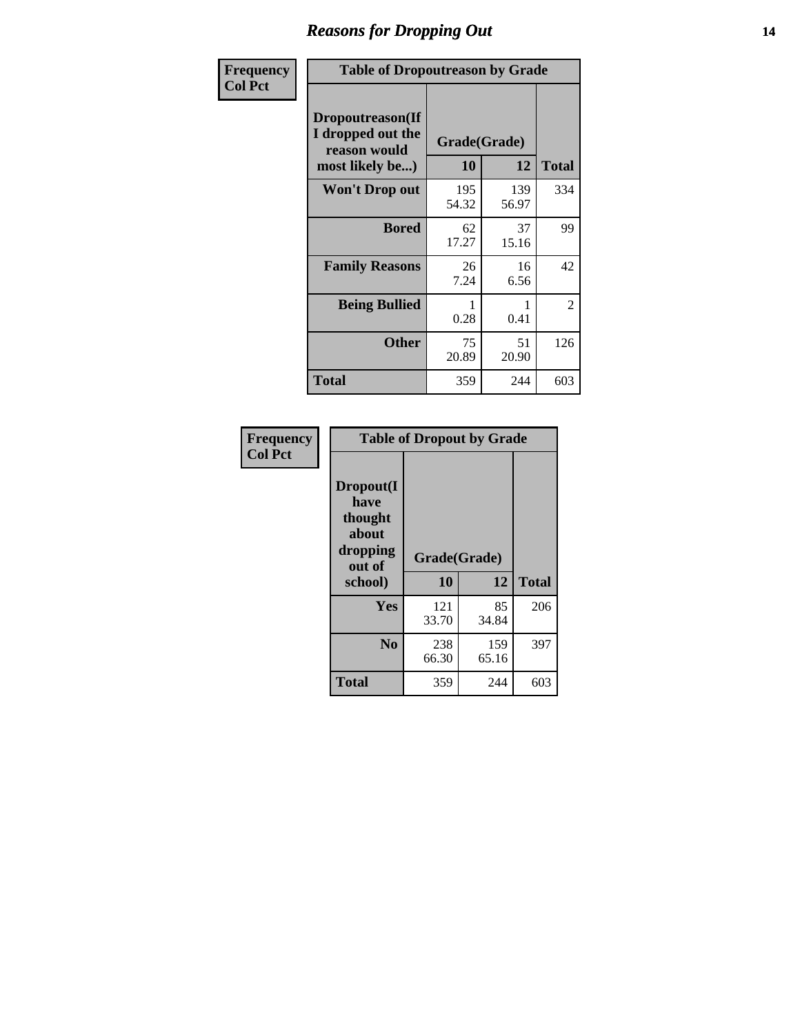# Reasons for Dropping Out

**Frequency**
**Col Pct**

| Table of Dropoutreason by Grade | | | |
|---|---|---|---|
| **Dropoutreason(If I dropped out the reason would most likely be...)** | **Grade(Grade)** | | |
| | **10** | **12** | **Total** |
| **Won't Drop out** | 195<br>54.32 | 139<br>56.97 | 334 |
| **Bored** | 62<br>17.27 | 37<br>15.16 | 99 |
| **Family Reasons** | 26<br>7.24 | 16<br>6.56 | 42 |
| **Being Bullied** | 1<br>0.28 | 1<br>0.41 | 2 |
| **Other** | 75<br>20.89 | 51<br>20.90 | 126 |
| **Total** | 359 | 244 | 603 |

**Frequency**
**Col Pct**

| Table of Dropout by Grade | | | |
|---|---|---|---|
| **Dropout(I have thought about dropping out of school)** | **Grade(Grade)** | | |
| | **10** | **12** | **Total** |
| **Yes** | 121<br>33.70 | 85<br>34.84 | 206 |
| **No** | 238<br>66.30 | 159<br>65.16 | 397 |
| **Total** | 359 | 244 | 603 |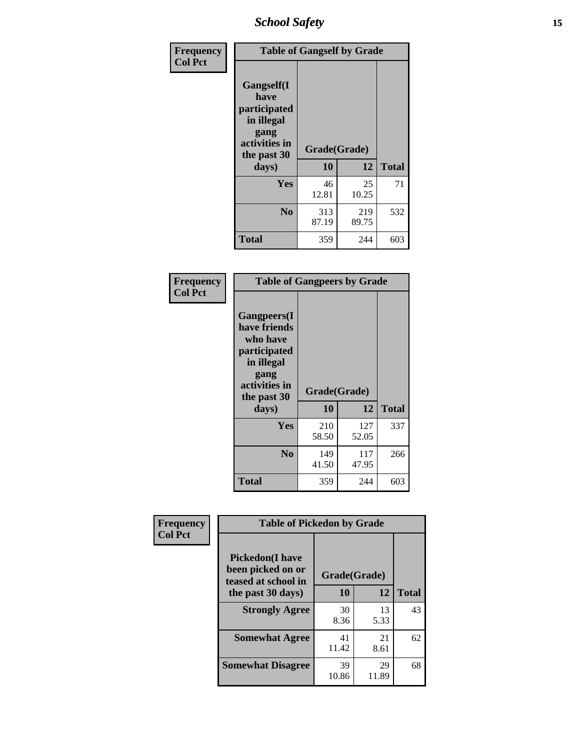| Frequency<br>Col Pct | Table of Gangself by Grade | | |
|---|---|---|---|
| Gangself(I have participated in illegal gang activities in the past 30 days) | Grade(Grade) | | |
| | 10 | 12 | Total |
| Yes | 46<br>12.81 | 25<br>10.25 | 71 |
| No | 313<br>87.19 | 219<br>89.75 | 532 |
| Total | 359 | 244 | 603 |

| Frequency<br>Col Pct | Table of Gangpeers by Grade | | |
|---|---|---|---|
| Gangpeers(I have friends who have participated in illegal gang activities in the past 30 days) | Grade(Grade) | | |
| | 10 | 12 | Total |
| Yes | 210<br>58.50 | 127<br>52.05 | 337 |
| No | 149<br>41.50 | 117<br>47.95 | 266 |
| Total | 359 | 244 | 603 |

| Frequency<br>Col Pct | Table of Pickedon by Grade | | |
|---|---|---|---|
| Pickedon(I have been picked on or teased at school in the past 30 days) | Grade(Grade) | | |
| | 10 | 12 | Total |
| Strongly Agree | 30<br>8.36 | 13<br>5.33 | 43 |
| Somewhat Agree | 41<br>11.42 | 21<br>8.61 | 62 |
| Somewhat Disagree | 39<br>10.86 | 29<br>11.89 | 68 |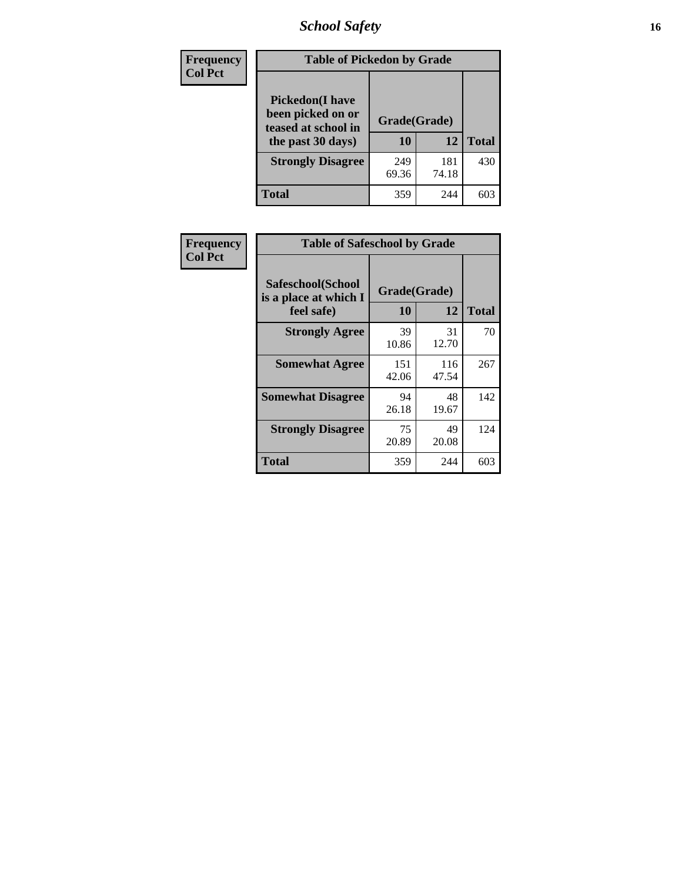Frequency
Col Pct

| Table of Pickedon by Grade | | | |
|---|---|---|---|
| Pickedon(I have been picked on or teased at school in the past 30 days) | Grade(Grade) | | |
| | 10 | 12 | Total |
| Strongly Disagree | 249<br>69.36 | 181<br>74.18 | 430 |
| Total | 359 | 244 | 603 |

Frequency
Col Pct

| Table of Safeschool by Grade | | | |
|---|---|---|---|
| Safeschool(School is a place at which I feel safe) | Grade(Grade) | | |
| | 10 | 12 | Total |
| Strongly Agree | 39<br>10.86 | 31<br>12.70 | 70 |
| Somewhat Agree | 151<br>42.06 | 116<br>47.54 | 267 |
| Somewhat Disagree | 94<br>26.18 | 48<br>19.67 | 142 |
| Strongly Disagree | 75<br>20.89 | 49<br>20.08 | 124 |
| Total | 359 | 244 | 603 |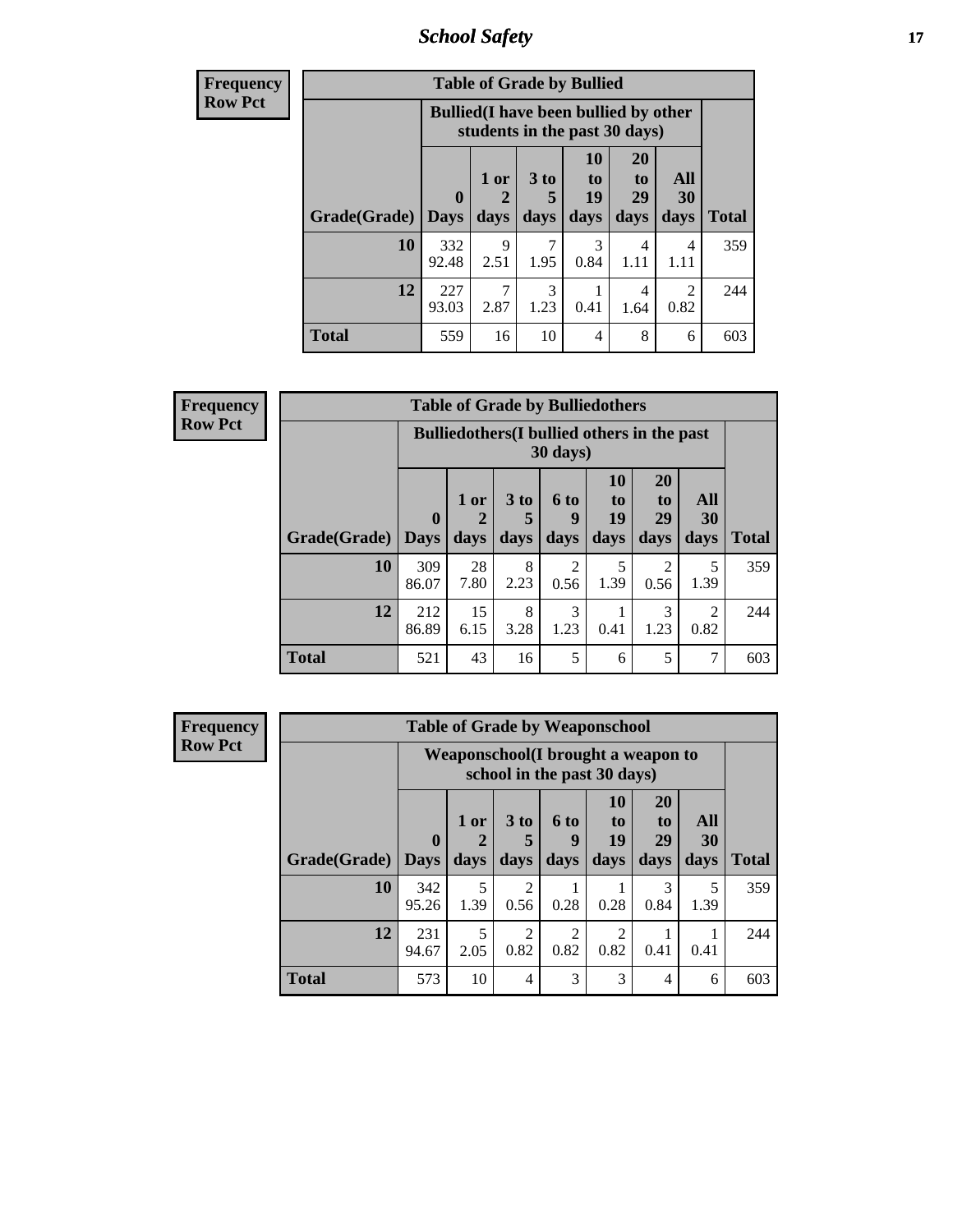**Frequency**
**Row Pct**

| Table of Grade by Bullied | | | | | | | |
|---|---|---|---|---|---|---|---|
| | Bullied(I have been bullied by other students in the past 30 days) | | | | | | |
| Grade(Grade) | 0 Days | 1 or 2 days | 3 to 5 days | 10 to 19 days | 20 to 29 days | All 30 days | Total |
| 10 | 332<br>92.48 | 9<br>2.51 | 7<br>1.95 | 3<br>0.84 | 4<br>1.11 | 4<br>1.11 | 359 |
| 12 | 227<br>93.03 | 7<br>2.87 | 3<br>1.23 | 1<br>0.41 | 4<br>1.64 | 2<br>0.82 | 244 |
| Total | 559 | 16 | 10 | 4 | 8 | 6 | 603 |

**Frequency**
**Row Pct**

| Table of Grade by Bulliedothers | | | | | | | | |
|---|---|---|---|---|---|---|---|---|
| | Bulliedothers(I bullied others in the past 30 days) | | | | | | | |
| Grade(Grade) | 0 Days | 1 or 2 days | 3 to 5 days | 6 to 9 days | 10 to 19 days | 20 to 29 days | All 30 days | Total |
| 10 | 309<br>86.07 | 28<br>7.80 | 8<br>2.23 | 2<br>0.56 | 5<br>1.39 | 2<br>0.56 | 5<br>1.39 | 359 |
| 12 | 212<br>86.89 | 15<br>6.15 | 8<br>3.28 | 3<br>1.23 | 1<br>0.41 | 3<br>1.23 | 2<br>0.82 | 244 |
| Total | 521 | 43 | 16 | 5 | 6 | 5 | 7 | 603 |

**Frequency**
**Row Pct**

| Table of Grade by Weaponschool | | | | | | | | |
|---|---|---|---|---|---|---|---|---|
| | Weaponschool(I brought a weapon to school in the past 30 days) | | | | | | | |
| Grade(Grade) | 0 Days | 1 or 2 days | 3 to 5 days | 6 to 9 days | 10 to 19 days | 20 to 29 days | All 30 days | Total |
| 10 | 342<br>95.26 | 5<br>1.39 | 2<br>0.56 | 1<br>0.28 | 1<br>0.28 | 3<br>0.84 | 5<br>1.39 | 359 |
| 12 | 231<br>94.67 | 5<br>2.05 | 2<br>0.82 | 2<br>0.82 | 2<br>0.82 | 1<br>0.41 | 1<br>0.41 | 244 |
| Total | 573 | 10 | 4 | 3 | 3 | 4 | 6 | 603 |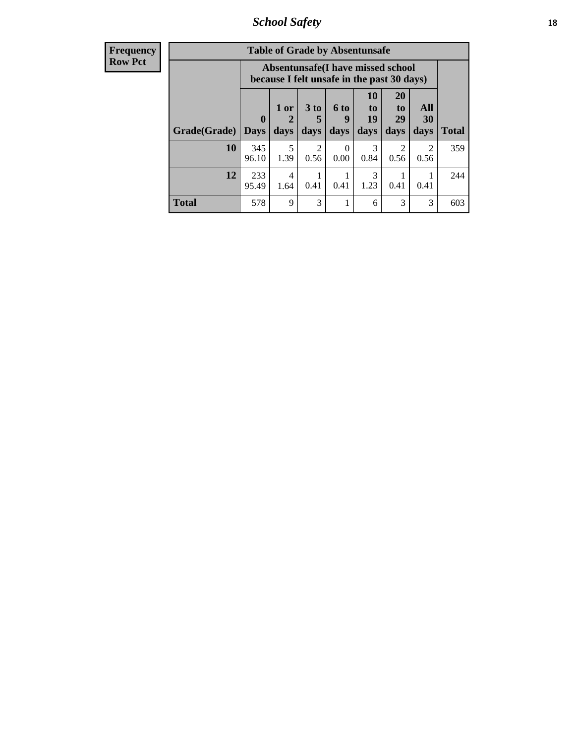| Frequency<br>Row Pct |
|---|

**Table of Grade by Absentunsafe**

| Grade(Grade) | Absentunsafe(I have missed school because I felt unsafe in the past 30 days) | | | | | | | Total |
|---|---|---|---|---|---|---|---|---|
| | 0 Days | 1 or 2 days | 3 to 5 days | 6 to 9 days | 10 to 19 days | 20 to 29 days | All 30 days | |
| 10 | 345<br>96.10 | 5<br>1.39 | 2<br>0.56 | 0<br>0.00 | 3<br>0.84 | 2<br>0.56 | 2<br>0.56 | 359 |
| 12 | 233<br>95.49 | 4<br>1.64 | 1<br>0.41 | 1<br>0.41 | 3<br>1.23 | 1<br>0.41 | 1<br>0.41 | 244 |
| Total | 578 | 9 | 3 | 1 | 6 | 3 | 3 | 603 |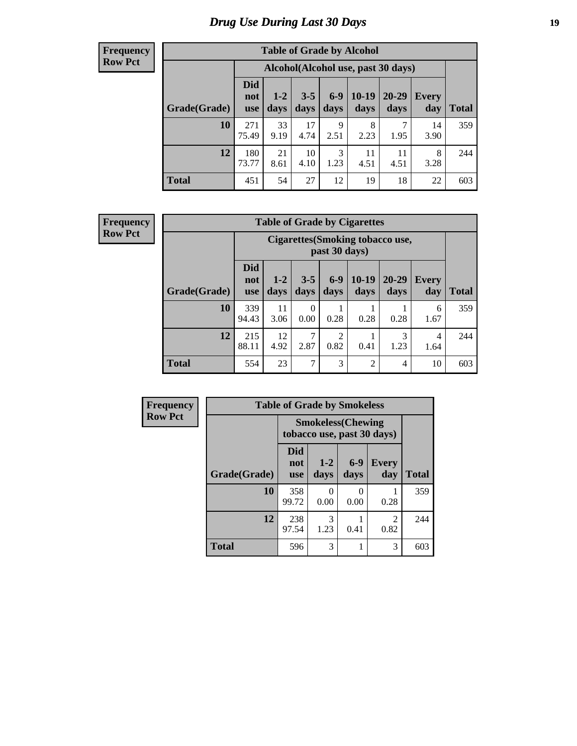# Drug Use During Last 30 Days

**Frequency**
**Row Pct**

| Table of Grade by Alcohol | | | | | | | | |
|---|---|---|---|---|---|---|---|---|
| | Alcohol(Alcohol use, past 30 days) | | | | | | | |
| Grade(Grade) | Did not use | 1-2 days | 3-5 days | 6-9 days | 10-19 days | 20-29 days | Every day | Total |
| **10** | 271<br>75.49 | 33<br>9.19 | 17<br>4.74 | 9<br>2.51 | 8<br>2.23 | 7<br>1.95 | 14<br>3.90 | 359 |
| **12** | 180<br>73.77 | 21<br>8.61 | 10<br>4.10 | 3<br>1.23 | 11<br>4.51 | 11<br>4.51 | 8<br>3.28 | 244 |
| **Total** | 451 | 54 | 27 | 12 | 19 | 18 | 22 | 603 |

**Frequency**
**Row Pct**

| Table of Grade by Cigarettes | | | | | | | | |
|---|---|---|---|---|---|---|---|---|
| | Cigarettes(Smoking tobacco use, past 30 days) | | | | | | | |
| Grade(Grade) | Did not use | 1-2 days | 3-5 days | 6-9 days | 10-19 days | 20-29 days | Every day | Total |
| **10** | 339<br>94.43 | 11<br>3.06 | 0<br>0.00 | 1<br>0.28 | 1<br>0.28 | 1<br>0.28 | 6<br>1.67 | 359 |
| **12** | 215<br>88.11 | 12<br>4.92 | 7<br>2.87 | 2<br>0.82 | 1<br>0.41 | 3<br>1.23 | 4<br>1.64 | 244 |
| **Total** | 554 | 23 | 7 | 3 | 2 | 4 | 10 | 603 |

**Frequency**
**Row Pct**

| Table of Grade by Smokeless | | | | | |
|---|---|---|---|---|---|
| | Smokeless(Chewing tobacco use, past 30 days) | | | | |
| Grade(Grade) | Did not use | 1-2 days | 6-9 days | Every day | Total |
| **10** | 358<br>99.72 | 0<br>0.00 | 0<br>0.00 | 1<br>0.28 | 359 |
| **12** | 238<br>97.54 | 3<br>1.23 | 1<br>0.41 | 2<br>0.82 | 244 |
| **Total** | 596 | 3 | 1 | 3 | 603 |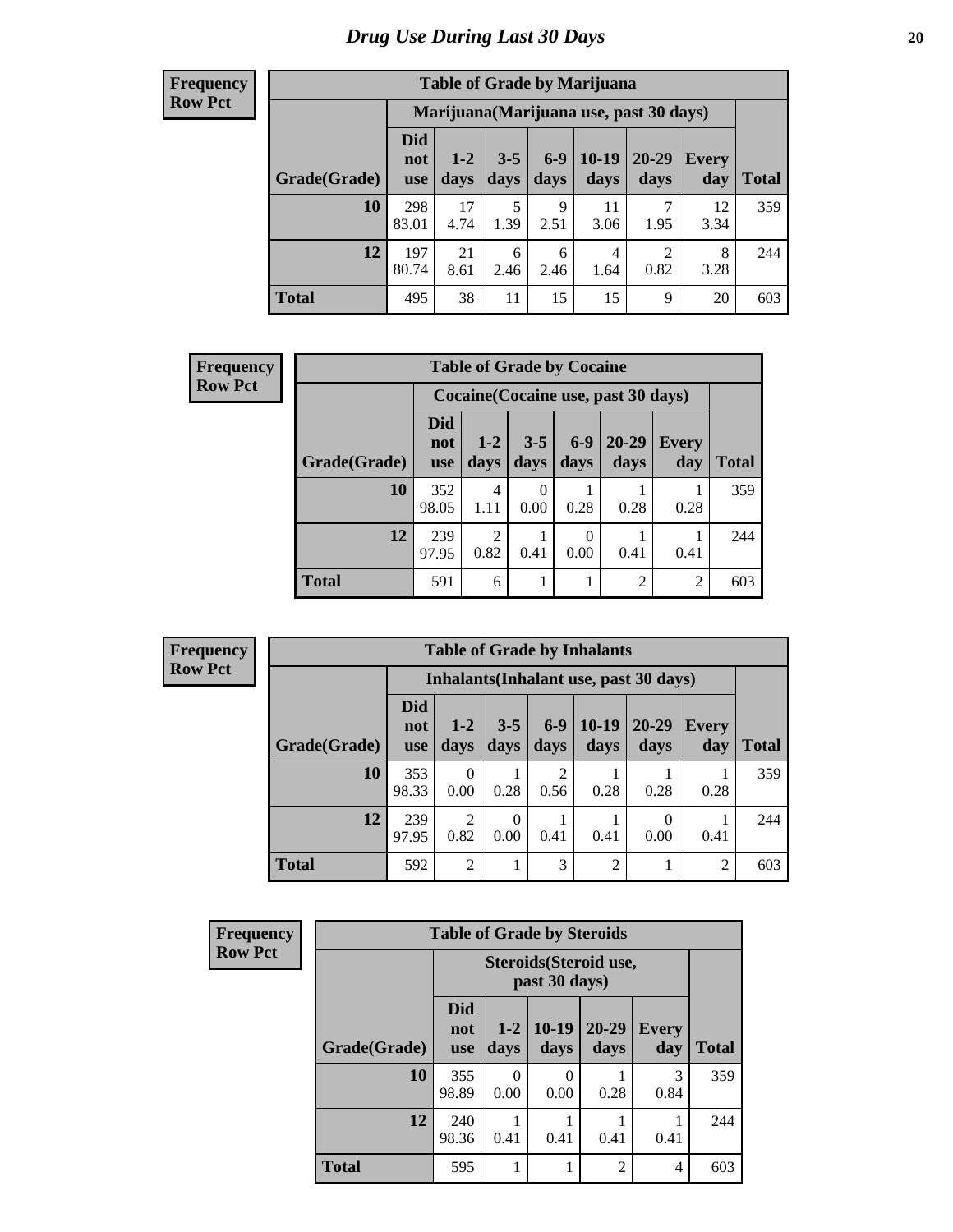# Drug Use During Last 30 Days

**Frequency**
**Row Pct**

| Table of Grade by Marijuana | | | | | | | | |
|---|---|---|---|---|---|---|---|---|
| | Marijuana(Marijuana use, past 30 days) | | | | | | | |
| Grade(Grade) | Did not use | 1-2 days | 3-5 days | 6-9 days | 10-19 days | 20-29 days | Every day | Total |
| 10 | 298<br>83.01 | 17<br>4.74 | 5<br>1.39 | 9<br>2.51 | 11<br>3.06 | 7<br>1.95 | 12<br>3.34 | 359 |
| 12 | 197<br>80.74 | 21<br>8.61 | 6<br>2.46 | 6<br>2.46 | 4<br>1.64 | 2<br>0.82 | 8<br>3.28 | 244 |
| Total | 495 | 38 | 11 | 15 | 15 | 9 | 20 | 603 |

**Frequency**
**Row Pct**

| Table of Grade by Cocaine | | | | | | | |
|---|---|---|---|---|---|---|---|
| | Cocaine(Cocaine use, past 30 days) | | | | | | |
| Grade(Grade) | Did not use | 1-2 days | 3-5 days | 6-9 days | 20-29 days | Every day | Total |
| 10 | 352<br>98.05 | 4<br>1.11 | 0<br>0.00 | 1<br>0.28 | 1<br>0.28 | 1<br>0.28 | 359 |
| 12 | 239<br>97.95 | 2<br>0.82 | 1<br>0.41 | 0<br>0.00 | 1<br>0.41 | 1<br>0.41 | 244 |
| Total | 591 | 6 | 1 | 1 | 2 | 2 | 603 |

**Frequency**
**Row Pct**

| Table of Grade by Inhalants | | | | | | | | |
|---|---|---|---|---|---|---|---|---|
| | Inhalants(Inhalant use, past 30 days) | | | | | | | |
| Grade(Grade) | Did not use | 1-2 days | 3-5 days | 6-9 days | 10-19 days | 20-29 days | Every day | Total |
| 10 | 353<br>98.33 | 0<br>0.00 | 1<br>0.28 | 2<br>0.56 | 1<br>0.28 | 1<br>0.28 | 1<br>0.28 | 359 |
| 12 | 239<br>97.95 | 2<br>0.82 | 0<br>0.00 | 1<br>0.41 | 1<br>0.41 | 0<br>0.00 | 1<br>0.41 | 244 |
| Total | 592 | 2 | 1 | 3 | 2 | 1 | 2 | 603 |

**Frequency**
**Row Pct**

| Table of Grade by Steroids | | | | | | |
|---|---|---|---|---|---|---|
| | Steroids(Steroid use, past 30 days) | | | | | |
| Grade(Grade) | Did not use | 1-2 days | 10-19 days | 20-29 days | Every day | Total |
| 10 | 355<br>98.89 | 0<br>0.00 | 0<br>0.00 | 1<br>0.28 | 3<br>0.84 | 359 |
| 12 | 240<br>98.36 | 1<br>0.41 | 1<br>0.41 | 1<br>0.41 | 1<br>0.41 | 244 |
| Total | 595 | 1 | 1 | 2 | 4 | 603 |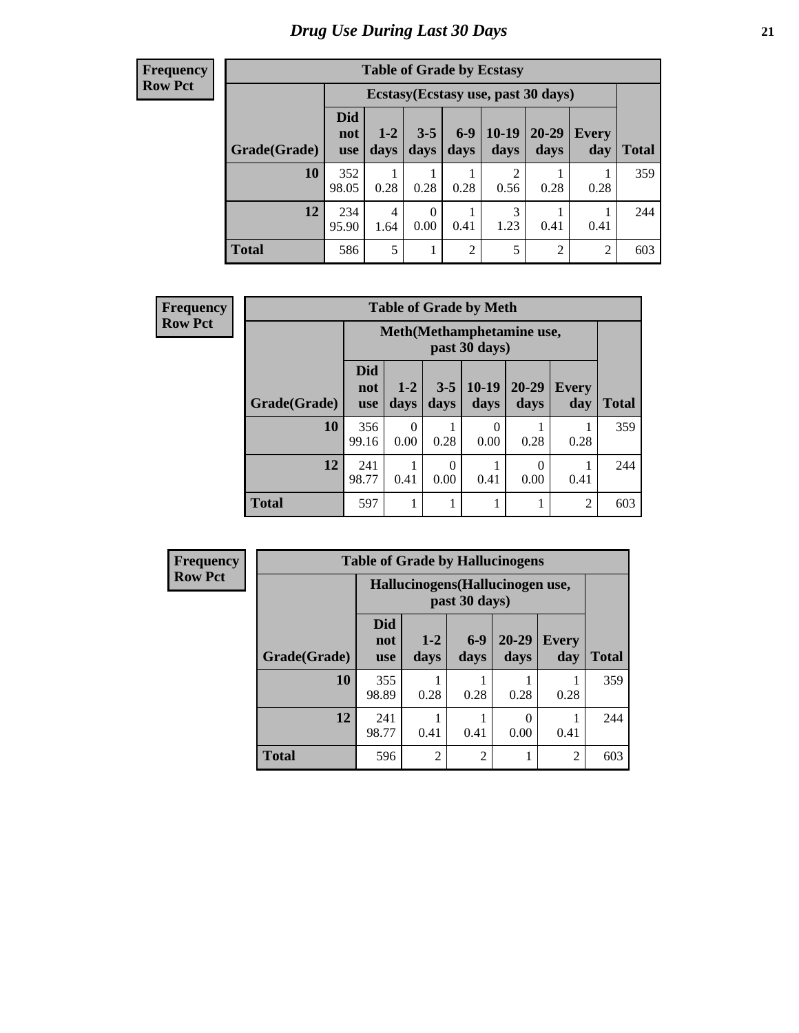# Drug Use During Last 30 Days

**Frequency**
**Row Pct**

| Table of Grade by Ecstasy | | | | | | | | |
|---|---|---|---|---|---|---|---|---|
| | Ecstasy(Ecstasy use, past 30 days) | | | | | | | |
| Grade(Grade) | Did not use | 1-2 days | 3-5 days | 6-9 days | 10-19 days | 20-29 days | Every day | Total |
| **10** | 352<br>98.05 | 1<br>0.28 | 1<br>0.28 | 1<br>0.28 | 2<br>0.56 | 1<br>0.28 | 1<br>0.28 | 359 |
| **12** | 234<br>95.90 | 4<br>1.64 | 0<br>0.00 | 1<br>0.41 | 3<br>1.23 | 1<br>0.41 | 1<br>0.41 | 244 |
| **Total** | 586 | 5 | 1 | 2 | 5 | 2 | 2 | 603 |

**Frequency**
**Row Pct**

| Table of Grade by Meth | | | | | | | |
|---|---|---|---|---|---|---|---|
| | Meth(Methamphetamine use, past 30 days) | | | | | | |
| Grade(Grade) | Did not use | 1-2 days | 3-5 days | 10-19 days | 20-29 days | Every day | Total |
| **10** | 356<br>99.16 | 0<br>0.00 | 1<br>0.28 | 0<br>0.00 | 1<br>0.28 | 1<br>0.28 | 359 |
| **12** | 241<br>98.77 | 1<br>0.41 | 0<br>0.00 | 1<br>0.41 | 0<br>0.00 | 1<br>0.41 | 244 |
| **Total** | 597 | 1 | 1 | 1 | 1 | 2 | 603 |

**Frequency**
**Row Pct**

| Table of Grade by Hallucinogens | | | | | | |
|---|---|---|---|---|---|---|
| | Hallucinogens(Hallucinogen use, past 30 days) | | | | | |
| Grade(Grade) | Did not use | 1-2 days | 6-9 days | 20-29 days | Every day | Total |
| **10** | 355<br>98.89 | 1<br>0.28 | 1<br>0.28 | 1<br>0.28 | 1<br>0.28 | 359 |
| **12** | 241<br>98.77 | 1<br>0.41 | 1<br>0.41 | 0<br>0.00 | 1<br>0.41 | 244 |
| **Total** | 596 | 2 | 2 | 1 | 2 | 603 |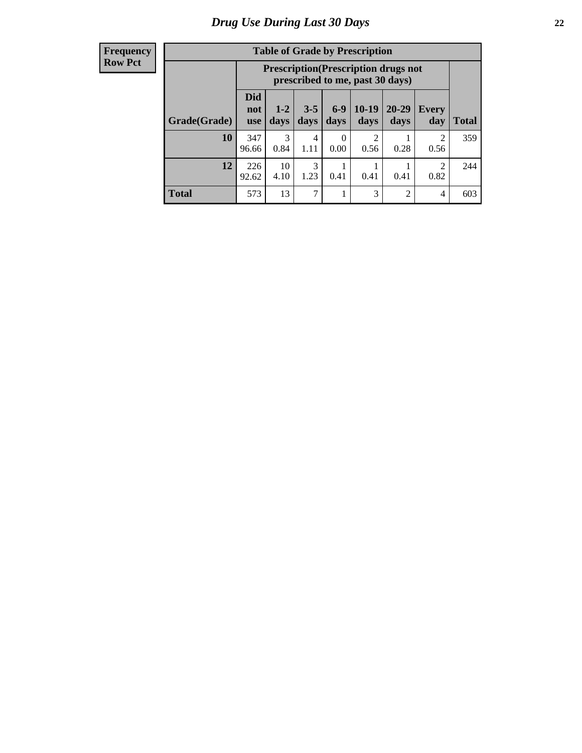## Drug Use During Last 30 Days

| Frequency<br>Row Pct |
|---|

**Table of Grade by Prescription**

| | Prescription(Prescription drugs not prescribed to me, past 30 days) | | | | | | | |
|---|---|---|---|---|---|---|---|---|
| Grade(Grade) | Did not use | 1-2 days | 3-5 days | 6-9 days | 10-19 days | 20-29 days | Every day | Total |
| 10 | 347<br>96.66 | 3<br>0.84 | 4<br>1.11 | 0<br>0.00 | 2<br>0.56 | 1<br>0.28 | 2<br>0.56 | 359 |
| 12 | 226<br>92.62 | 10<br>4.10 | 3<br>1.23 | 1<br>0.41 | 1<br>0.41 | 1<br>0.41 | 2<br>0.82 | 244 |
| Total | 573 | 13 | 7 | 1 | 3 | 2 | 4 | 603 |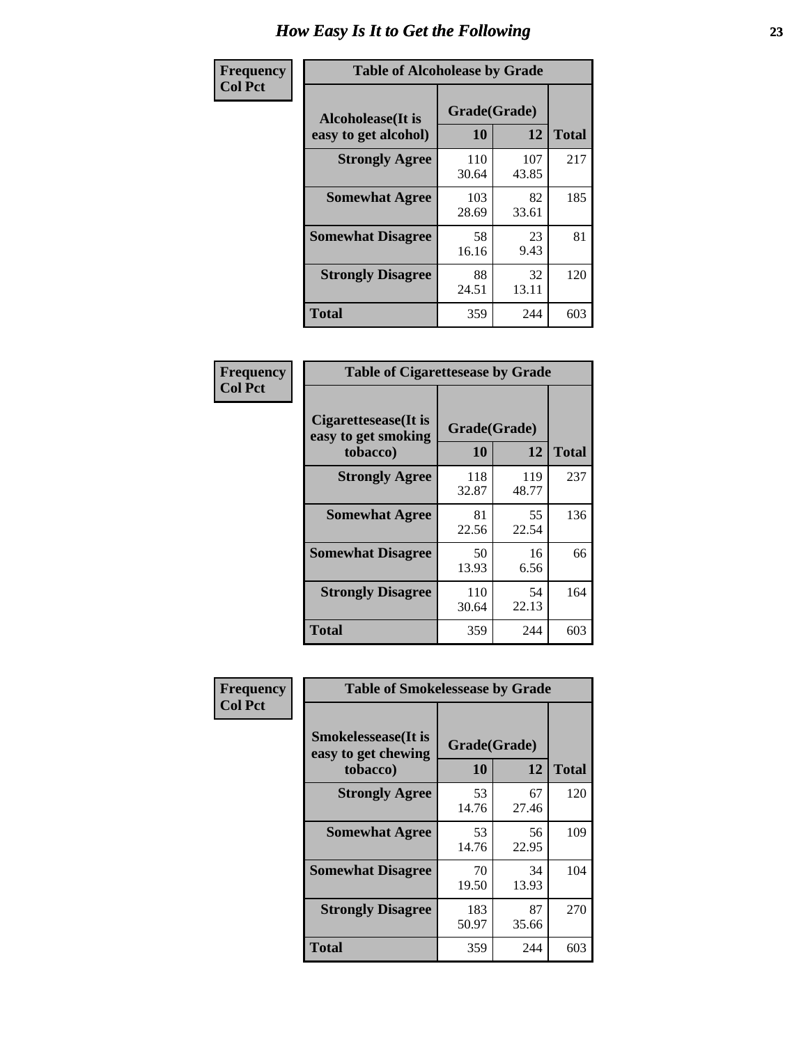# How Easy Is It to Get the Following

**Frequency**
**Col Pct**

**Table of Alcoholease by Grade**

| Alcoholease(It is easy to get alcohol) | Grade(Grade) 10 | 12 | Total |
|---|---|---|---|
| **Strongly Agree** | 110<br>30.64 | 107<br>43.85 | 217 |
| **Somewhat Agree** | 103<br>28.69 | 82<br>33.61 | 185 |
| **Somewhat Disagree** | 58<br>16.16 | 23<br>9.43 | 81 |
| **Strongly Disagree** | 88<br>24.51 | 32<br>13.11 | 120 |
| **Total** | 359 | 244 | 603 |

**Frequency**
**Col Pct**

**Table of Cigarettesease by Grade**

| Cigarettesease(It is easy to get smoking tobacco) | Grade(Grade) 10 | 12 | Total |
|---|---|---|---|
| **Strongly Agree** | 118<br>32.87 | 119<br>48.77 | 237 |
| **Somewhat Agree** | 81<br>22.56 | 55<br>22.54 | 136 |
| **Somewhat Disagree** | 50<br>13.93 | 16<br>6.56 | 66 |
| **Strongly Disagree** | 110<br>30.64 | 54<br>22.13 | 164 |
| **Total** | 359 | 244 | 603 |

**Frequency**
**Col Pct**

**Table of Smokelessease by Grade**

| Smokelessease(It is easy to get chewing tobacco) | Grade(Grade) 10 | 12 | Total |
|---|---|---|---|
| **Strongly Agree** | 53<br>14.76 | 67<br>27.46 | 120 |
| **Somewhat Agree** | 53<br>14.76 | 56<br>22.95 | 109 |
| **Somewhat Disagree** | 70<br>19.50 | 34<br>13.93 | 104 |
| **Strongly Disagree** | 183<br>50.97 | 87<br>35.66 | 270 |
| **Total** | 359 | 244 | 603 |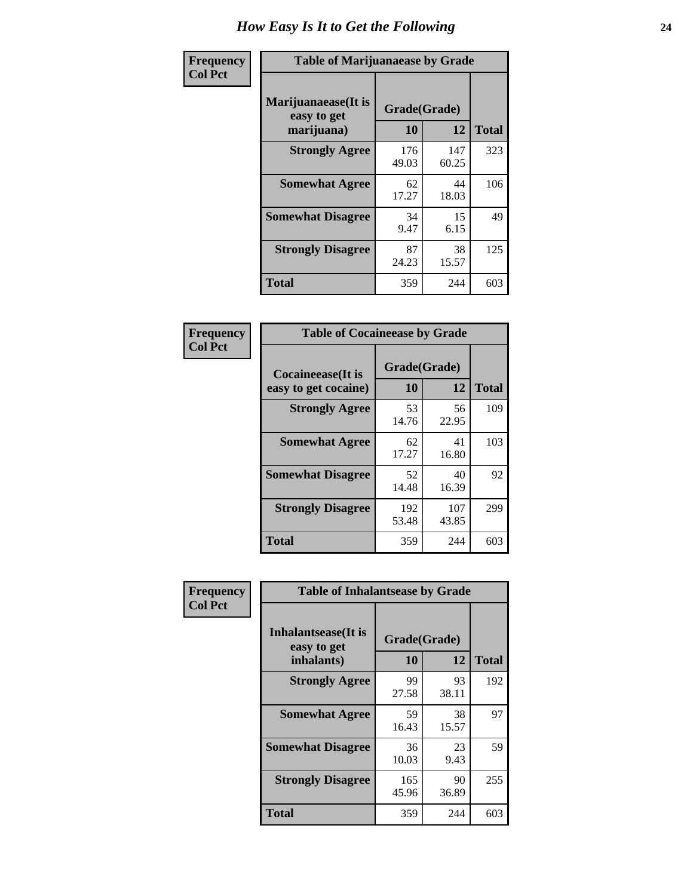# How Easy Is It to Get the Following

**Frequency**
**Col Pct**

**Table of Marijuanaease by Grade**

| Marijuanaease(It is easy to get marijuana) | Grade(Grade) | | Total |
|---|---|---|---|
| | 10 | 12 | |
| **Strongly Agree** | 176<br>49.03 | 147<br>60.25 | 323 |
| **Somewhat Agree** | 62<br>17.27 | 44<br>18.03 | 106 |
| **Somewhat Disagree** | 34<br>9.47 | 15<br>6.15 | 49 |
| **Strongly Disagree** | 87<br>24.23 | 38<br>15.57 | 125 |
| **Total** | 359 | 244 | 603 |

**Frequency**
**Col Pct**

**Table of Cocaineease by Grade**

| Cocaineease(It is easy to get cocaine) | Grade(Grade) | | Total |
|---|---|---|---|
| | 10 | 12 | |
| **Strongly Agree** | 53<br>14.76 | 56<br>22.95 | 109 |
| **Somewhat Agree** | 62<br>17.27 | 41<br>16.80 | 103 |
| **Somewhat Disagree** | 52<br>14.48 | 40<br>16.39 | 92 |
| **Strongly Disagree** | 192<br>53.48 | 107<br>43.85 | 299 |
| **Total** | 359 | 244 | 603 |

**Frequency**
**Col Pct**

**Table of Inhalantsease by Grade**

| Inhalantsease(It is easy to get inhalants) | Grade(Grade) | | Total |
|---|---|---|---|
| | 10 | 12 | |
| **Strongly Agree** | 99<br>27.58 | 93<br>38.11 | 192 |
| **Somewhat Agree** | 59<br>16.43 | 38<br>15.57 | 97 |
| **Somewhat Disagree** | 36<br>10.03 | 23<br>9.43 | 59 |
| **Strongly Disagree** | 165<br>45.96 | 90<br>36.89 | 255 |
| **Total** | 359 | 244 | 603 |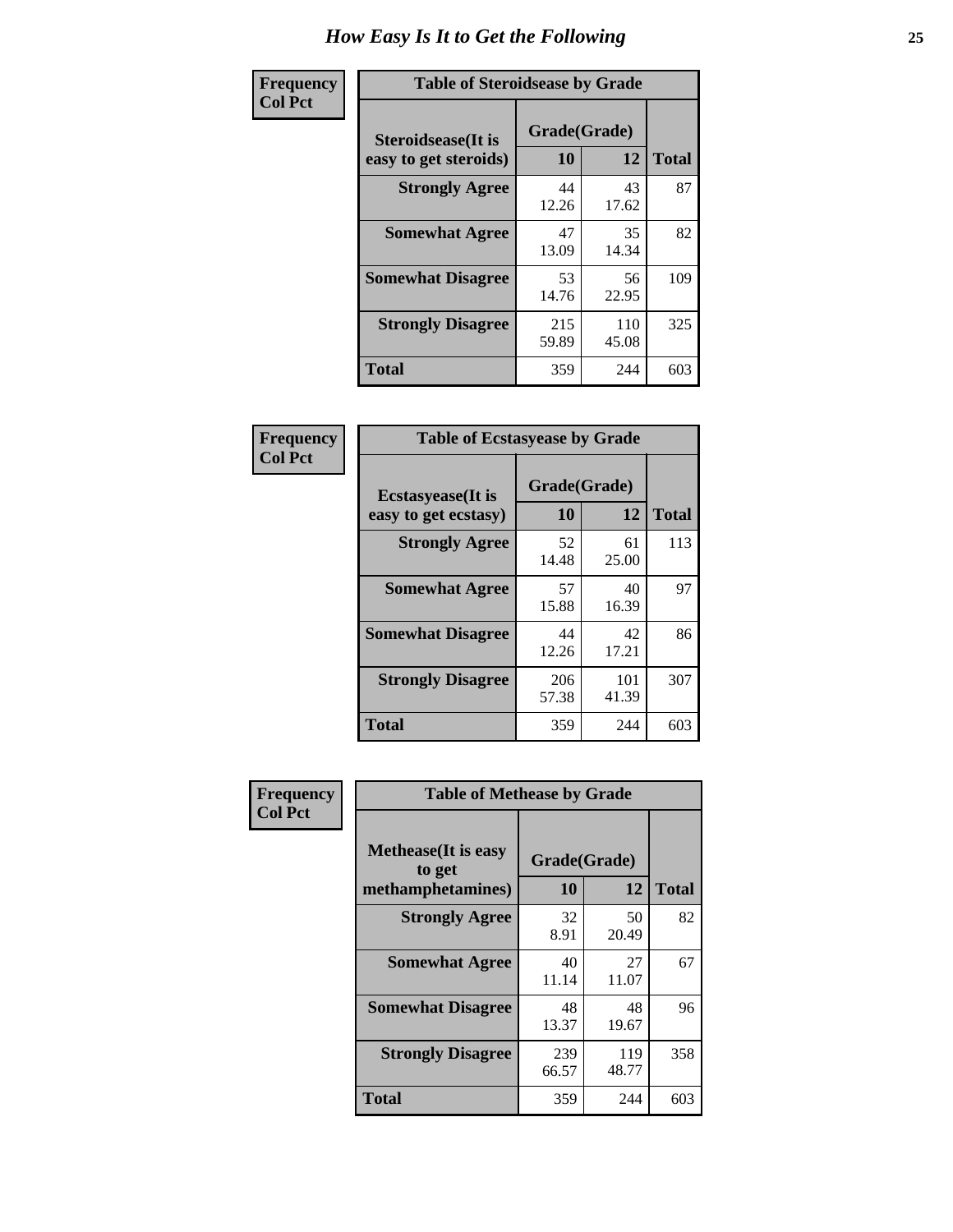# How Easy Is It to Get the Following

**Frequency**
**Col Pct**

**Table of Steroidsease by Grade**

| Steroidsease(It is easy to get steroids) | Grade(Grade) | | Total |
|---|---|---|---|
| | 10 | 12 | |
| Strongly Agree | 44<br>12.26 | 43<br>17.62 | 87 |
| Somewhat Agree | 47<br>13.09 | 35<br>14.34 | 82 |
| Somewhat Disagree | 53<br>14.76 | 56<br>22.95 | 109 |
| Strongly Disagree | 215<br>59.89 | 110<br>45.08 | 325 |
| Total | 359 | 244 | 603 |

**Frequency**
**Col Pct**

**Table of Ecstasyease by Grade**

| Ecstasyease(It is easy to get ecstasy) | Grade(Grade) | | Total |
|---|---|---|---|
| | 10 | 12 | |
| Strongly Agree | 52<br>14.48 | 61<br>25.00 | 113 |
| Somewhat Agree | 57<br>15.88 | 40<br>16.39 | 97 |
| Somewhat Disagree | 44<br>12.26 | 42<br>17.21 | 86 |
| Strongly Disagree | 206<br>57.38 | 101<br>41.39 | 307 |
| Total | 359 | 244 | 603 |

**Frequency**
**Col Pct**

**Table of Methease by Grade**

| Methease(It is easy to get methamphetamines) | Grade(Grade) | | Total |
|---|---|---|---|
| | 10 | 12 | |
| Strongly Agree | 32<br>8.91 | 50<br>20.49 | 82 |
| Somewhat Agree | 40<br>11.14 | 27<br>11.07 | 67 |
| Somewhat Disagree | 48<br>13.37 | 48<br>19.67 | 96 |
| Strongly Disagree | 239<br>66.57 | 119<br>48.77 | 358 |
| Total | 359 | 244 | 603 |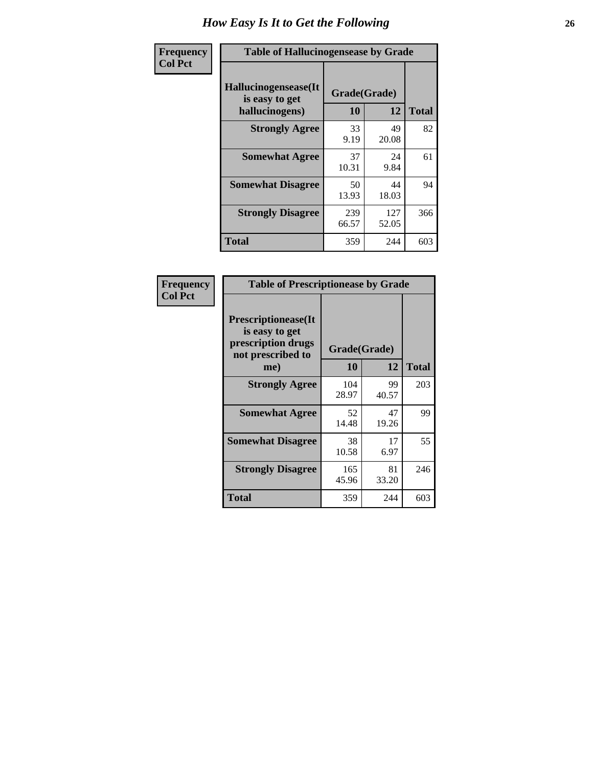# How Easy Is It to Get the Following

**Frequency**
**Col Pct**

| Table of Hallucinogensease by Grade | | | |
|---|---|---|---|
| **Hallucinogensease(It is easy to get hallucinogens)** | **Grade(Grade)** | | **Total** |
| | **10** | **12** | |
| **Strongly Agree** | 33<br>9.19 | 49<br>20.08 | 82 |
| **Somewhat Agree** | 37<br>10.31 | 24<br>9.84 | 61 |
| **Somewhat Disagree** | 50<br>13.93 | 44<br>18.03 | 94 |
| **Strongly Disagree** | 239<br>66.57 | 127<br>52.05 | 366 |
| **Total** | 359 | 244 | 603 |

**Frequency**
**Col Pct**

| Table of Prescriptionease by Grade | | | |
|---|---|---|---|
| **Prescriptionease(It is easy to get prescription drugs not prescribed to me)** | **Grade(Grade)** | | **Total** |
| | **10** | **12** | |
| **Strongly Agree** | 104<br>28.97 | 99<br>40.57 | 203 |
| **Somewhat Agree** | 52<br>14.48 | 47<br>19.26 | 99 |
| **Somewhat Disagree** | 38<br>10.58 | 17<br>6.97 | 55 |
| **Strongly Disagree** | 165<br>45.96 | 81<br>33.20 | 246 |
| **Total** | 359 | 244 | 603 |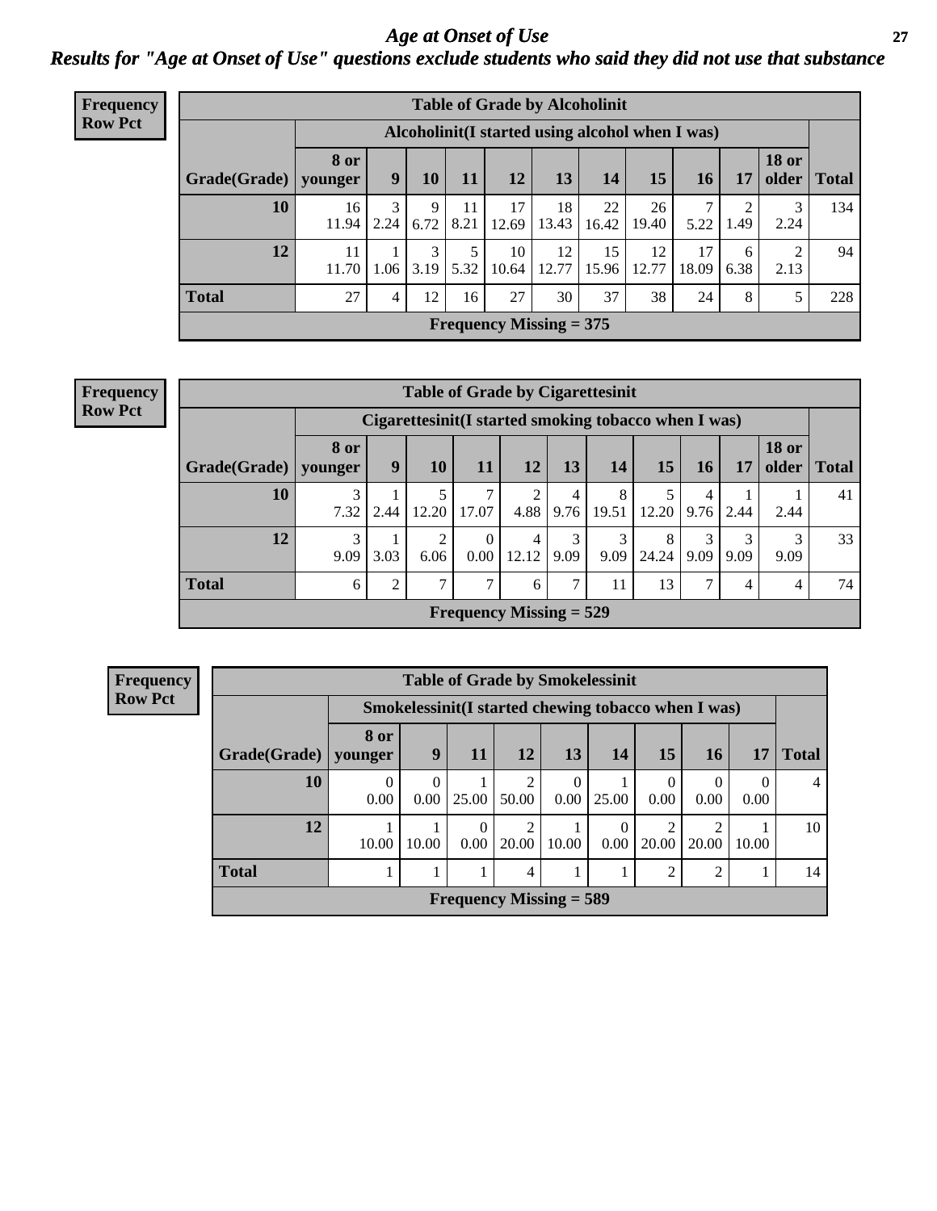# Age at Onset of Use

## Results for "Age at Onset of Use" questions exclude students who said they did not use that substance

**Frequency**
**Row Pct**

**Table of Grade by Alcoholinit**

| | Alcoholinit(I started using alcohol when I was) | | | | | | | | | | | |
|---|---|---|---|---|---|---|---|---|---|---|---|---|
| **Grade(Grade)** | **8 or younger** | **9** | **10** | **11** | **12** | **13** | **14** | **15** | **16** | **17** | **18 or older** | **Total** |
| **10** | 16<br>11.94 | 3<br>2.24 | 9<br>6.72 | 11<br>8.21 | 17<br>12.69 | 18<br>13.43 | 22<br>16.42 | 26<br>19.40 | 7<br>5.22 | 2<br>1.49 | 3<br>2.24 | 134 |
| **12** | 11<br>11.70 | 1<br>1.06 | 3<br>3.19 | 5<br>5.32 | 10<br>10.64 | 12<br>12.77 | 15<br>15.96 | 12<br>12.77 | 17<br>18.09 | 6<br>6.38 | 2<br>2.13 | 94 |
| **Total** | 27 | 4 | 12 | 16 | 27 | 30 | 37 | 38 | 24 | 8 | 5 | 228 |

**Frequency Missing = 375**

**Frequency**
**Row Pct**

**Table of Grade by Cigarettesinit**

| | Cigarettesinit(I started smoking tobacco when I was) | | | | | | | | | | | |
|---|---|---|---|---|---|---|---|---|---|---|---|---|
| **Grade(Grade)** | **8 or younger** | **9** | **10** | **11** | **12** | **13** | **14** | **15** | **16** | **17** | **18 or older** | **Total** |
| **10** | 3<br>7.32 | 1<br>2.44 | 5<br>12.20 | 7<br>17.07 | 2<br>4.88 | 4<br>9.76 | 8<br>19.51 | 5<br>12.20 | 4<br>9.76 | 1<br>2.44 | 1<br>2.44 | 41 |
| **12** | 3<br>9.09 | 1<br>3.03 | 2<br>6.06 | 0<br>0.00 | 4<br>12.12 | 3<br>9.09 | 3<br>9.09 | 8<br>24.24 | 3<br>9.09 | 3<br>9.09 | 3<br>9.09 | 33 |
| **Total** | 6 | 2 | 7 | 7 | 6 | 7 | 11 | 13 | 7 | 4 | 4 | 74 |

**Frequency Missing = 529**

**Frequency**
**Row Pct**

**Table of Grade by Smokelessinit**

| | Smokelessinit(I started chewing tobacco when I was) | | | | | | | | | |
|---|---|---|---|---|---|---|---|---|---|---|
| **Grade(Grade)** | **8 or younger** | **9** | **11** | **12** | **13** | **14** | **15** | **16** | **17** | **Total** |
| **10** | 0<br>0.00 | 0<br>0.00 | 1<br>25.00 | 2<br>50.00 | 0<br>0.00 | 1<br>25.00 | 0<br>0.00 | 0<br>0.00 | 0<br>0.00 | 4 |
| **12** | 1<br>10.00 | 1<br>10.00 | 0<br>0.00 | 2<br>20.00 | 1<br>10.00 | 0<br>0.00 | 2<br>20.00 | 2<br>20.00 | 1<br>10.00 | 10 |
| **Total** | 1 | 1 | 1 | 4 | 1 | 1 | 2 | 2 | 1 | 14 |

**Frequency Missing = 589**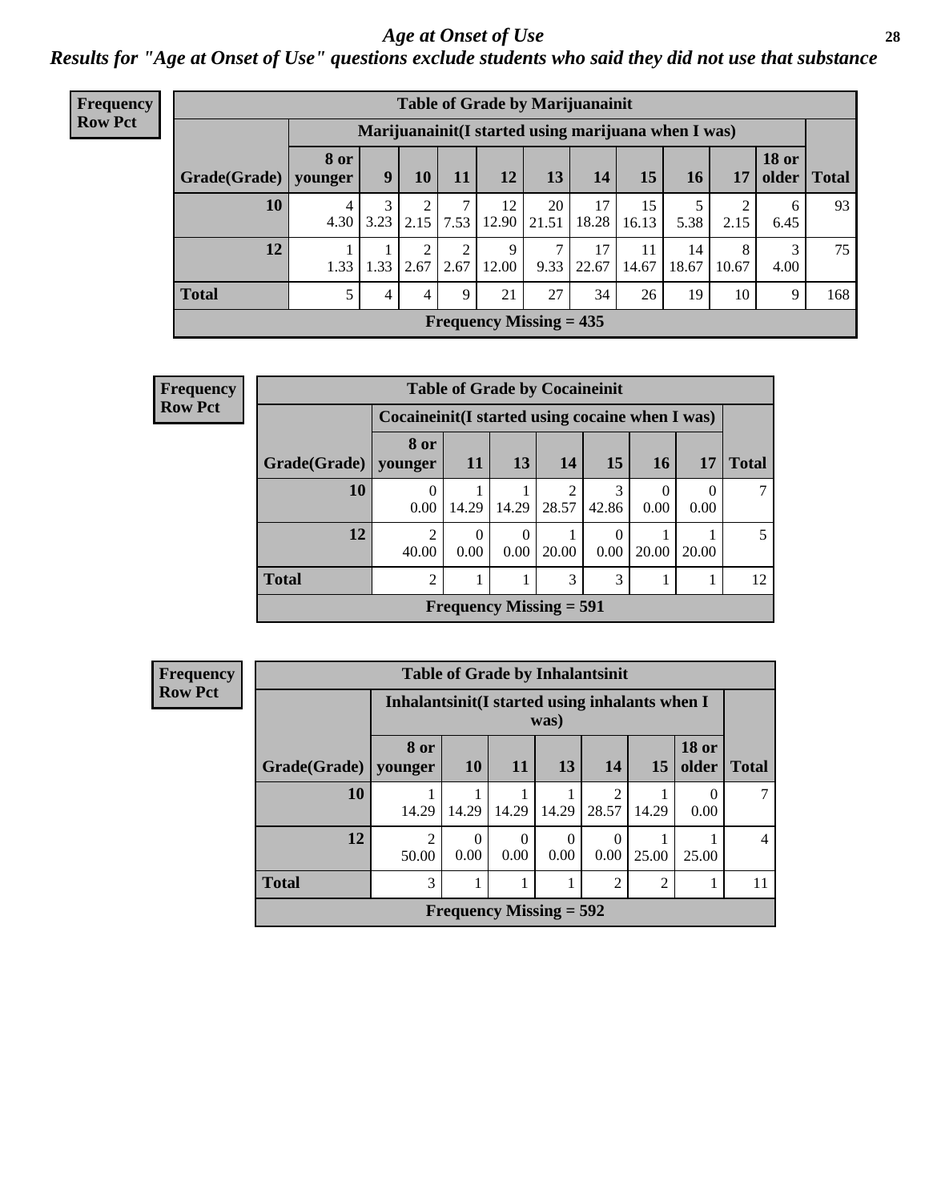# Age at Onset of Use

## Results for "Age at Onset of Use" questions exclude students who said they did not use that substance

**Frequency**
**Row Pct**

| Table of Grade by Marijuanainit | | | | | | | | | | | | |
|---|---|---|---|---|---|---|---|---|---|---|---|---|
| | Marijuanainit(I started using marijuana when I was) | | | | | | | | | | | |
| Grade(Grade) | 8 or younger | 9 | 10 | 11 | 12 | 13 | 14 | 15 | 16 | 17 | 18 or older | Total |
| 10 | 4<br>4.30 | 3<br>3.23 | 2<br>2.15 | 7<br>7.53 | 12<br>12.90 | 20<br>21.51 | 17<br>18.28 | 15<br>16.13 | 5<br>5.38 | 2<br>2.15 | 6<br>6.45 | 93 |
| 12 | 1<br>1.33 | 1<br>1.33 | 2<br>2.67 | 2<br>2.67 | 9<br>12.00 | 7<br>9.33 | 17<br>22.67 | 11<br>14.67 | 14<br>18.67 | 8<br>10.67 | 3<br>4.00 | 75 |
| Total | 5 | 4 | 4 | 9 | 21 | 27 | 34 | 26 | 19 | 10 | 9 | 168 |
| Frequency Missing = 435 | | | | | | | | | | | | |

**Frequency**
**Row Pct**

| Table of Grade by Cocaineinit | | | | | | | | |
|---|---|---|---|---|---|---|---|---|
| | Cocaineinit(I started using cocaine when I was) | | | | | | | |
| Grade(Grade) | 8 or younger | 11 | 13 | 14 | 15 | 16 | 17 | Total |
| 10 | 0<br>0.00 | 1<br>14.29 | 1<br>14.29 | 2<br>28.57 | 3<br>42.86 | 0<br>0.00 | 0<br>0.00 | 7 |
| 12 | 2<br>40.00 | 0<br>0.00 | 0<br>0.00 | 1<br>20.00 | 0<br>0.00 | 1<br>20.00 | 1<br>20.00 | 5 |
| Total | 2 | 1 | 1 | 3 | 3 | 1 | 1 | 12 |
| Frequency Missing = 591 | | | | | | | | |

**Frequency**
**Row Pct**

| Table of Grade by Inhalantsinit | | | | | | | | |
|---|---|---|---|---|---|---|---|---|
| | Inhalantsinit(I started using inhalants when I was) | | | | | | | |
| Grade(Grade) | 8 or younger | 10 | 11 | 13 | 14 | 15 | 18 or older | Total |
| 10 | 1<br>14.29 | 1<br>14.29 | 1<br>14.29 | 1<br>14.29 | 2<br>28.57 | 1<br>14.29 | 0<br>0.00 | 7 |
| 12 | 2<br>50.00 | 0<br>0.00 | 0<br>0.00 | 0<br>0.00 | 0<br>0.00 | 1<br>25.00 | 1<br>25.00 | 4 |
| Total | 3 | 1 | 1 | 1 | 2 | 2 | 1 | 11 |
| Frequency Missing = 592 | | | | | | | | |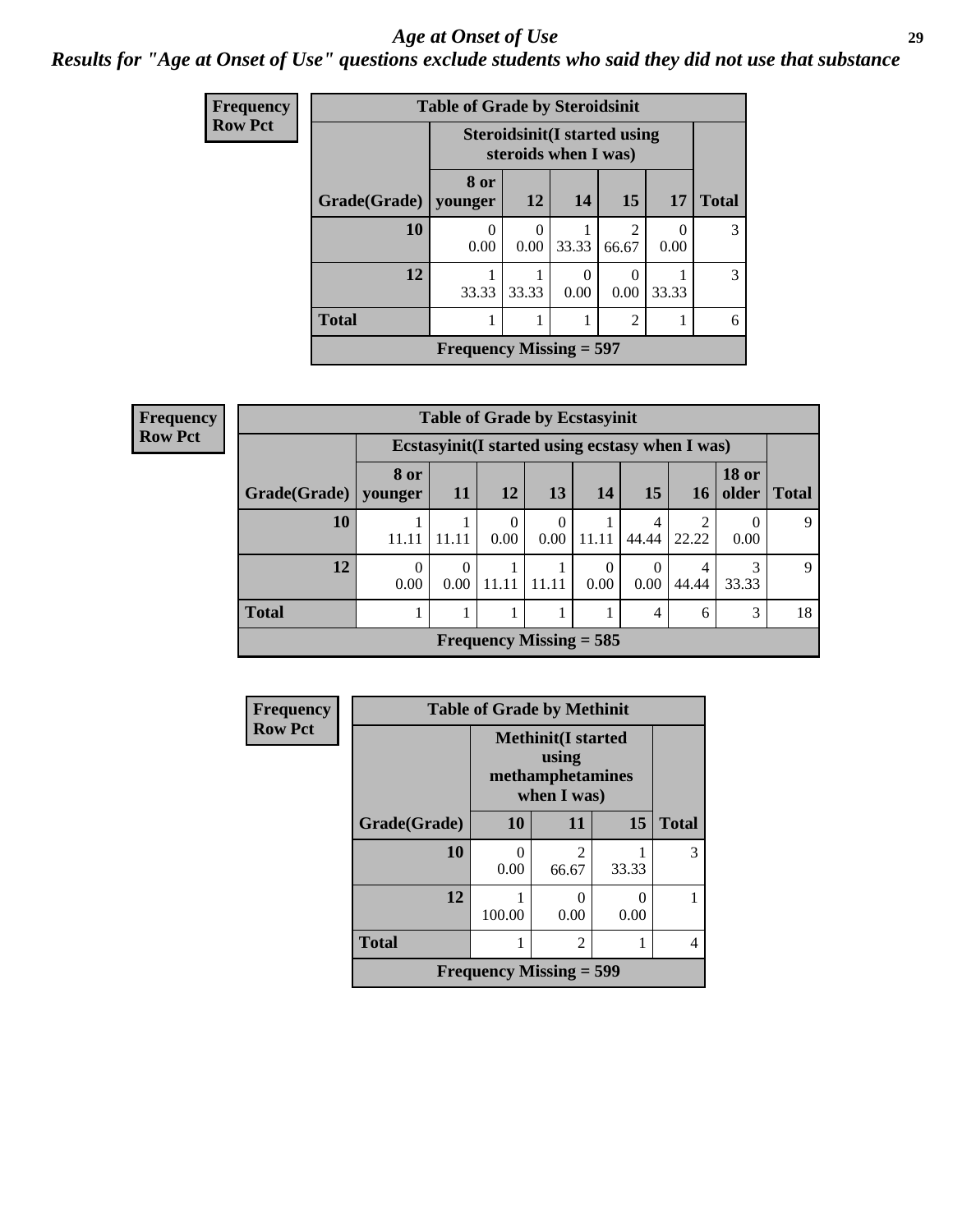# Age at Onset of Use

*Results for "Age at Onset of Use" questions exclude students who said they did not use that substance*

**Frequency**
**Row Pct**

| Table of Grade by Steroidsinit | | | | | | |
|---|---|---|---|---|---|---|
| | Steroidsinit(I started using steroids when I was) | | | | | |
| Grade(Grade) | 8 or younger | 12 | 14 | 15 | 17 | Total |
| 10 | 0<br>0.00 | 0<br>0.00 | 1<br>33.33 | 2<br>66.67 | 0<br>0.00 | 3 |
| 12 | 1<br>33.33 | 1<br>33.33 | 0<br>0.00 | 0<br>0.00 | 1<br>33.33 | 3 |
| Total | 1 | 1 | 1 | 2 | 1 | 6 |
| Frequency Missing = 597 | | | | | | |

**Frequency**
**Row Pct**

| Table of Grade by Ecstasyinit | | | | | | | | | |
|---|---|---|---|---|---|---|---|---|---|
| | Ecstasyinit(I started using ecstasy when I was) | | | | | | | | |
| Grade(Grade) | 8 or younger | 11 | 12 | 13 | 14 | 15 | 16 | 18 or older | Total |
| 10 | 1<br>11.11 | 1<br>11.11 | 0<br>0.00 | 0<br>0.00 | 1<br>11.11 | 4<br>44.44 | 2<br>22.22 | 0<br>0.00 | 9 |
| 12 | 0<br>0.00 | 0<br>0.00 | 1<br>11.11 | 1<br>11.11 | 0<br>0.00 | 0<br>0.00 | 4<br>44.44 | 3<br>33.33 | 9 |
| Total | 1 | 1 | 1 | 1 | 1 | 4 | 6 | 3 | 18 |
| Frequency Missing = 585 | | | | | | | | | |

**Frequency**
**Row Pct**

| Table of Grade by Methinit | | | | |
|---|---|---|---|---|
| | Methinit(I started using methamphetamines when I was) | | | |
| Grade(Grade) | 10 | 11 | 15 | Total |
| 10 | 0<br>0.00 | 2<br>66.67 | 1<br>33.33 | 3 |
| 12 | 1<br>100.00 | 0<br>0.00 | 0<br>0.00 | 1 |
| Total | 1 | 2 | 1 | 4 |
| Frequency Missing = 599 | | | | |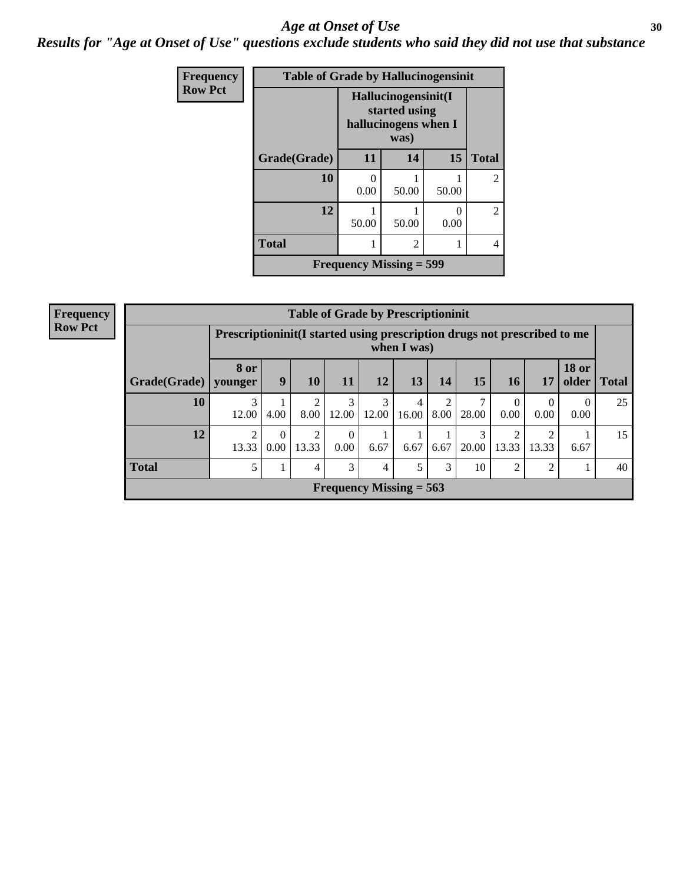# Age at Onset of Use

## Results for "Age at Onset of Use" questions exclude students who said they did not use that substance

**Frequency**
**Row Pct**

| Table of Grade by Hallucinogensinit | | | | |
|---|---|---|---|---|
| | Hallucinogensinit(I started using hallucinogens when I was) | | | |
| Grade(Grade) | 11 | 14 | 15 | Total |
| 10 | 0<br>0.00 | 1<br>50.00 | 1<br>50.00 | 2 |
| 12 | 1<br>50.00 | 1<br>50.00 | 0<br>0.00 | 2 |
| Total | 1 | 2 | 1 | 4 |
| Frequency Missing = 599 | | | | |

**Frequency**
**Row Pct**

| Table of Grade by Prescriptioninit | | | | | | | | | | | | |
|---|---|---|---|---|---|---|---|---|---|---|---|---|
| | Prescriptioninit(I started using prescription drugs not prescribed to me when I was) | | | | | | | | | | | |
| Grade(Grade) | 8 or younger | 9 | 10 | 11 | 12 | 13 | 14 | 15 | 16 | 17 | 18 or older | Total |
| 10 | 3<br>12.00 | 1<br>4.00 | 2<br>8.00 | 3<br>12.00 | 3<br>12.00 | 4<br>16.00 | 2<br>8.00 | 7<br>28.00 | 0<br>0.00 | 0<br>0.00 | 0<br>0.00 | 25 |
| 12 | 2<br>13.33 | 0<br>0.00 | 2<br>13.33 | 0<br>0.00 | 1<br>6.67 | 1<br>6.67 | 1<br>6.67 | 3<br>20.00 | 2<br>13.33 | 2<br>13.33 | 1<br>6.67 | 15 |
| Total | 5 | 1 | 4 | 3 | 4 | 5 | 3 | 10 | 2 | 2 | 1 | 40 |
| Frequency Missing = 563 | | | | | | | | | | | | |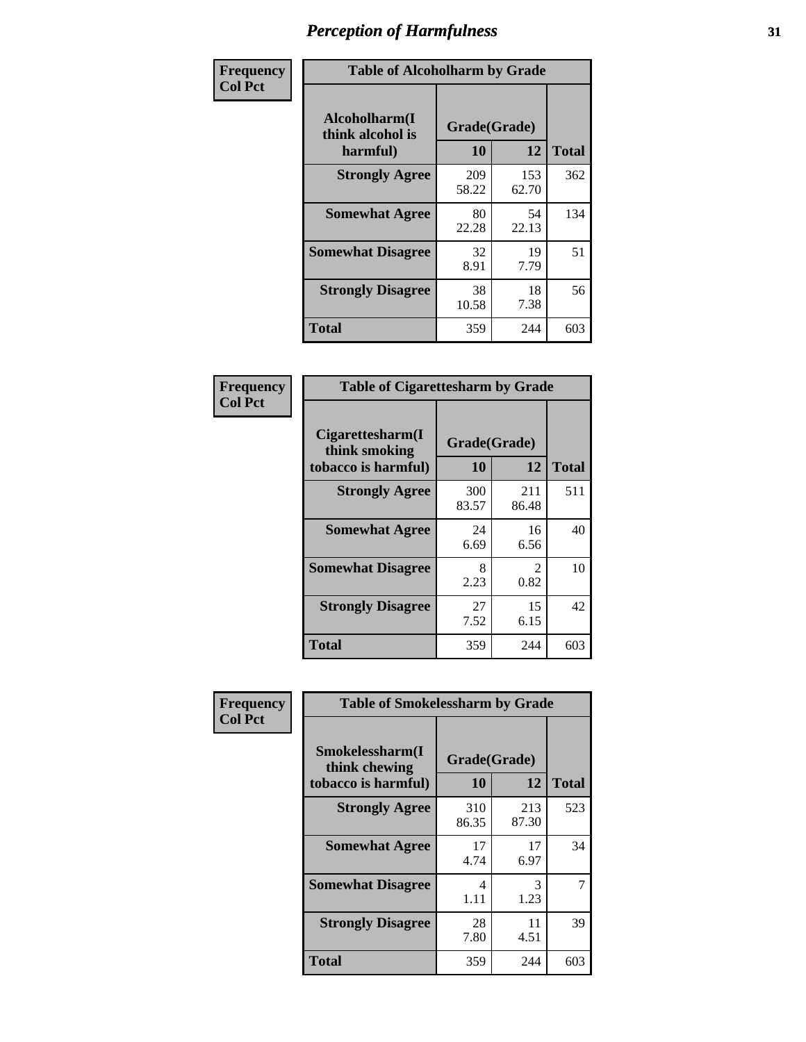# Perception of Harmfulness

**Frequency Col Pct**

**Table of Alcoholharm by Grade**

| Alcoholharm(I think alcohol is harmful) | Grade(Grade) 10 | 12 | Total |
|---|---|---|---|
| **Strongly Agree** | 209<br>58.22 | 153<br>62.70 | 362 |
| **Somewhat Agree** | 80<br>22.28 | 54<br>22.13 | 134 |
| **Somewhat Disagree** | 32<br>8.91 | 19<br>7.79 | 51 |
| **Strongly Disagree** | 38<br>10.58 | 18<br>7.38 | 56 |
| **Total** | 359 | 244 | 603 |

**Frequency Col Pct**

**Table of Cigarettesharm by Grade**

| Cigarettesharm(I think smoking tobacco is harmful) | Grade(Grade) 10 | 12 | Total |
|---|---|---|---|
| **Strongly Agree** | 300<br>83.57 | 211<br>86.48 | 511 |
| **Somewhat Agree** | 24<br>6.69 | 16<br>6.56 | 40 |
| **Somewhat Disagree** | 8<br>2.23 | 2<br>0.82 | 10 |
| **Strongly Disagree** | 27<br>7.52 | 15<br>6.15 | 42 |
| **Total** | 359 | 244 | 603 |

**Frequency Col Pct**

**Table of Smokelessharm by Grade**

| Smokelessharm(I think chewing tobacco is harmful) | Grade(Grade) 10 | 12 | Total |
|---|---|---|---|
| **Strongly Agree** | 310<br>86.35 | 213<br>87.30 | 523 |
| **Somewhat Agree** | 17<br>4.74 | 17<br>6.97 | 34 |
| **Somewhat Disagree** | 4<br>1.11 | 3<br>1.23 | 7 |
| **Strongly Disagree** | 28<br>7.80 | 11<br>4.51 | 39 |
| **Total** | 359 | 244 | 603 |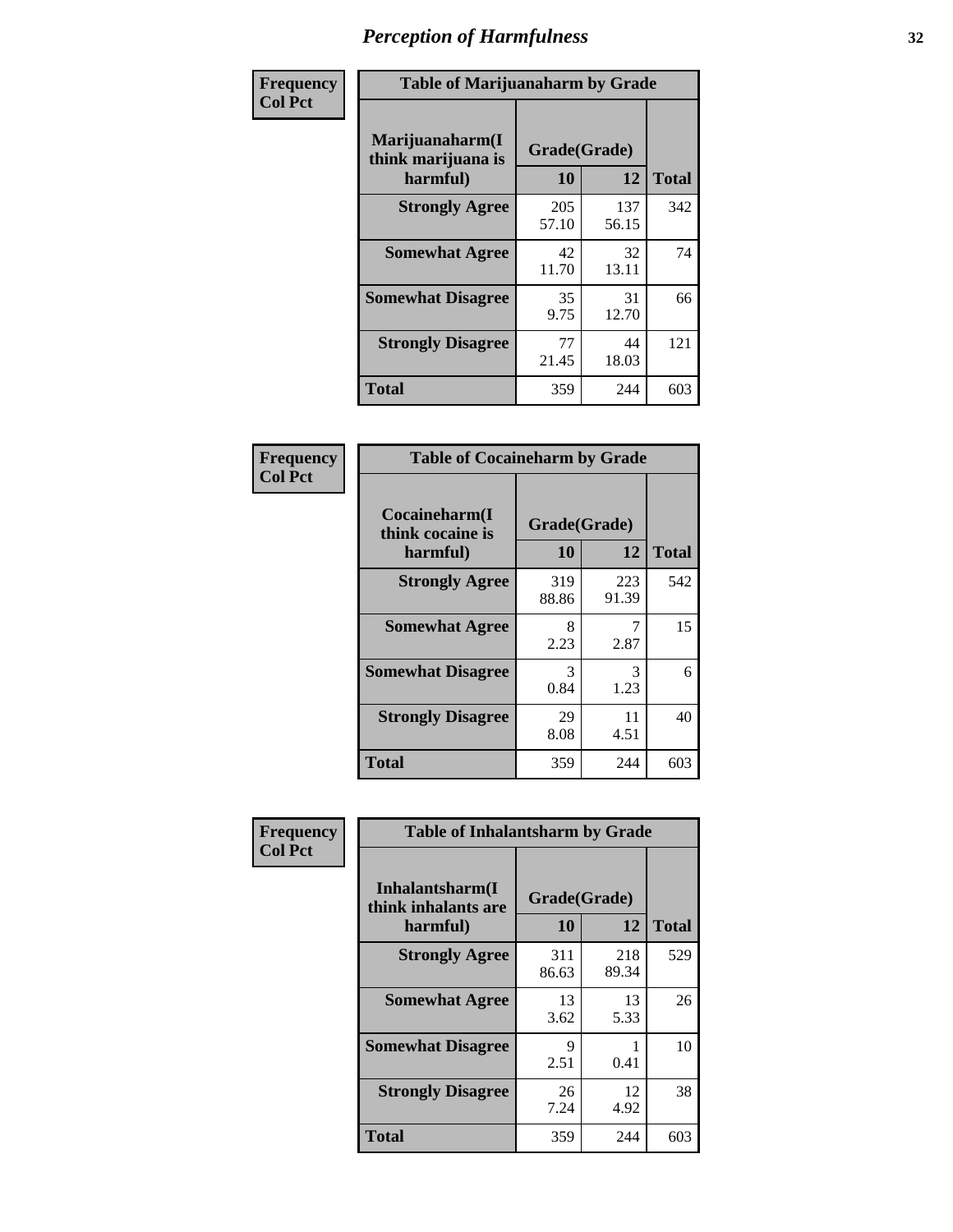# Perception of Harmfulness

**Frequency**
**Col Pct**

**Table of Marijuanaharm by Grade**

| Marijuanaharm(I think marijuana is harmful) | Grade(Grade) 10 | 12 | Total |
|---|---|---|---|
| **Strongly Agree** | 205<br>57.10 | 137<br>56.15 | 342 |
| **Somewhat Agree** | 42<br>11.70 | 32<br>13.11 | 74 |
| **Somewhat Disagree** | 35<br>9.75 | 31<br>12.70 | 66 |
| **Strongly Disagree** | 77<br>21.45 | 44<br>18.03 | 121 |
| **Total** | 359 | 244 | 603 |

**Frequency**
**Col Pct**

**Table of Cocaineharm by Grade**

| Cocaineharm(I think cocaine is harmful) | Grade(Grade) 10 | 12 | Total |
|---|---|---|---|
| **Strongly Agree** | 319<br>88.86 | 223<br>91.39 | 542 |
| **Somewhat Agree** | 8<br>2.23 | 7<br>2.87 | 15 |
| **Somewhat Disagree** | 3<br>0.84 | 3<br>1.23 | 6 |
| **Strongly Disagree** | 29<br>8.08 | 11<br>4.51 | 40 |
| **Total** | 359 | 244 | 603 |

**Frequency**
**Col Pct**

**Table of Inhalantsharm by Grade**

| Inhalantsharm(I think inhalants are harmful) | Grade(Grade) 10 | 12 | Total |
|---|---|---|---|
| **Strongly Agree** | 311<br>86.63 | 218<br>89.34 | 529 |
| **Somewhat Agree** | 13<br>3.62 | 13<br>5.33 | 26 |
| **Somewhat Disagree** | 9<br>2.51 | 1<br>0.41 | 10 |
| **Strongly Disagree** | 26<br>7.24 | 12<br>4.92 | 38 |
| **Total** | 359 | 244 | 603 |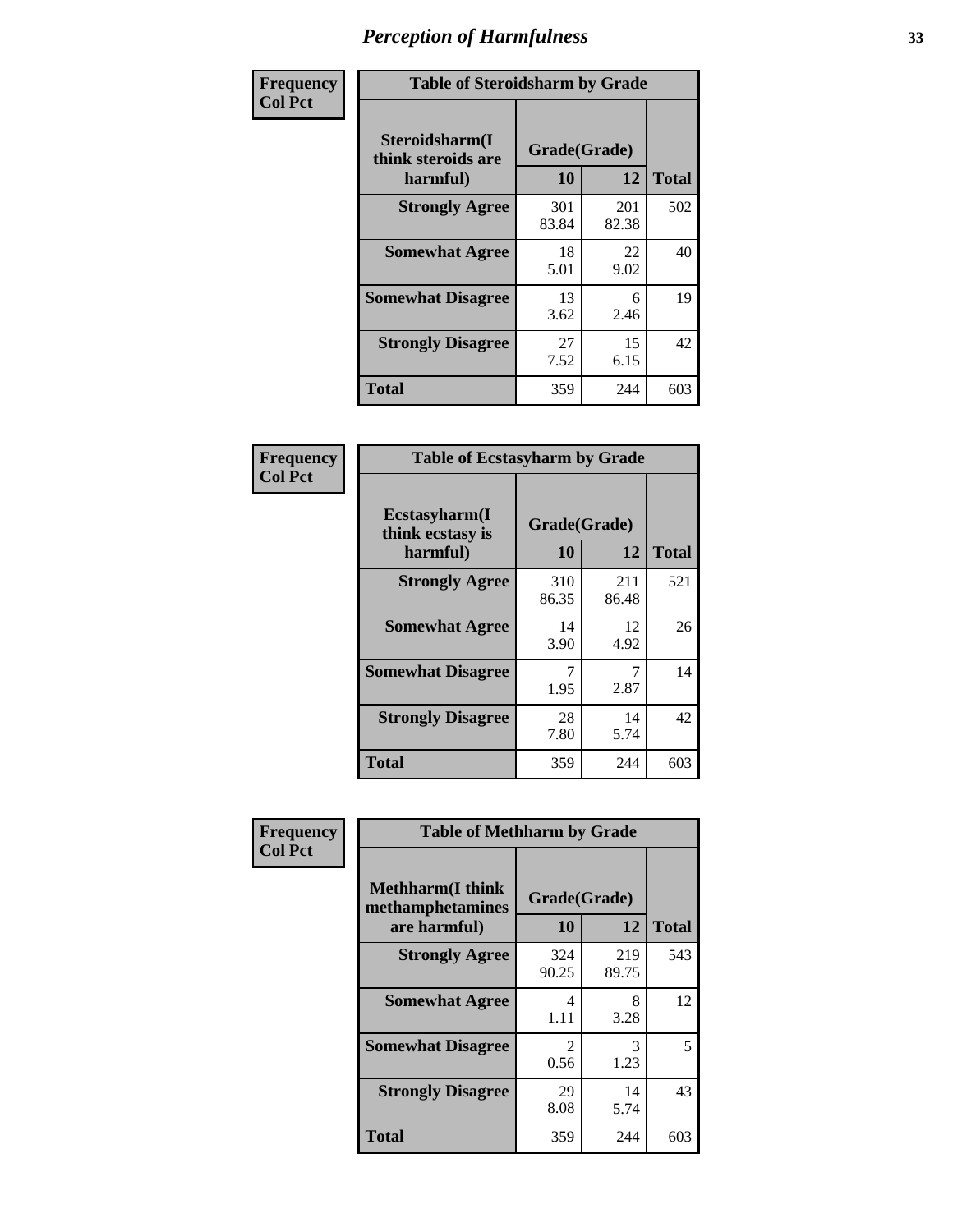# Perception of Harmfulness

**Frequency**
**Col Pct**

| Table of Steroidsharm by Grade | | | |
|---|---|---|---|
| **Steroidsharm(I think steroids are harmful)** | **Grade(Grade)** | | **Total** |
| | **10** | **12** | |
| **Strongly Agree** | 301<br>83.84 | 201<br>82.38 | 502 |
| **Somewhat Agree** | 18<br>5.01 | 22<br>9.02 | 40 |
| **Somewhat Disagree** | 13<br>3.62 | 6<br>2.46 | 19 |
| **Strongly Disagree** | 27<br>7.52 | 15<br>6.15 | 42 |
| **Total** | 359 | 244 | 603 |

**Frequency**
**Col Pct**

| Table of Ecstasyharm by Grade | | | |
|---|---|---|---|
| **Ecstasyharm(I think ecstasy is harmful)** | **Grade(Grade)** | | **Total** |
| | **10** | **12** | |
| **Strongly Agree** | 310<br>86.35 | 211<br>86.48 | 521 |
| **Somewhat Agree** | 14<br>3.90 | 12<br>4.92 | 26 |
| **Somewhat Disagree** | 7<br>1.95 | 7<br>2.87 | 14 |
| **Strongly Disagree** | 28<br>7.80 | 14<br>5.74 | 42 |
| **Total** | 359 | 244 | 603 |

**Frequency**
**Col Pct**

| Table of Methharm by Grade | | | |
|---|---|---|---|
| **Methharm(I think methamphetamines are harmful)** | **Grade(Grade)** | | **Total** |
| | **10** | **12** | |
| **Strongly Agree** | 324<br>90.25 | 219<br>89.75 | 543 |
| **Somewhat Agree** | 4<br>1.11 | 8<br>3.28 | 12 |
| **Somewhat Disagree** | 2<br>0.56 | 3<br>1.23 | 5 |
| **Strongly Disagree** | 29<br>8.08 | 14<br>5.74 | 43 |
| **Total** | 359 | 244 | 603 |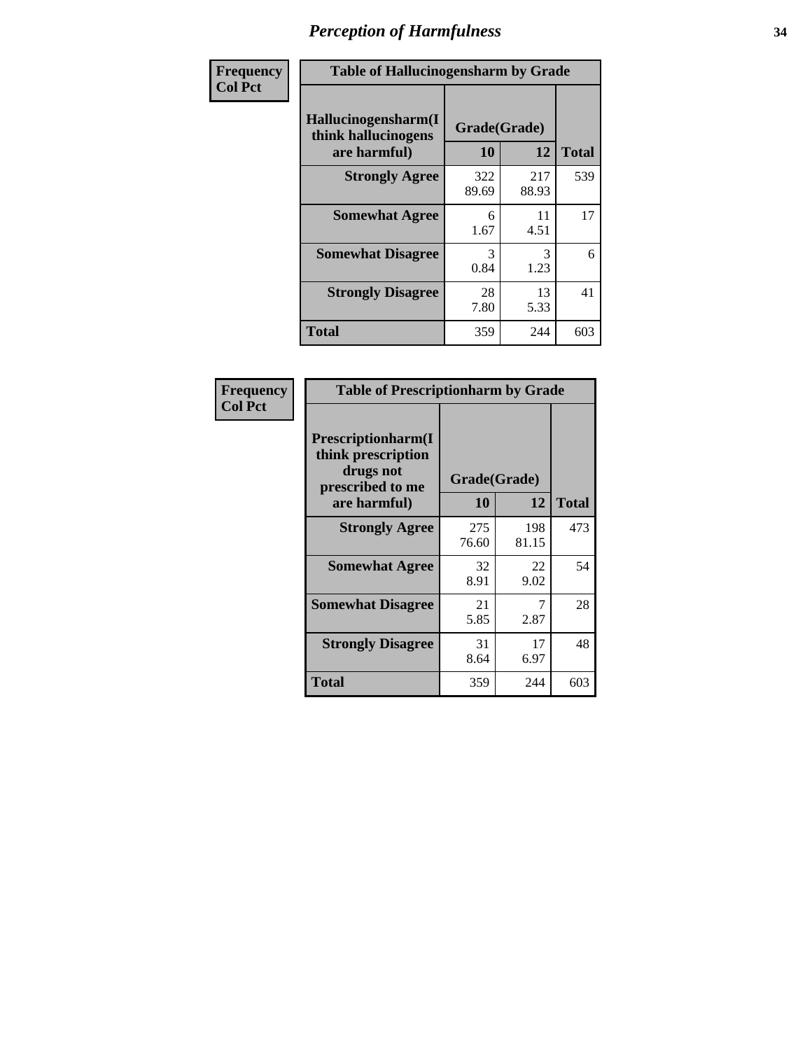# Perception of Harmfulness

| Frequency<br>Col Pct | Table of Hallucinogensharm by Grade | | |
|---|---|---|---|
| Hallucinogensharm(I think hallucinogens are harmful) | Grade(Grade) | | |
| | 10 | 12 | Total |
| Strongly Agree | 322<br>89.69 | 217<br>88.93 | 539 |
| Somewhat Agree | 6<br>1.67 | 11<br>4.51 | 17 |
| Somewhat Disagree | 3<br>0.84 | 3<br>1.23 | 6 |
| Strongly Disagree | 28<br>7.80 | 13<br>5.33 | 41 |
| Total | 359 | 244 | 603 |

| Frequency<br>Col Pct | Table of Prescriptionharm by Grade | | |
|---|---|---|---|
| Prescriptionharm(I think prescription drugs not prescribed to me are harmful) | Grade(Grade) | | |
| | 10 | 12 | Total |
| Strongly Agree | 275<br>76.60 | 198<br>81.15 | 473 |
| Somewhat Agree | 32<br>8.91 | 22<br>9.02 | 54 |
| Somewhat Disagree | 21<br>5.85 | 7<br>2.87 | 28 |
| Strongly Disagree | 31<br>8.64 | 17<br>6.97 | 48 |
| Total | 359 | 244 | 603 |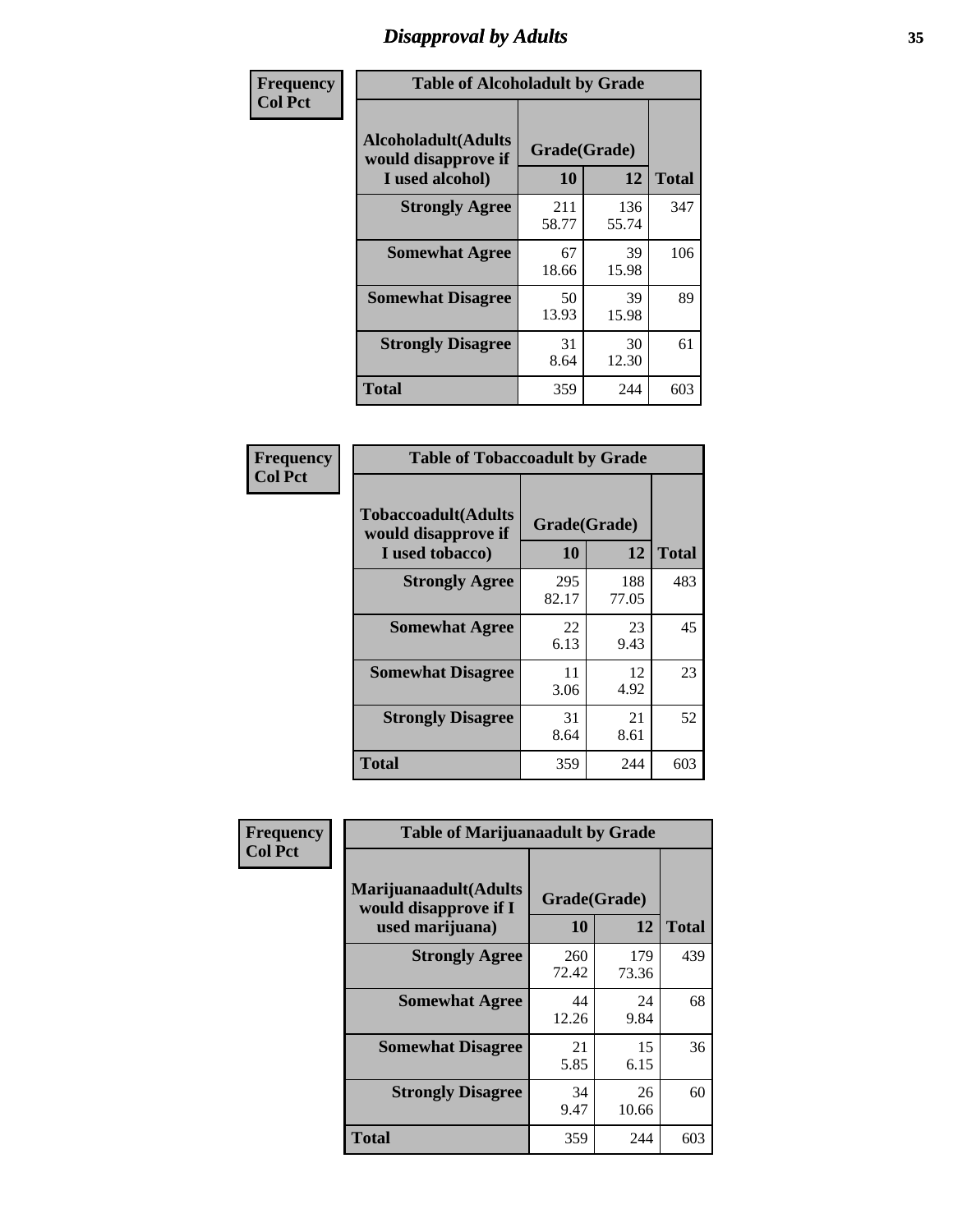# Disapproval by Adults

| Frequency Col Pct | Table of Alcoholadult by Grade | | |
|---|---|---|---|
| Alcoholadult(Adults would disapprove if I used alcohol) | Grade(Grade) | | |
| | 10 | 12 | Total |
| Strongly Agree | 211 58.77 | 136 55.74 | 347 |
| Somewhat Agree | 67 18.66 | 39 15.98 | 106 |
| Somewhat Disagree | 50 13.93 | 39 15.98 | 89 |
| Strongly Disagree | 31 8.64 | 30 12.30 | 61 |
| Total | 359 | 244 | 603 |

| Frequency Col Pct | Table of Tobaccoadult by Grade | | |
|---|---|---|---|
| Tobaccoadult(Adults would disapprove if I used tobacco) | Grade(Grade) | | |
| | 10 | 12 | Total |
| Strongly Agree | 295 82.17 | 188 77.05 | 483 |
| Somewhat Agree | 22 6.13 | 23 9.43 | 45 |
| Somewhat Disagree | 11 3.06 | 12 4.92 | 23 |
| Strongly Disagree | 31 8.64 | 21 8.61 | 52 |
| Total | 359 | 244 | 603 |

| Frequency Col Pct | Table of Marijuanaadult by Grade | | |
|---|---|---|---|
| Marijuanaadult(Adults would disapprove if I used marijuana) | Grade(Grade) | | |
| | 10 | 12 | Total |
| Strongly Agree | 260 72.42 | 179 73.36 | 439 |
| Somewhat Agree | 44 12.26 | 24 9.84 | 68 |
| Somewhat Disagree | 21 5.85 | 15 6.15 | 36 |
| Strongly Disagree | 34 9.47 | 26 10.66 | 60 |
| Total | 359 | 244 | 603 |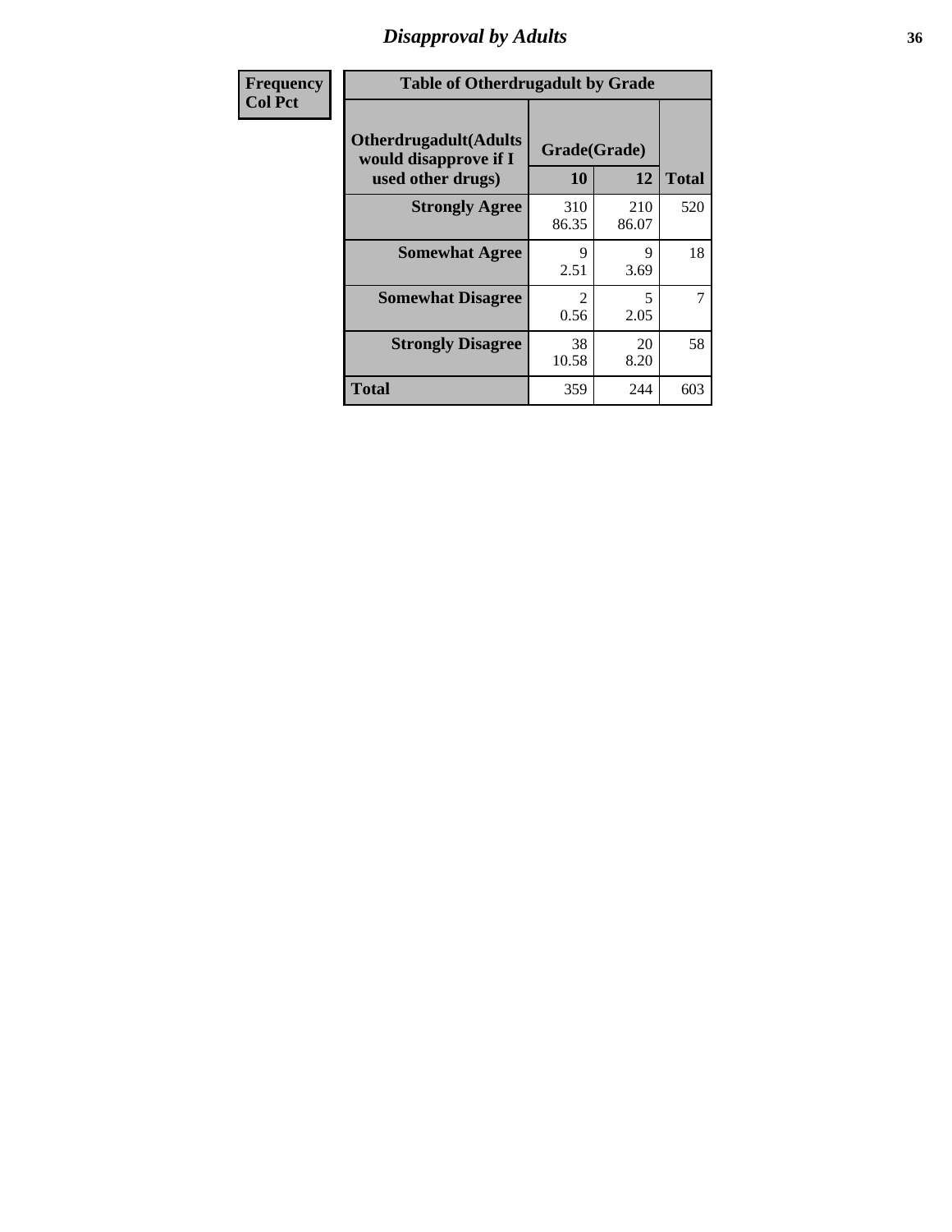| Frequency Col Pct | Table of Otherdrugadult by Grade | | | |
|---|---|---|---|---|
| | Otherdrugadult(Adults would disapprove if I used other drugs) | Grade(Grade) | | |
| | | 10 | 12 | Total |
| | Strongly Agree | 310<br>86.35 | 210<br>86.07 | 520 |
| | Somewhat Agree | 9<br>2.51 | 9<br>3.69 | 18 |
| | Somewhat Disagree | 2<br>0.56 | 5<br>2.05 | 7 |
| | Strongly Disagree | 38<br>10.58 | 20<br>8.20 | 58 |
| | Total | 359 | 244 | 603 |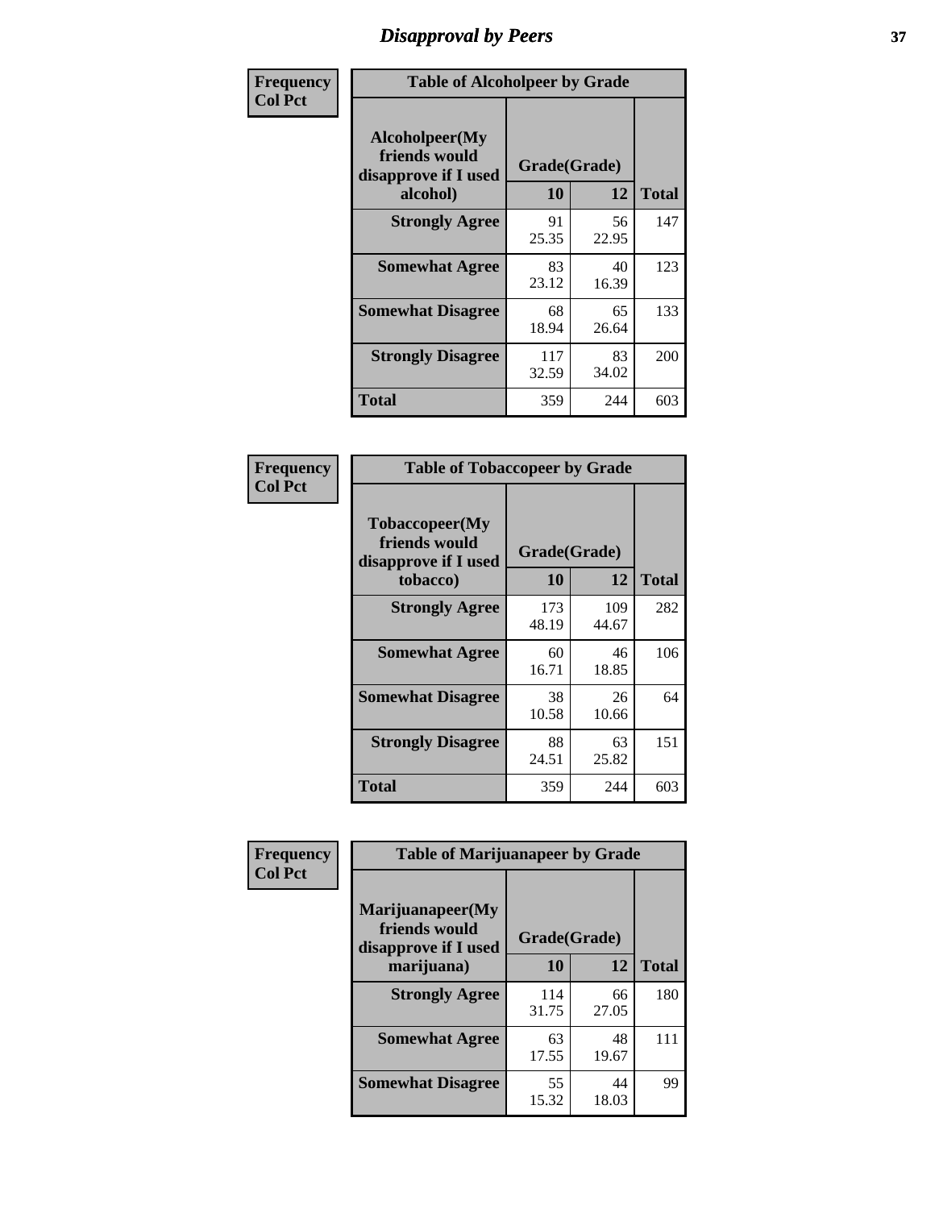# Disapproval by Peers

**Frequency**
**Col Pct**

| Alcoholpeer(My friends would disapprove if I used alcohol) | Grade(Grade) 10 | 12 | Total |
|---|---|---|---|
| **Strongly Agree** | 91<br>25.35 | 56<br>22.95 | 147 |
| **Somewhat Agree** | 83<br>23.12 | 40<br>16.39 | 123 |
| **Somewhat Disagree** | 68<br>18.94 | 65<br>26.64 | 133 |
| **Strongly Disagree** | 117<br>32.59 | 83<br>34.02 | 200 |
| **Total** | 359 | 244 | 603 |

Table of Alcoholpeer by Grade

**Frequency**
**Col Pct**

| Tobaccopeer(My friends would disapprove if I used tobacco) | Grade(Grade) 10 | 12 | Total |
|---|---|---|---|
| **Strongly Agree** | 173<br>48.19 | 109<br>44.67 | 282 |
| **Somewhat Agree** | 60<br>16.71 | 46<br>18.85 | 106 |
| **Somewhat Disagree** | 38<br>10.58 | 26<br>10.66 | 64 |
| **Strongly Disagree** | 88<br>24.51 | 63<br>25.82 | 151 |
| **Total** | 359 | 244 | 603 |

Table of Tobaccopeer by Grade

**Frequency**
**Col Pct**

| Marijuanapeer(My friends would disapprove if I used marijuana) | Grade(Grade) 10 | 12 | Total |
|---|---|---|---|
| **Strongly Agree** | 114<br>31.75 | 66<br>27.05 | 180 |
| **Somewhat Agree** | 63<br>17.55 | 48<br>19.67 | 111 |
| **Somewhat Disagree** | 55<br>15.32 | 44<br>18.03 | 99 |

Table of Marijuanapeer by Grade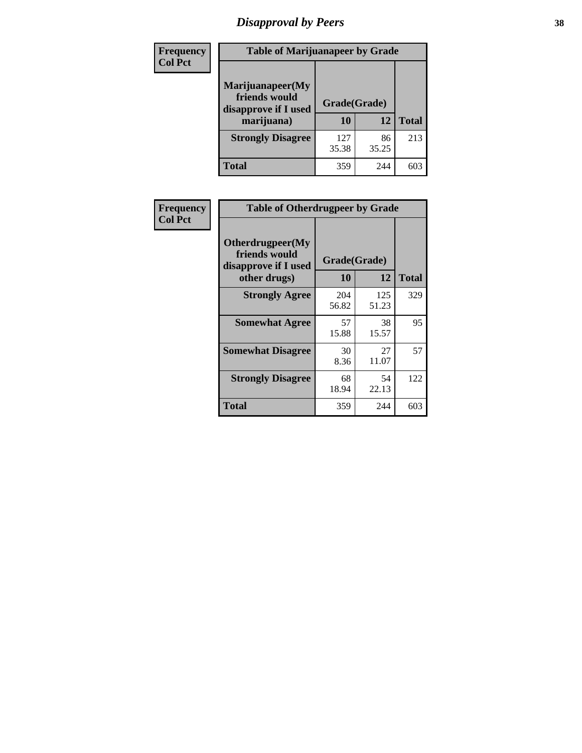# Disapproval by Peers

| Frequency<br>Col Pct | Table of Marijuanapeer by Grade | | |
|---|---|---|---|
| Marijuanapeer(My friends would disapprove if I used marijuana) | Grade(Grade) | | |
| | 10 | 12 | Total |
| Strongly Disagree | 127<br>35.38 | 86<br>35.25 | 213 |
| Total | 359 | 244 | 603 |

| Frequency<br>Col Pct | Table of Otherdrugpeer by Grade | | |
|---|---|---|---|
| Otherdrugpeer(My friends would disapprove if I used other drugs) | Grade(Grade) | | |
| | 10 | 12 | Total |
| Strongly Agree | 204<br>56.82 | 125<br>51.23 | 329 |
| Somewhat Agree | 57<br>15.88 | 38<br>15.57 | 95 |
| Somewhat Disagree | 30<br>8.36 | 27<br>11.07 | 57 |
| Strongly Disagree | 68<br>18.94 | 54<br>22.13 | 122 |
| Total | 359 | 244 | 603 |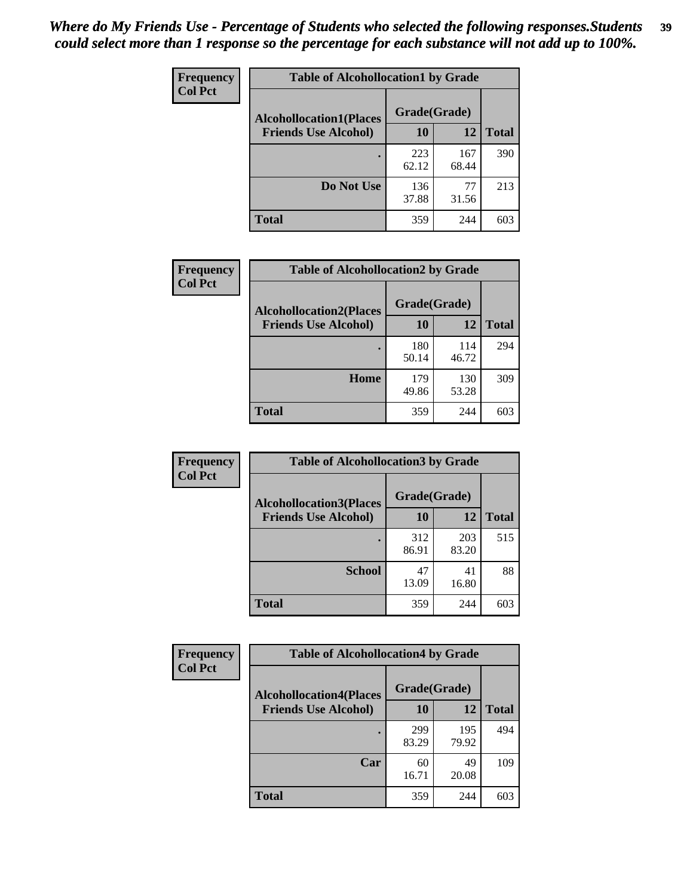*Where do My Friends Use - Percentage of Students who selected the following responses.Students could select more than 1 response so the percentage for each substance will not add up to 100%.*

**Frequency**
**Col Pct**

| Table of Alcohollocation1 by Grade | | | |
|---|---|---|---|
| **Alcohollocation1(Places Friends Use Alcohol)** | **Grade(Grade)** | | |
| | **10** | **12** | **Total** |
| **.** | 223<br>62.12 | 167<br>68.44 | 390 |
| **Do Not Use** | 136<br>37.88 | 77<br>31.56 | 213 |
| **Total** | 359 | 244 | 603 |

**Frequency**
**Col Pct**

| Table of Alcohollocation2 by Grade | | | |
|---|---|---|---|
| **Alcohollocation2(Places Friends Use Alcohol)** | **Grade(Grade)** | | |
| | **10** | **12** | **Total** |
| **.** | 180<br>50.14 | 114<br>46.72 | 294 |
| **Home** | 179<br>49.86 | 130<br>53.28 | 309 |
| **Total** | 359 | 244 | 603 |

**Frequency**
**Col Pct**

| Table of Alcohollocation3 by Grade | | | |
|---|---|---|---|
| **Alcohollocation3(Places Friends Use Alcohol)** | **Grade(Grade)** | | |
| | **10** | **12** | **Total** |
| **.** | 312<br>86.91 | 203<br>83.20 | 515 |
| **School** | 47<br>13.09 | 41<br>16.80 | 88 |
| **Total** | 359 | 244 | 603 |

**Frequency**
**Col Pct**

| Table of Alcohollocation4 by Grade | | | |
|---|---|---|---|
| **Alcohollocation4(Places Friends Use Alcohol)** | **Grade(Grade)** | | |
| | **10** | **12** | **Total** |
| **.** | 299<br>83.29 | 195<br>79.92 | 494 |
| **Car** | 60<br>16.71 | 49<br>20.08 | 109 |
| **Total** | 359 | 244 | 603 |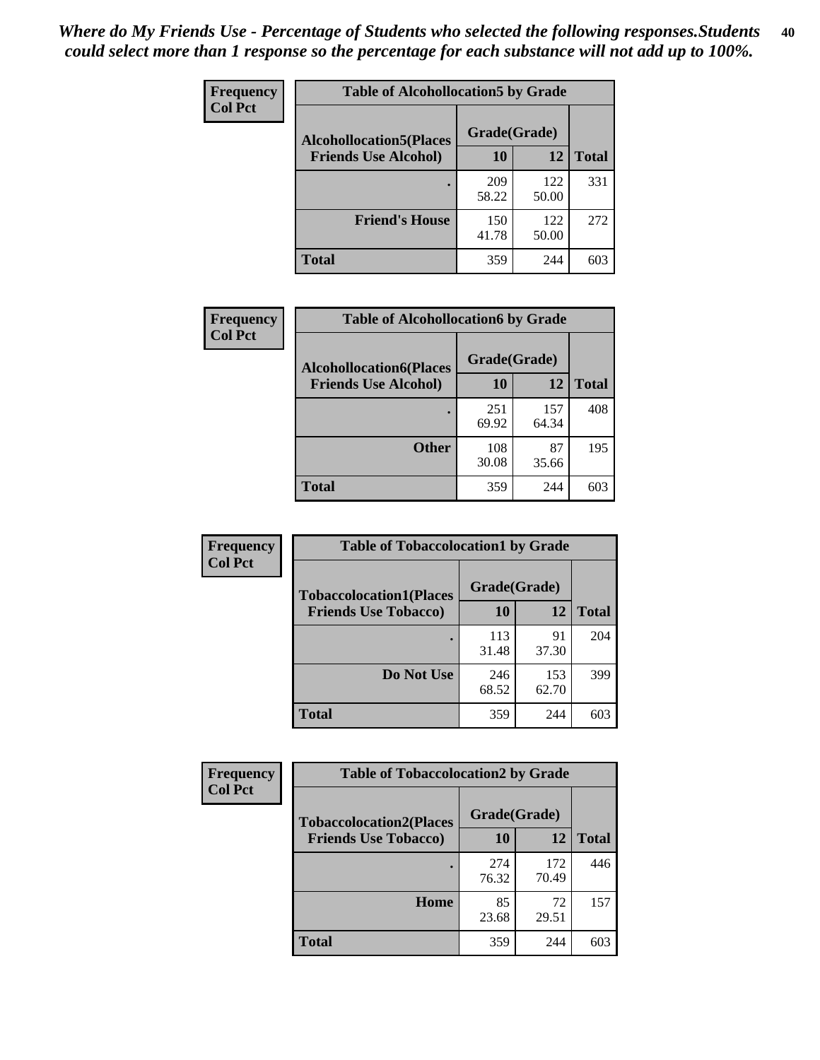*Where do My Friends Use - Percentage of Students who selected the following responses.Students could select more than 1 response so the percentage for each substance will not add up to 100%.*

**Frequency**
**Col Pct**

| Table of Alcohollocation5 by Grade | | | |
|---|---|---|---|
| **Alcohollocation5(Places Friends Use Alcohol)** | **Grade(Grade)** | | **Total** |
| | **10** | **12** | |
| **.** | 209<br>58.22 | 122<br>50.00 | 331 |
| **Friend's House** | 150<br>41.78 | 122<br>50.00 | 272 |
| **Total** | 359 | 244 | 603 |

**Frequency**
**Col Pct**

| Table of Alcohollocation6 by Grade | | | |
|---|---|---|---|
| **Alcohollocation6(Places Friends Use Alcohol)** | **Grade(Grade)** | | **Total** |
| | **10** | **12** | |
| **.** | 251<br>69.92 | 157<br>64.34 | 408 |
| **Other** | 108<br>30.08 | 87<br>35.66 | 195 |
| **Total** | 359 | 244 | 603 |

**Frequency**
**Col Pct**

| Table of Tobaccolocation1 by Grade | | | |
|---|---|---|---|
| **Tobaccolocation1(Places Friends Use Tobacco)** | **Grade(Grade)** | | **Total** |
| | **10** | **12** | |
| **.** | 113<br>31.48 | 91<br>37.30 | 204 |
| **Do Not Use** | 246<br>68.52 | 153<br>62.70 | 399 |
| **Total** | 359 | 244 | 603 |

**Frequency**
**Col Pct**

| Table of Tobaccolocation2 by Grade | | | |
|---|---|---|---|
| **Tobaccolocation2(Places Friends Use Tobacco)** | **Grade(Grade)** | | **Total** |
| | **10** | **12** | |
| **.** | 274<br>76.32 | 172<br>70.49 | 446 |
| **Home** | 85<br>23.68 | 72<br>29.51 | 157 |
| **Total** | 359 | 244 | 603 |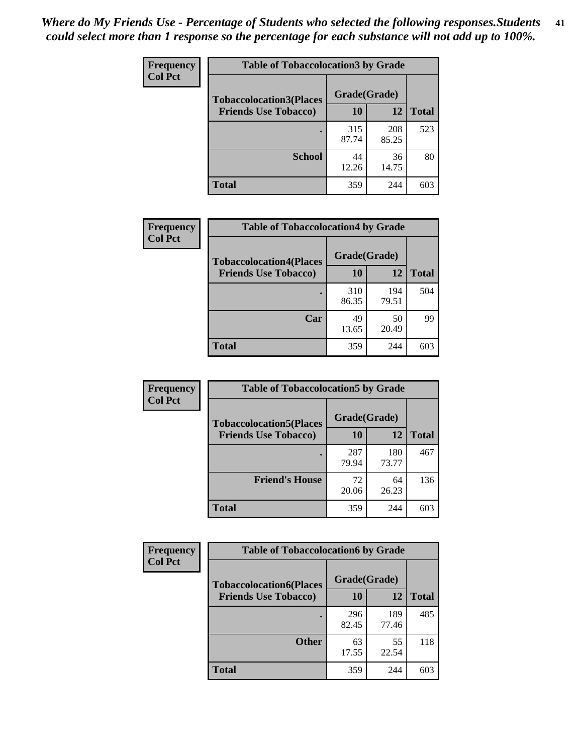*Where do My Friends Use - Percentage of Students who selected the following responses.Students could select more than 1 response so the percentage for each substance will not add up to 100%.*

**Frequency**
**Col Pct**

| Table of Tobaccolocation3 by Grade | | | |
|---|---|---|---|
| **Tobaccolocation3(Places Friends Use Tobacco)** | **Grade(Grade)** | | |
| | **10** | **12** | **Total** |
| **.** | 315<br>87.74 | 208<br>85.25 | 523 |
| **School** | 44<br>12.26 | 36<br>14.75 | 80 |
| **Total** | 359 | 244 | 603 |

**Frequency**
**Col Pct**

| Table of Tobaccolocation4 by Grade | | | |
|---|---|---|---|
| **Tobaccolocation4(Places Friends Use Tobacco)** | **Grade(Grade)** | | |
| | **10** | **12** | **Total** |
| **.** | 310<br>86.35 | 194<br>79.51 | 504 |
| **Car** | 49<br>13.65 | 50<br>20.49 | 99 |
| **Total** | 359 | 244 | 603 |

**Frequency**
**Col Pct**

| Table of Tobaccolocation5 by Grade | | | |
|---|---|---|---|
| **Tobaccolocation5(Places Friends Use Tobacco)** | **Grade(Grade)** | | |
| | **10** | **12** | **Total** |
| **.** | 287<br>79.94 | 180<br>73.77 | 467 |
| **Friend's House** | 72<br>20.06 | 64<br>26.23 | 136 |
| **Total** | 359 | 244 | 603 |

**Frequency**
**Col Pct**

| Table of Tobaccolocation6 by Grade | | | |
|---|---|---|---|
| **Tobaccolocation6(Places Friends Use Tobacco)** | **Grade(Grade)** | | |
| | **10** | **12** | **Total** |
| **.** | 296<br>82.45 | 189<br>77.46 | 485 |
| **Other** | 63<br>17.55 | 55<br>22.54 | 118 |
| **Total** | 359 | 244 | 603 |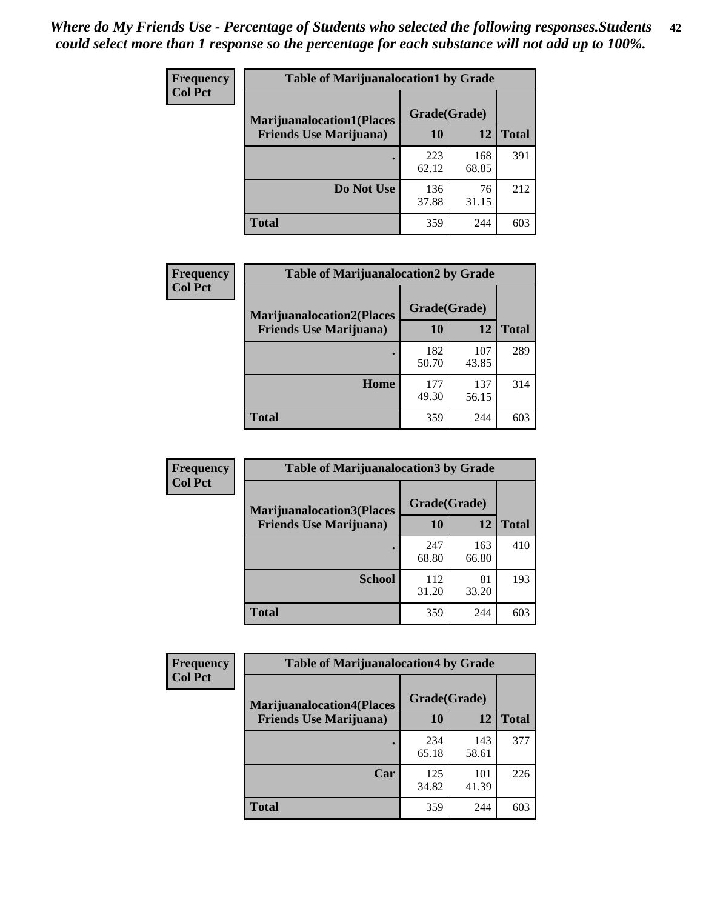*Where do My Friends Use - Percentage of Students who selected the following responses.Students could select more than 1 response so the percentage for each substance will not add up to 100%.*

**Frequency**
**Col Pct**

| Table of Marijuanalocation1 by Grade | | | |
|---|---|---|---|
| **Marijuanalocation1(Places Friends Use Marijuana)** | **Grade(Grade)** | | **Total** |
| | **10** | **12** | |
| **.** | 223<br>62.12 | 168<br>68.85 | 391 |
| **Do Not Use** | 136<br>37.88 | 76<br>31.15 | 212 |
| **Total** | 359 | 244 | 603 |

**Frequency**
**Col Pct**

| Table of Marijuanalocation2 by Grade | | | |
|---|---|---|---|
| **Marijuanalocation2(Places Friends Use Marijuana)** | **Grade(Grade)** | | **Total** |
| | **10** | **12** | |
| **.** | 182<br>50.70 | 107<br>43.85 | 289 |
| **Home** | 177<br>49.30 | 137<br>56.15 | 314 |
| **Total** | 359 | 244 | 603 |

**Frequency**
**Col Pct**

| Table of Marijuanalocation3 by Grade | | | |
|---|---|---|---|
| **Marijuanalocation3(Places Friends Use Marijuana)** | **Grade(Grade)** | | **Total** |
| | **10** | **12** | |
| **.** | 247<br>68.80 | 163<br>66.80 | 410 |
| **School** | 112<br>31.20 | 81<br>33.20 | 193 |
| **Total** | 359 | 244 | 603 |

**Frequency**
**Col Pct**

| Table of Marijuanalocation4 by Grade | | | |
|---|---|---|---|
| **Marijuanalocation4(Places Friends Use Marijuana)** | **Grade(Grade)** | | **Total** |
| | **10** | **12** | |
| **.** | 234<br>65.18 | 143<br>58.61 | 377 |
| **Car** | 125<br>34.82 | 101<br>41.39 | 226 |
| **Total** | 359 | 244 | 603 |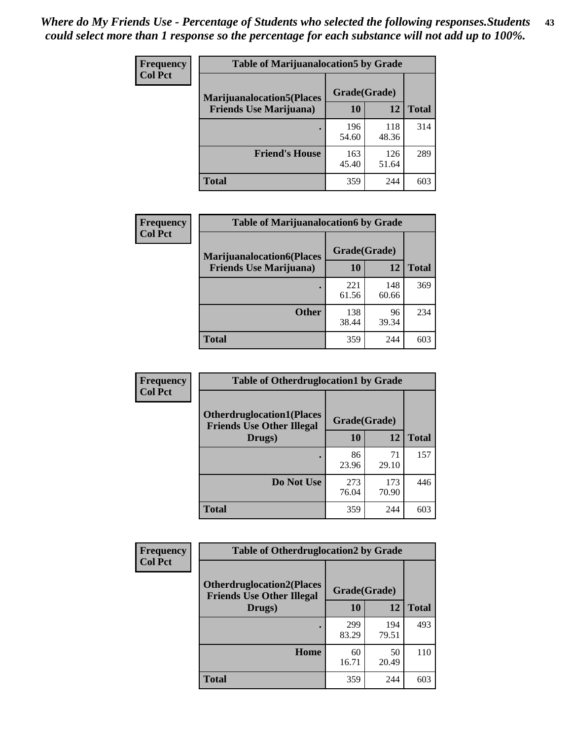*Where do My Friends Use - Percentage of Students who selected the following responses.Students could select more than 1 response so the percentage for each substance will not add up to 100%.*

**Frequency / Col Pct**

| Table of Marijuanalocation5 by Grade | | | |
|---|---|---|---|
| **Marijuanalocation5(Places Friends Use Marijuana)** | **Grade(Grade)** | | **Total** |
| | **10** | **12** | |
| **.** | 196<br>54.60 | 118<br>48.36 | 314 |
| **Friend's House** | 163<br>45.40 | 126<br>51.64 | 289 |
| **Total** | 359 | 244 | 603 |

**Frequency / Col Pct**

| Table of Marijuanalocation6 by Grade | | | |
|---|---|---|---|
| **Marijuanalocation6(Places Friends Use Marijuana)** | **Grade(Grade)** | | **Total** |
| | **10** | **12** | |
| **.** | 221<br>61.56 | 148<br>60.66 | 369 |
| **Other** | 138<br>38.44 | 96<br>39.34 | 234 |
| **Total** | 359 | 244 | 603 |

**Frequency / Col Pct**

| Table of Otherdruglocation1 by Grade | | | |
|---|---|---|---|
| **Otherdruglocation1(Places Friends Use Other Illegal Drugs)** | **Grade(Grade)** | | **Total** |
| | **10** | **12** | |
| **.** | 86<br>23.96 | 71<br>29.10 | 157 |
| **Do Not Use** | 273<br>76.04 | 173<br>70.90 | 446 |
| **Total** | 359 | 244 | 603 |

**Frequency / Col Pct**

| Table of Otherdruglocation2 by Grade | | | |
|---|---|---|---|
| **Otherdruglocation2(Places Friends Use Other Illegal Drugs)** | **Grade(Grade)** | | **Total** |
| | **10** | **12** | |
| **.** | 299<br>83.29 | 194<br>79.51 | 493 |
| **Home** | 60<br>16.71 | 50<br>20.49 | 110 |
| **Total** | 359 | 244 | 603 |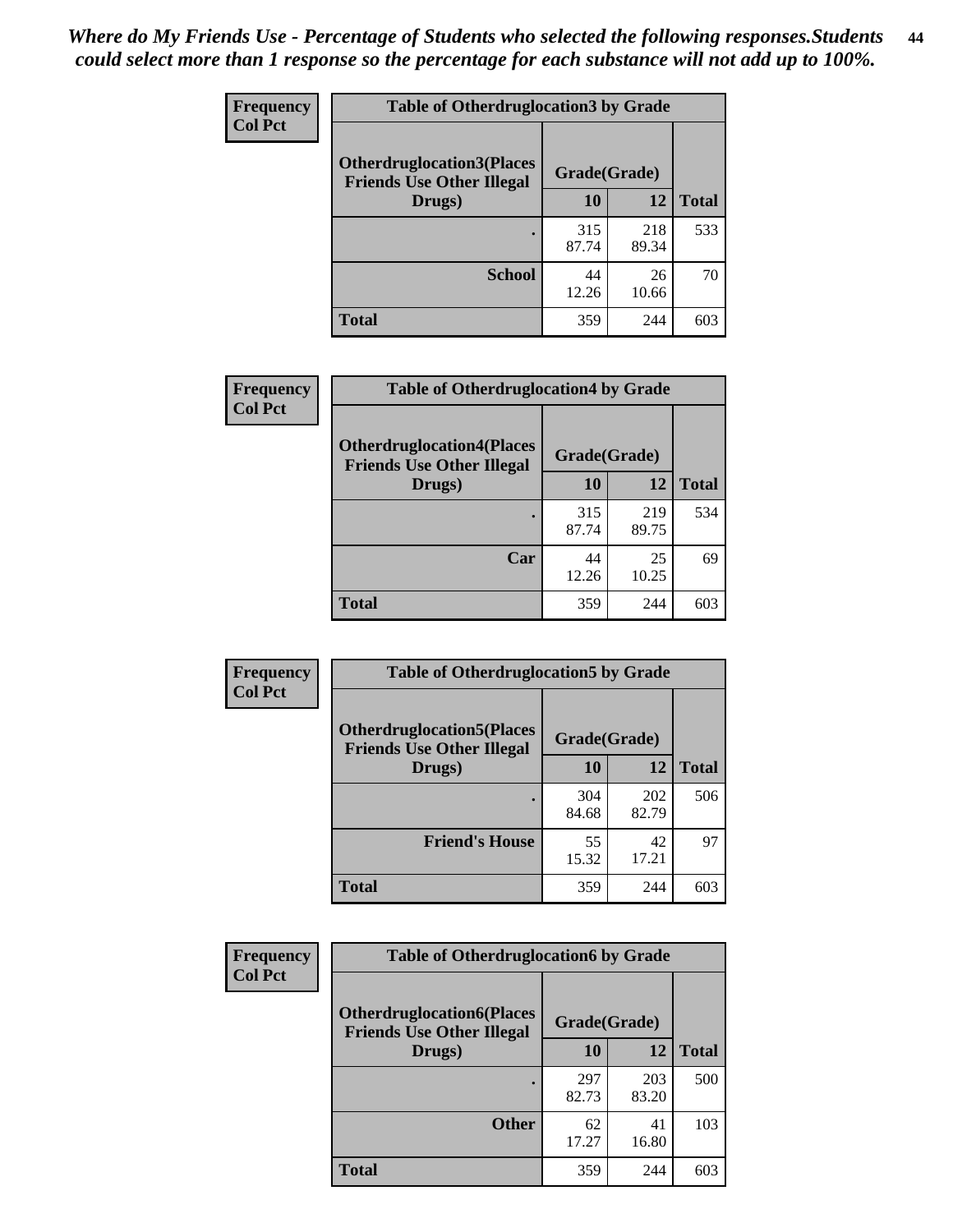*Where do My Friends Use - Percentage of Students who selected the following responses.Students could select more than 1 response so the percentage for each substance will not add up to 100%.*

Frequency
Col Pct

| Table of Otherdruglocation3 by Grade | | | |
|---|---|---|---|
| Otherdruglocation3(Places Friends Use Other Illegal Drugs) | Grade(Grade) | | |
| | 10 | 12 | Total |
| . | 315<br>87.74 | 218<br>89.34 | 533 |
| School | 44<br>12.26 | 26<br>10.66 | 70 |
| Total | 359 | 244 | 603 |

Frequency
Col Pct

| Table of Otherdruglocation4 by Grade | | | |
|---|---|---|---|
| Otherdruglocation4(Places Friends Use Other Illegal Drugs) | Grade(Grade) | | |
| | 10 | 12 | Total |
| . | 315<br>87.74 | 219<br>89.75 | 534 |
| Car | 44<br>12.26 | 25<br>10.25 | 69 |
| Total | 359 | 244 | 603 |

Frequency
Col Pct

| Table of Otherdruglocation5 by Grade | | | |
|---|---|---|---|
| Otherdruglocation5(Places Friends Use Other Illegal Drugs) | Grade(Grade) | | |
| | 10 | 12 | Total |
| . | 304<br>84.68 | 202<br>82.79 | 506 |
| Friend's House | 55<br>15.32 | 42<br>17.21 | 97 |
| Total | 359 | 244 | 603 |

Frequency
Col Pct

| Table of Otherdruglocation6 by Grade | | | |
|---|---|---|---|
| Otherdruglocation6(Places Friends Use Other Illegal Drugs) | Grade(Grade) | | |
| | 10 | 12 | Total |
| . | 297<br>82.73 | 203<br>83.20 | 500 |
| Other | 62<br>17.27 | 41<br>16.80 | 103 |
| Total | 359 | 244 | 603 |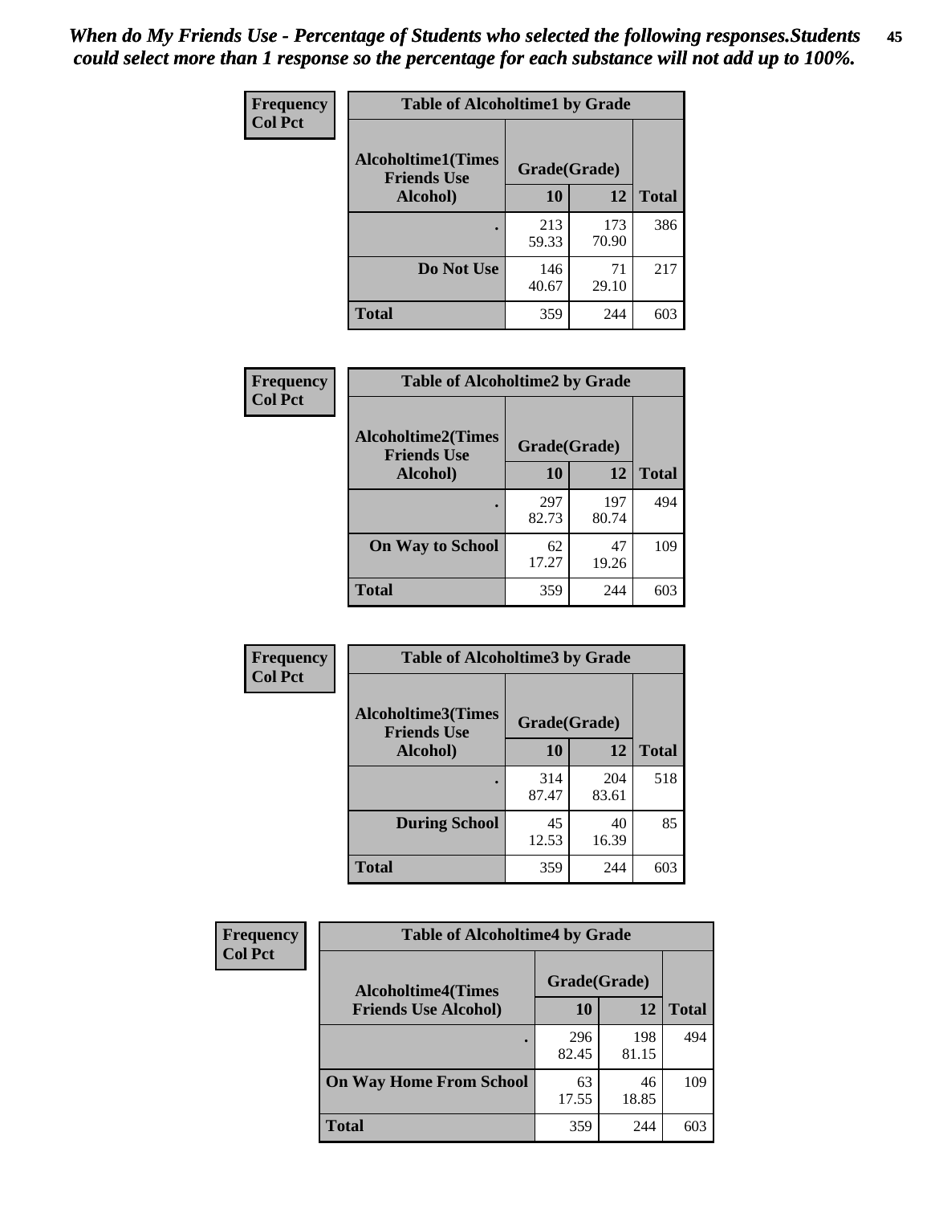*When do My Friends Use - Percentage of Students who selected the following responses.Students could select more than 1 response so the percentage for each substance will not add up to 100%.*

**Frequency**
**Col Pct**

**Table of Alcoholtime1 by Grade**

| Alcoholtime1(Times Friends Use Alcohol) | Grade(Grade) | | Total |
|---|---|---|---|
| | 10 | 12 | |
| . | 213<br>59.33 | 173<br>70.90 | 386 |
| Do Not Use | 146<br>40.67 | 71<br>29.10 | 217 |
| Total | 359 | 244 | 603 |

**Frequency**
**Col Pct**

**Table of Alcoholtime2 by Grade**

| Alcoholtime2(Times Friends Use Alcohol) | Grade(Grade) | | Total |
|---|---|---|---|
| | 10 | 12 | |
| . | 297<br>82.73 | 197<br>80.74 | 494 |
| On Way to School | 62<br>17.27 | 47<br>19.26 | 109 |
| Total | 359 | 244 | 603 |

**Frequency**
**Col Pct**

**Table of Alcoholtime3 by Grade**

| Alcoholtime3(Times Friends Use Alcohol) | Grade(Grade) | | Total |
|---|---|---|---|
| | 10 | 12 | |
| . | 314<br>87.47 | 204<br>83.61 | 518 |
| During School | 45<br>12.53 | 40<br>16.39 | 85 |
| Total | 359 | 244 | 603 |

**Frequency**
**Col Pct**

**Table of Alcoholtime4 by Grade**

| Alcoholtime4(Times Friends Use Alcohol) | Grade(Grade) | | Total |
|---|---|---|---|
| | 10 | 12 | |
| . | 296<br>82.45 | 198<br>81.15 | 494 |
| On Way Home From School | 63<br>17.55 | 46<br>18.85 | 109 |
| Total | 359 | 244 | 603 |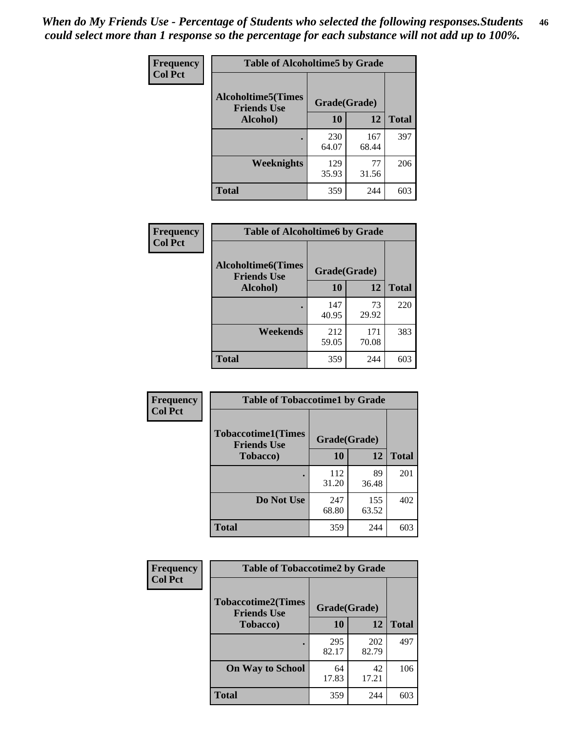*When do My Friends Use - Percentage of Students who selected the following responses.Students could select more than 1 response so the percentage for each substance will not add up to 100%.*

**Frequency**
**Col Pct**

**Table of Alcoholtime5 by Grade**

| Alcoholtime5(Times Friends Use Alcohol) | Grade(Grade) | | Total |
|---|---|---|---|
| | 10 | 12 | |
| . | 230<br>64.07 | 167<br>68.44 | 397 |
| Weeknights | 129<br>35.93 | 77<br>31.56 | 206 |
| Total | 359 | 244 | 603 |

**Frequency**
**Col Pct**

**Table of Alcoholtime6 by Grade**

| Alcoholtime6(Times Friends Use Alcohol) | Grade(Grade) | | Total |
|---|---|---|---|
| | 10 | 12 | |
| . | 147<br>40.95 | 73<br>29.92 | 220 |
| Weekends | 212<br>59.05 | 171<br>70.08 | 383 |
| Total | 359 | 244 | 603 |

**Frequency**
**Col Pct**

**Table of Tobaccotime1 by Grade**

| Tobaccotime1(Times Friends Use Tobacco) | Grade(Grade) | | Total |
|---|---|---|---|
| | 10 | 12 | |
| . | 112<br>31.20 | 89<br>36.48 | 201 |
| Do Not Use | 247<br>68.80 | 155<br>63.52 | 402 |
| Total | 359 | 244 | 603 |

**Frequency**
**Col Pct**

**Table of Tobaccotime2 by Grade**

| Tobaccotime2(Times Friends Use Tobacco) | Grade(Grade) | | Total |
|---|---|---|---|
| | 10 | 12 | |
| . | 295<br>82.17 | 202<br>82.79 | 497 |
| On Way to School | 64<br>17.83 | 42<br>17.21 | 106 |
| Total | 359 | 244 | 603 |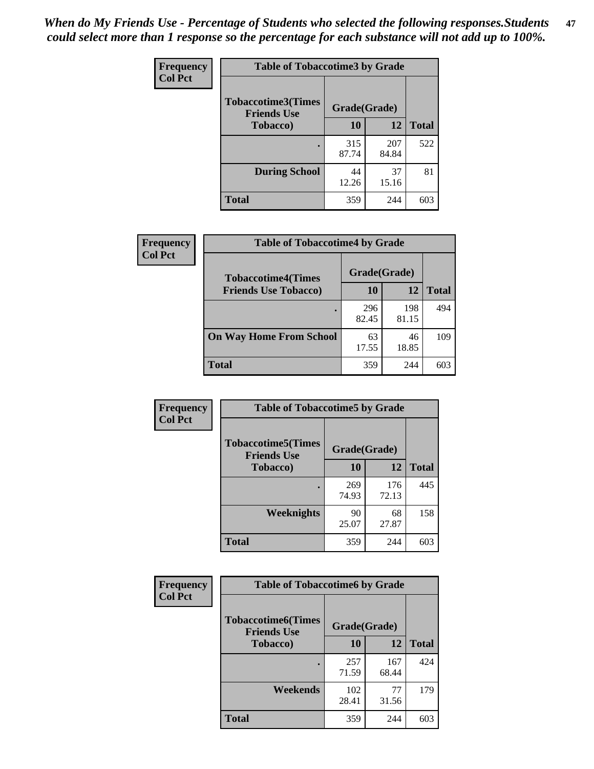*When do My Friends Use - Percentage of Students who selected the following responses.Students could select more than 1 response so the percentage for each substance will not add up to 100%.*

**Frequency**
**Col Pct**

**Table of Tobaccotime3 by Grade**

| Tobaccotime3(Times Friends Use Tobacco) | Grade(Grade) | | |
|---|---|---|---|
| | 10 | 12 | Total |
| . | 315<br>87.74 | 207<br>84.84 | 522 |
| During School | 44<br>12.26 | 37<br>15.16 | 81 |
| Total | 359 | 244 | 603 |

**Frequency**
**Col Pct**

**Table of Tobaccotime4 by Grade**

| Tobaccotime4(Times Friends Use Tobacco) | Grade(Grade) | | |
|---|---|---|---|
| | 10 | 12 | Total |
| . | 296<br>82.45 | 198<br>81.15 | 494 |
| On Way Home From School | 63<br>17.55 | 46<br>18.85 | 109 |
| Total | 359 | 244 | 603 |

**Frequency**
**Col Pct**

**Table of Tobaccotime5 by Grade**

| Tobaccotime5(Times Friends Use Tobacco) | Grade(Grade) | | |
|---|---|---|---|
| | 10 | 12 | Total |
| . | 269<br>74.93 | 176<br>72.13 | 445 |
| Weeknights | 90<br>25.07 | 68<br>27.87 | 158 |
| Total | 359 | 244 | 603 |

**Frequency**
**Col Pct**

**Table of Tobaccotime6 by Grade**

| Tobaccotime6(Times Friends Use Tobacco) | Grade(Grade) | | |
|---|---|---|---|
| | 10 | 12 | Total |
| . | 257<br>71.59 | 167<br>68.44 | 424 |
| Weekends | 102<br>28.41 | 77<br>31.56 | 179 |
| Total | 359 | 244 | 603 |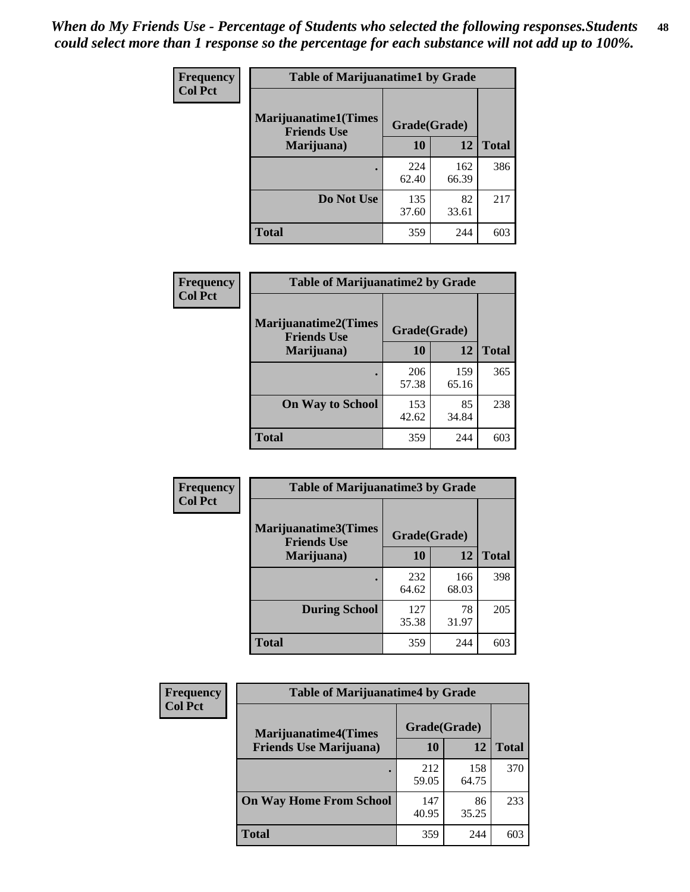*When do My Friends Use - Percentage of Students who selected the following responses.Students could select more than 1 response so the percentage for each substance will not add up to 100%.*

**Frequency Col Pct**

| Table of Marijuanatime1 by Grade | | | |
|---|---|---|---|
| **Marijuanatime1(Times Friends Use Marijuana)** | **Grade(Grade)** | | **Total** |
| | **10** | **12** | |
| **.** | 224<br>62.40 | 162<br>66.39 | 386 |
| **Do Not Use** | 135<br>37.60 | 82<br>33.61 | 217 |
| **Total** | 359 | 244 | 603 |

**Frequency Col Pct**

| Table of Marijuanatime2 by Grade | | | |
|---|---|---|---|
| **Marijuanatime2(Times Friends Use Marijuana)** | **Grade(Grade)** | | **Total** |
| | **10** | **12** | |
| **.** | 206<br>57.38 | 159<br>65.16 | 365 |
| **On Way to School** | 153<br>42.62 | 85<br>34.84 | 238 |
| **Total** | 359 | 244 | 603 |

**Frequency Col Pct**

| Table of Marijuanatime3 by Grade | | | |
|---|---|---|---|
| **Marijuanatime3(Times Friends Use Marijuana)** | **Grade(Grade)** | | **Total** |
| | **10** | **12** | |
| **.** | 232<br>64.62 | 166<br>68.03 | 398 |
| **During School** | 127<br>35.38 | 78<br>31.97 | 205 |
| **Total** | 359 | 244 | 603 |

**Frequency Col Pct**

| Table of Marijuanatime4 by Grade | | | |
|---|---|---|---|
| **Marijuanatime4(Times Friends Use Marijuana)** | **Grade(Grade)** | | **Total** |
| | **10** | **12** | |
| **.** | 212<br>59.05 | 158<br>64.75 | 370 |
| **On Way Home From School** | 147<br>40.95 | 86<br>35.25 | 233 |
| **Total** | 359 | 244 | 603 |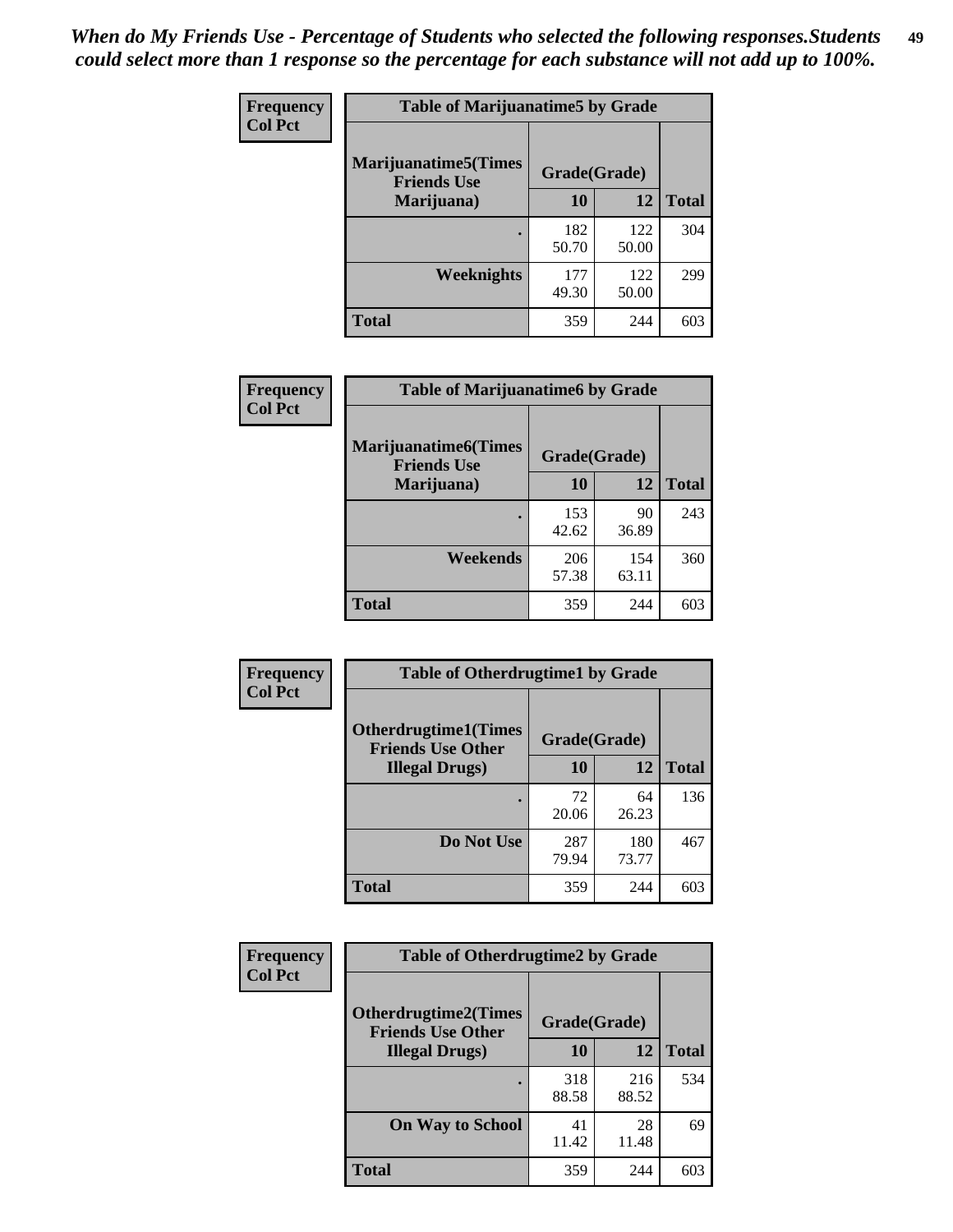*When do My Friends Use - Percentage of Students who selected the following responses.Students could select more than 1 response so the percentage for each substance will not add up to 100%.*

**Frequency**
**Col Pct**

**Table of Marijuanatime5 by Grade**

| Marijuanatime5(Times Friends Use Marijuana) | Grade(Grade) | | |
|---|---|---|---|
| | 10 | 12 | Total |
| . | 182<br>50.70 | 122<br>50.00 | 304 |
| Weeknights | 177<br>49.30 | 122<br>50.00 | 299 |
| Total | 359 | 244 | 603 |

**Frequency**
**Col Pct**

**Table of Marijuanatime6 by Grade**

| Marijuanatime6(Times Friends Use Marijuana) | Grade(Grade) | | |
|---|---|---|---|
| | 10 | 12 | Total |
| . | 153<br>42.62 | 90<br>36.89 | 243 |
| Weekends | 206<br>57.38 | 154<br>63.11 | 360 |
| Total | 359 | 244 | 603 |

**Frequency**
**Col Pct**

**Table of Otherdrugtime1 by Grade**

| Otherdrugtime1(Times Friends Use Other Illegal Drugs) | Grade(Grade) | | |
|---|---|---|---|
| | 10 | 12 | Total |
| . | 72<br>20.06 | 64<br>26.23 | 136 |
| Do Not Use | 287<br>79.94 | 180<br>73.77 | 467 |
| Total | 359 | 244 | 603 |

**Frequency**
**Col Pct**

**Table of Otherdrugtime2 by Grade**

| Otherdrugtime2(Times Friends Use Other Illegal Drugs) | Grade(Grade) | | |
|---|---|---|---|
| | 10 | 12 | Total |
| . | 318<br>88.58 | 216<br>88.52 | 534 |
| On Way to School | 41<br>11.42 | 28<br>11.48 | 69 |
| Total | 359 | 244 | 603 |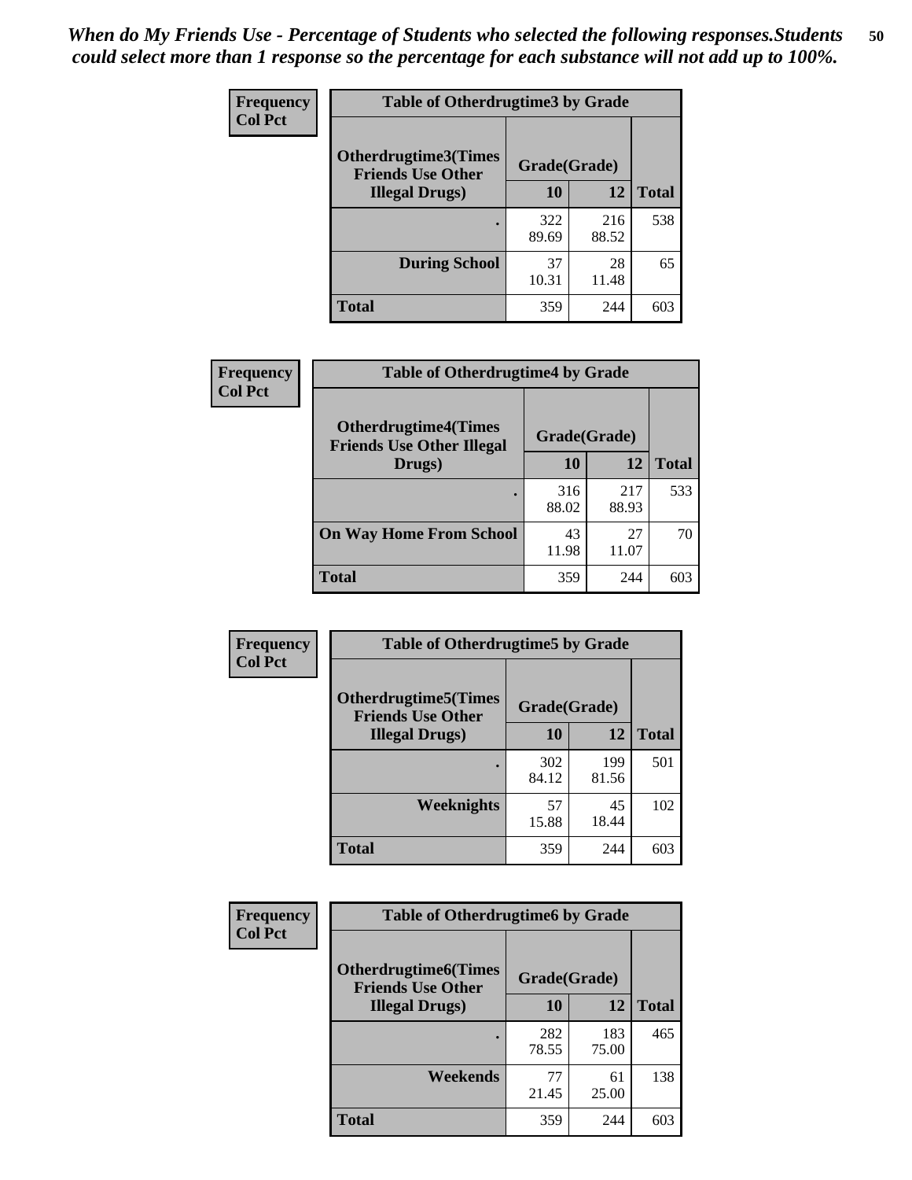*When do My Friends Use - Percentage of Students who selected the following responses.Students could select more than 1 response so the percentage for each substance will not add up to 100%.*

**Frequency**
**Col Pct**

**Table of Otherdrugtime3 by Grade**

| Otherdrugtime3(Times Friends Use Other Illegal Drugs) | Grade(Grade) | | |
|---|---|---|---|
| | 10 | 12 | Total |
| . | 322<br>89.69 | 216<br>88.52 | 538 |
| During School | 37<br>10.31 | 28<br>11.48 | 65 |
| Total | 359 | 244 | 603 |

**Frequency**
**Col Pct**

**Table of Otherdrugtime4 by Grade**

| Otherdrugtime4(Times Friends Use Other Illegal Drugs) | Grade(Grade) | | |
|---|---|---|---|
| | 10 | 12 | Total |
| . | 316<br>88.02 | 217<br>88.93 | 533 |
| On Way Home From School | 43<br>11.98 | 27<br>11.07 | 70 |
| Total | 359 | 244 | 603 |

**Frequency**
**Col Pct**

**Table of Otherdrugtime5 by Grade**

| Otherdrugtime5(Times Friends Use Other Illegal Drugs) | Grade(Grade) | | |
|---|---|---|---|
| | 10 | 12 | Total |
| . | 302<br>84.12 | 199<br>81.56 | 501 |
| Weeknights | 57<br>15.88 | 45<br>18.44 | 102 |
| Total | 359 | 244 | 603 |

**Frequency**
**Col Pct**

**Table of Otherdrugtime6 by Grade**

| Otherdrugtime6(Times Friends Use Other Illegal Drugs) | Grade(Grade) | | |
|---|---|---|---|
| | 10 | 12 | Total |
| . | 282<br>78.55 | 183<br>75.00 | 465 |
| Weekends | 77<br>21.45 | 61<br>25.00 | 138 |
| Total | 359 | 244 | 603 |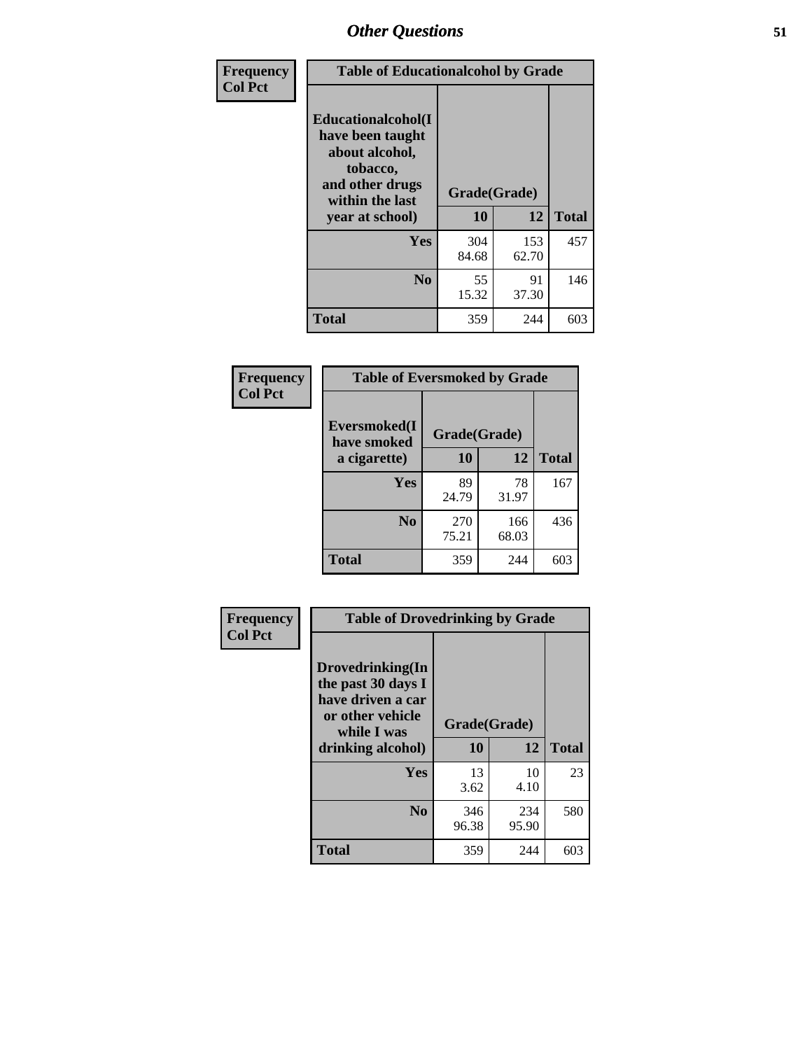| Frequency<br>Col Pct | Table of Educationalalcohol by Grade | | |
|---|---|---|---|
| **Educationalalcohol(I have been taught about alcohol, tobacco, and other drugs within the last year at school)** | **Grade(Grade)** | | |
| | **10** | **12** | **Total** |
| **Yes** | 304<br>84.68 | 153<br>62.70 | 457 |
| **No** | 55<br>15.32 | 91<br>37.30 | 146 |
| **Total** | 359 | 244 | 603 |

| Frequency<br>Col Pct | Table of Eversmoked by Grade | | |
|---|---|---|---|
| **Eversmoked(I have smoked a cigarette)** | **Grade(Grade)** | | |
| | **10** | **12** | **Total** |
| **Yes** | 89<br>24.79 | 78<br>31.97 | 167 |
| **No** | 270<br>75.21 | 166<br>68.03 | 436 |
| **Total** | 359 | 244 | 603 |

| Frequency<br>Col Pct | Table of Drovedrinking by Grade | | |
|---|---|---|---|
| **Drovedrinking(In the past 30 days I have driven a car or other vehicle while I was drinking alcohol)** | **Grade(Grade)** | | |
| | **10** | **12** | **Total** |
| **Yes** | 13<br>3.62 | 10<br>4.10 | 23 |
| **No** | 346<br>96.38 | 234<br>95.90 | 580 |
| **Total** | 359 | 244 | 603 |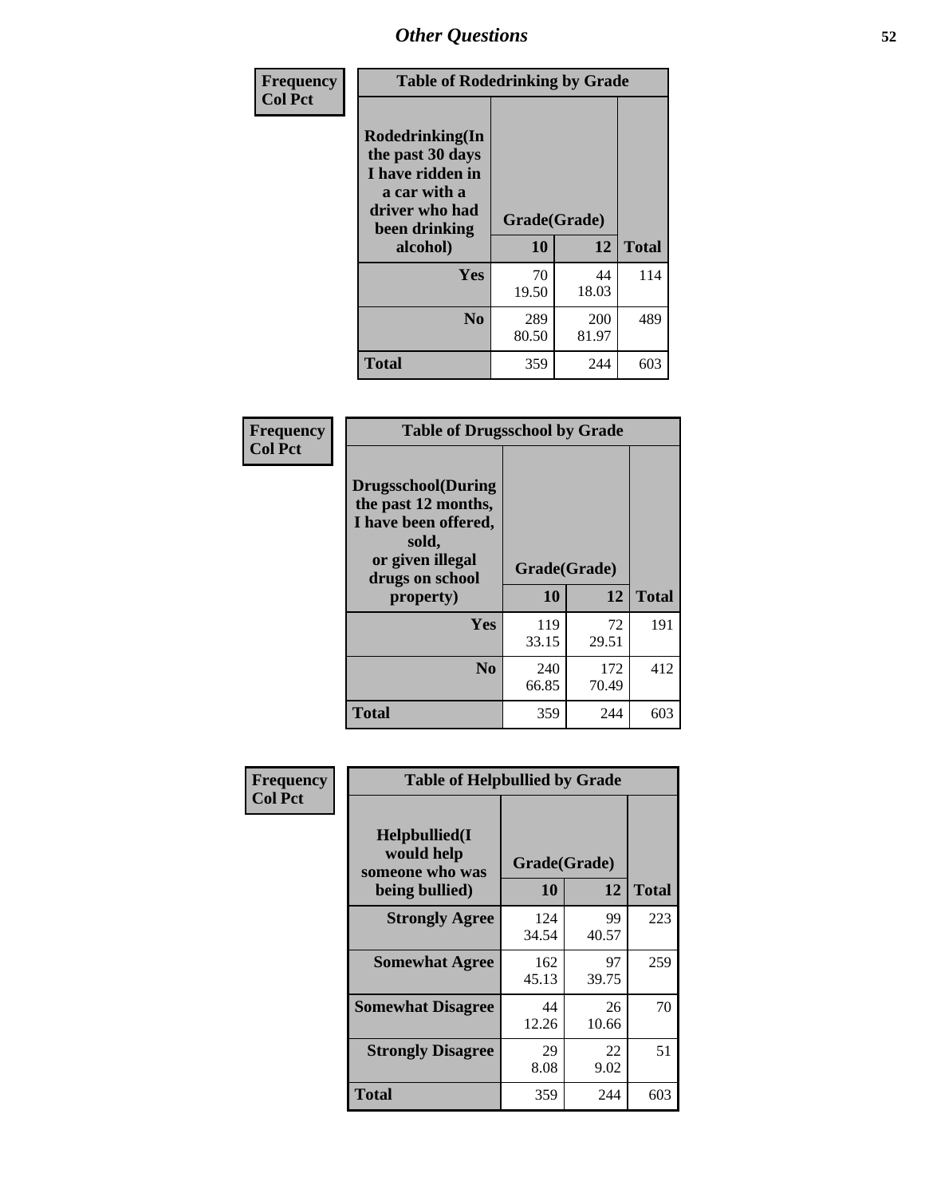# Other Questions

**Frequency**
**Col Pct**

| Table of Rodedrinking by Grade | | | |
|---|---|---|---|
| Rodedrinking(In the past 30 days I have ridden in a car with a driver who had been drinking alcohol) | Grade(Grade) | | |
| | 10 | 12 | Total |
| Yes | 70<br>19.50 | 44<br>18.03 | 114 |
| No | 289<br>80.50 | 200<br>81.97 | 489 |
| Total | 359 | 244 | 603 |

**Frequency**
**Col Pct**

| Table of Drugsschool by Grade | | | |
|---|---|---|---|
| Drugsschool(During the past 12 months, I have been offered, sold, or given illegal drugs on school property) | Grade(Grade) | | |
| | 10 | 12 | Total |
| Yes | 119<br>33.15 | 72<br>29.51 | 191 |
| No | 240<br>66.85 | 172<br>70.49 | 412 |
| Total | 359 | 244 | 603 |

**Frequency**
**Col Pct**

| Table of Helpbullied by Grade | | | |
|---|---|---|---|
| Helpbullied(I would help someone who was being bullied) | Grade(Grade) | | |
| | 10 | 12 | Total |
| Strongly Agree | 124<br>34.54 | 99<br>40.57 | 223 |
| Somewhat Agree | 162<br>45.13 | 97<br>39.75 | 259 |
| Somewhat Disagree | 44<br>12.26 | 26<br>10.66 | 70 |
| Strongly Disagree | 29<br>8.08 | 22<br>9.02 | 51 |
| Total | 359 | 244 | 603 |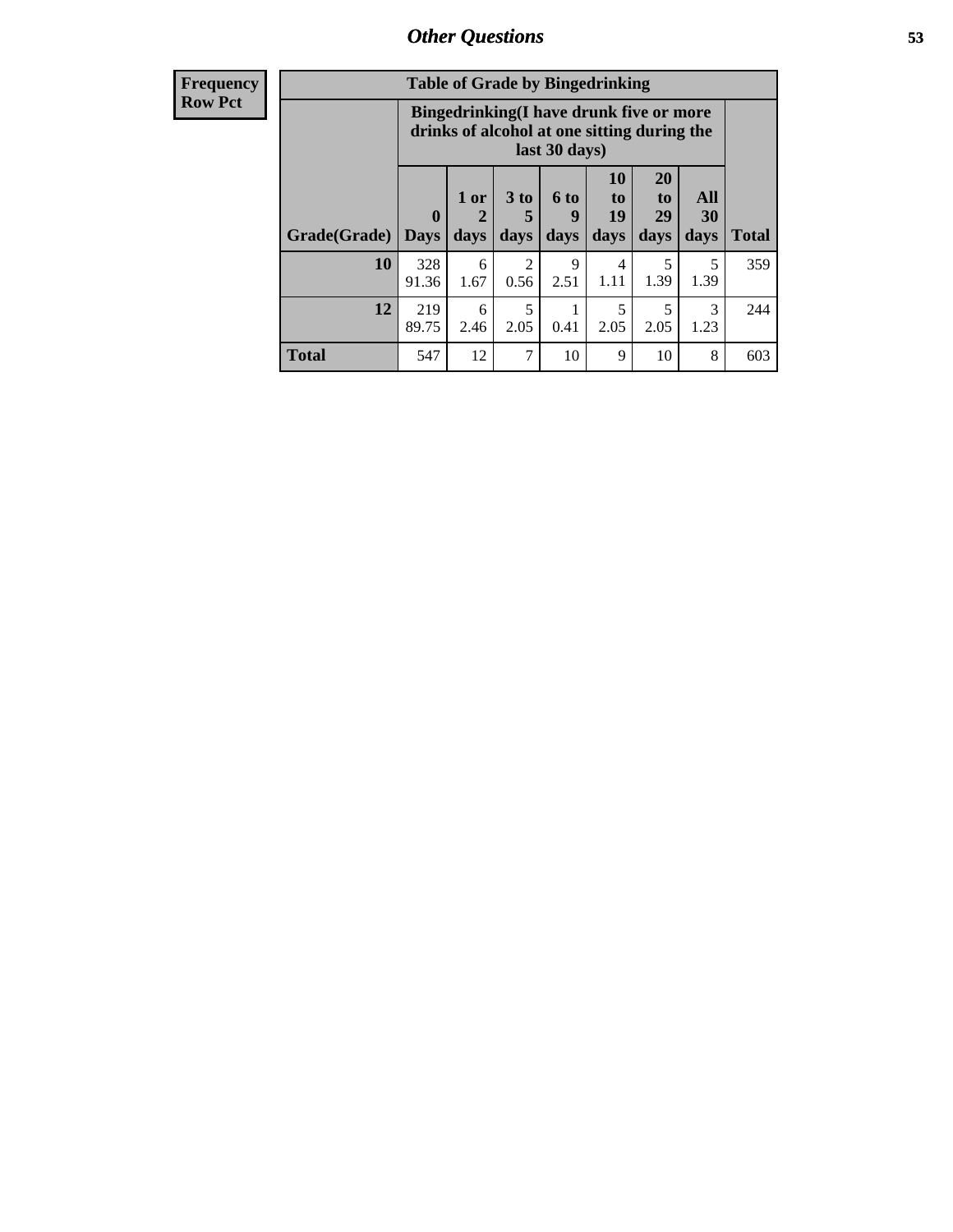## Other Questions

**Frequency**
**Row Pct**

| Table of Grade by Bingedrinking | | | | | | | | |
|---|---|---|---|---|---|---|---|---|
| | Bingedrinking(I have drunk five or more drinks of alcohol at one sitting during the last 30 days) | | | | | | | |
| Grade(Grade) | 0 Days | 1 or 2 days | 3 to 5 days | 6 to 9 days | 10 to 19 days | 20 to 29 days | All 30 days | Total |
| 10 | 328<br>91.36 | 6<br>1.67 | 2<br>0.56 | 9<br>2.51 | 4<br>1.11 | 5<br>1.39 | 5<br>1.39 | 359 |
| 12 | 219<br>89.75 | 6<br>2.46 | 5<br>2.05 | 1<br>0.41 | 5<br>2.05 | 5<br>2.05 | 3<br>1.23 | 244 |
| Total | 547 | 12 | 7 | 10 | 9 | 10 | 8 | 603 |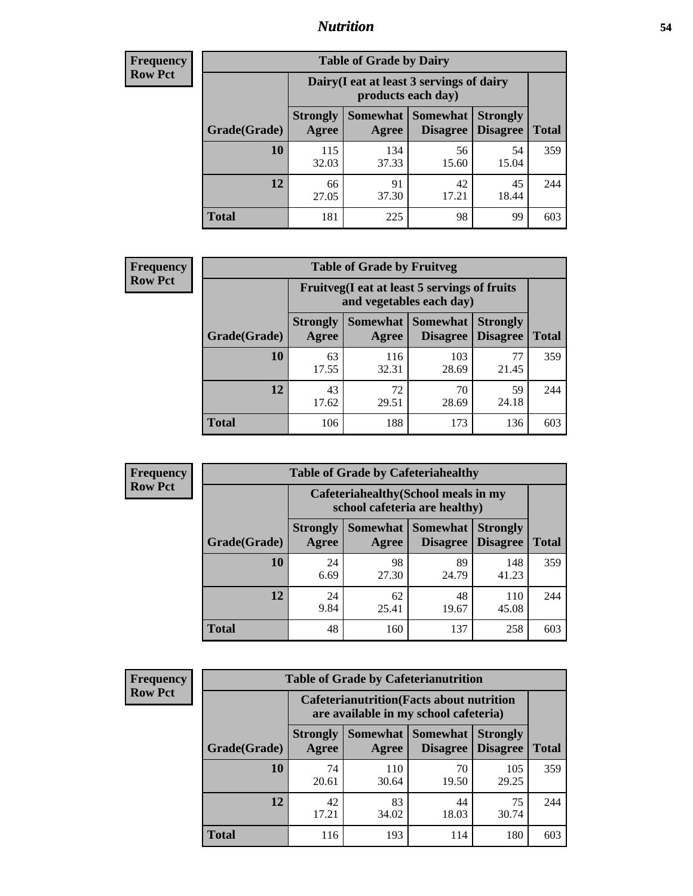## Nutrition

**Frequency Row Pct**

| Table of Grade by Dairy | | | | | |
|---|---|---|---|---|---|
| | Dairy(I eat at least 3 servings of dairy products each day) | | | | |
| Grade(Grade) | Strongly Agree | Somewhat Agree | Somewhat Disagree | Strongly Disagree | Total |
| 10 | 115<br>32.03 | 134<br>37.33 | 56<br>15.60 | 54<br>15.04 | 359 |
| 12 | 66<br>27.05 | 91<br>37.30 | 42<br>17.21 | 45<br>18.44 | 244 |
| Total | 181 | 225 | 98 | 99 | 603 |

**Frequency Row Pct**

| Table of Grade by Fruitveg | | | | | |
|---|---|---|---|---|---|
| | Fruitveg(I eat at least 5 servings of fruits and vegetables each day) | | | | |
| Grade(Grade) | Strongly Agree | Somewhat Agree | Somewhat Disagree | Strongly Disagree | Total |
| 10 | 63<br>17.55 | 116<br>32.31 | 103<br>28.69 | 77<br>21.45 | 359 |
| 12 | 43<br>17.62 | 72<br>29.51 | 70<br>28.69 | 59<br>24.18 | 244 |
| Total | 106 | 188 | 173 | 136 | 603 |

**Frequency Row Pct**

| Table of Grade by Cafeteriahealthy | | | | | |
|---|---|---|---|---|---|
| | Cafeteriahealthy(School meals in my school cafeteria are healthy) | | | | |
| Grade(Grade) | Strongly Agree | Somewhat Agree | Somewhat Disagree | Strongly Disagree | Total |
| 10 | 24<br>6.69 | 98<br>27.30 | 89<br>24.79 | 148<br>41.23 | 359 |
| 12 | 24<br>9.84 | 62<br>25.41 | 48<br>19.67 | 110<br>45.08 | 244 |
| Total | 48 | 160 | 137 | 258 | 603 |

**Frequency Row Pct**

| Table of Grade by Cafeterianutrition | | | | | |
|---|---|---|---|---|---|
| | Cafeterianutrition(Facts about nutrition are available in my school cafeteria) | | | | |
| Grade(Grade) | Strongly Agree | Somewhat Agree | Somewhat Disagree | Strongly Disagree | Total |
| 10 | 74<br>20.61 | 110<br>30.64 | 70<br>19.50 | 105<br>29.25 | 359 |
| 12 | 42<br>17.21 | 83<br>34.02 | 44<br>18.03 | 75<br>30.74 | 244 |
| Total | 116 | 193 | 114 | 180 | 603 |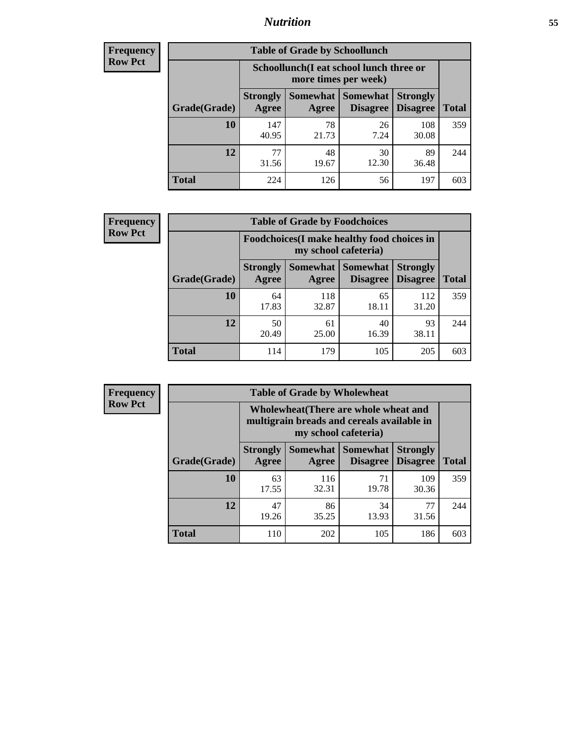**Frequency Row Pct**

| Table of Grade by Schoollunch | | | | | |
|---|---|---|---|---|---|
| | Schoollunch(I eat school lunch three or more times per week) | | | | |
| Grade(Grade) | Strongly Agree | Somewhat Agree | Somewhat Disagree | Strongly Disagree | Total |
| **10** | 147<br>40.95 | 78<br>21.73 | 26<br>7.24 | 108<br>30.08 | 359 |
| **12** | 77<br>31.56 | 48<br>19.67 | 30<br>12.30 | 89<br>36.48 | 244 |
| **Total** | 224 | 126 | 56 | 197 | 603 |

**Frequency Row Pct**

| Table of Grade by Foodchoices | | | | | |
|---|---|---|---|---|---|
| | Foodchoices(I make healthy food choices in my school cafeteria) | | | | |
| Grade(Grade) | Strongly Agree | Somewhat Agree | Somewhat Disagree | Strongly Disagree | Total |
| **10** | 64<br>17.83 | 118<br>32.87 | 65<br>18.11 | 112<br>31.20 | 359 |
| **12** | 50<br>20.49 | 61<br>25.00 | 40<br>16.39 | 93<br>38.11 | 244 |
| **Total** | 114 | 179 | 105 | 205 | 603 |

**Frequency Row Pct**

| Table of Grade by Wholewheat | | | | | |
|---|---|---|---|---|---|
| | Wholewheat(There are whole wheat and multigrain breads and cereals available in my school cafeteria) | | | | |
| Grade(Grade) | Strongly Agree | Somewhat Agree | Somewhat Disagree | Strongly Disagree | Total |
| **10** | 63<br>17.55 | 116<br>32.31 | 71<br>19.78 | 109<br>30.36 | 359 |
| **12** | 47<br>19.26 | 86<br>35.25 | 34<br>13.93 | 77<br>31.56 | 244 |
| **Total** | 110 | 202 | 105 | 186 | 603 |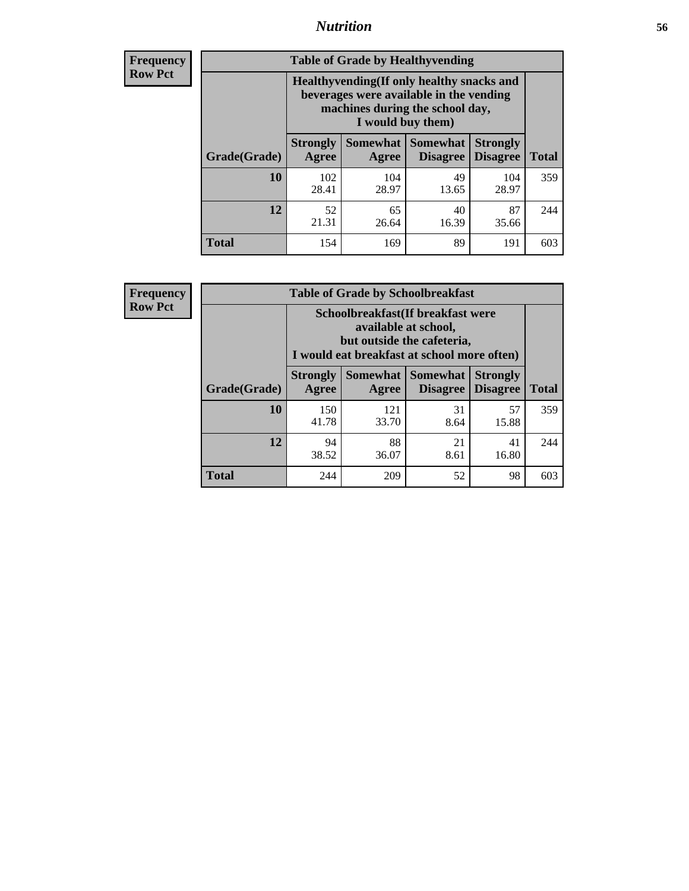## Nutrition

**Frequency**
**Row Pct**

| Table of Grade by Healthyvending | | | | | |
|---|---|---|---|---|---|
| | Healthyvending(If only healthy snacks and beverages were available in the vending machines during the school day, I would buy them) | | | | |
| Grade(Grade) | Strongly Agree | Somewhat Agree | Somewhat Disagree | Strongly Disagree | Total |
| **10** | 102<br>28.41 | 104<br>28.97 | 49<br>13.65 | 104<br>28.97 | 359 |
| **12** | 52<br>21.31 | 65<br>26.64 | 40<br>16.39 | 87<br>35.66 | 244 |
| **Total** | 154 | 169 | 89 | 191 | 603 |

**Frequency**
**Row Pct**

| Table of Grade by Schoolbreakfast | | | | | |
|---|---|---|---|---|---|
| | Schoolbreakfast(If breakfast were available at school, but outside the cafeteria, I would eat breakfast at school more often) | | | | |
| Grade(Grade) | Strongly Agree | Somewhat Agree | Somewhat Disagree | Strongly Disagree | Total |
| **10** | 150<br>41.78 | 121<br>33.70 | 31<br>8.64 | 57<br>15.88 | 359 |
| **12** | 94<br>38.52 | 88<br>36.07 | 21<br>8.61 | 41<br>16.80 | 244 |
| **Total** | 244 | 209 | 52 | 98 | 603 |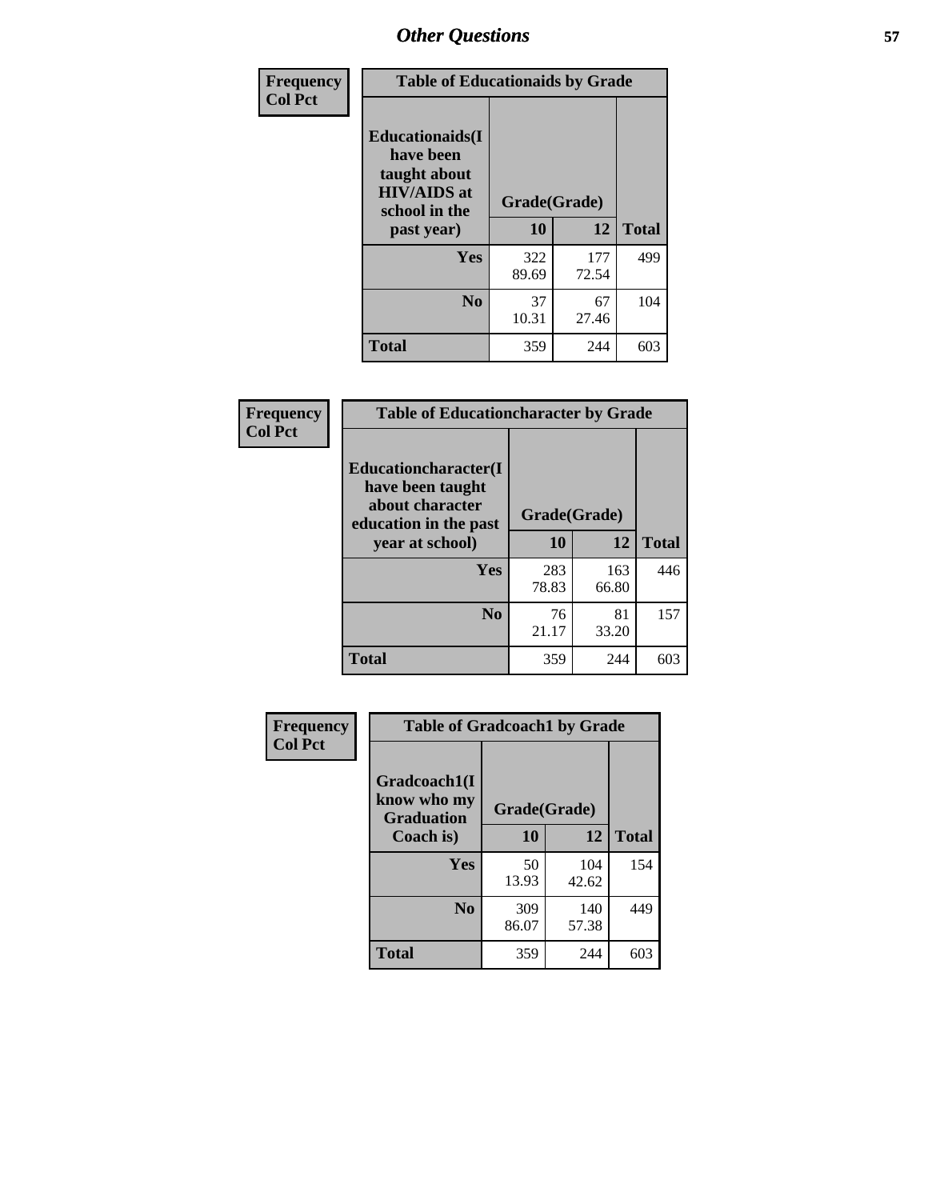# Other Questions

| Frequency<br>Col Pct | Table of Educationaids by Grade | | |
|---|---|---|---|
| Educationaids(I have been taught about HIV/AIDS at school in the past year) | Grade(Grade) | | |
| | 10 | 12 | Total |
| Yes | 322<br>89.69 | 177<br>72.54 | 499 |
| No | 37<br>10.31 | 67<br>27.46 | 104 |
| Total | 359 | 244 | 603 |

| Frequency<br>Col Pct | Table of Educationcharacter by Grade | | |
|---|---|---|---|
| Educationcharacter(I have been taught about character education in the past year at school) | Grade(Grade) | | |
| | 10 | 12 | Total |
| Yes | 283<br>78.83 | 163<br>66.80 | 446 |
| No | 76<br>21.17 | 81<br>33.20 | 157 |
| Total | 359 | 244 | 603 |

| Frequency<br>Col Pct | Table of Gradcoach1 by Grade | | |
|---|---|---|---|
| Gradcoach1(I know who my Graduation Coach is) | Grade(Grade) | | |
| | 10 | 12 | Total |
| Yes | 50<br>13.93 | 104<br>42.62 | 154 |
| No | 309<br>86.07 | 140<br>57.38 | 449 |
| Total | 359 | 244 | 603 |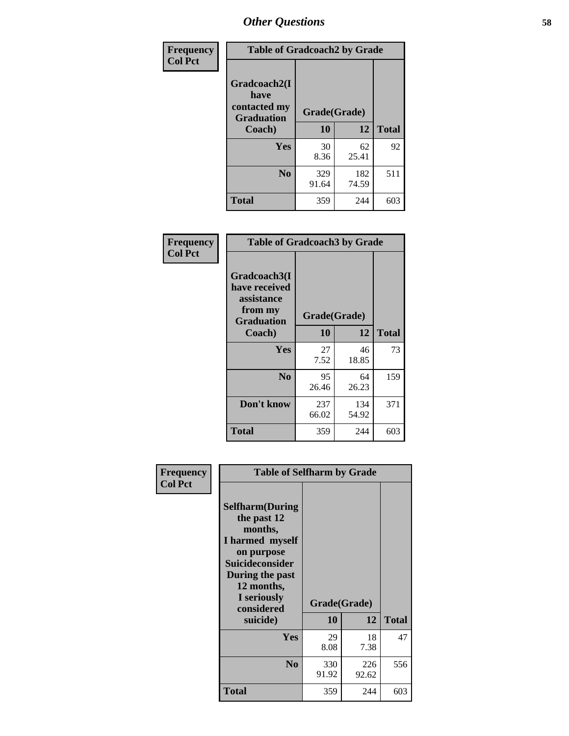## Other Questions

**Frequency**
**Col Pct**

| Table of Gradcoach2 by Grade | | | |
|---|---|---|---|
| Gradcoach2(I have contacted my Graduation Coach) | Grade(Grade) | | |
| | 10 | 12 | Total |
| Yes | 30<br>8.36 | 62<br>25.41 | 92 |
| No | 329<br>91.64 | 182<br>74.59 | 511 |
| Total | 359 | 244 | 603 |

**Frequency**
**Col Pct**

| Table of Gradcoach3 by Grade | | | |
|---|---|---|---|
| Gradcoach3(I have received assistance from my Graduation Coach) | Grade(Grade) | | |
| | 10 | 12 | Total |
| Yes | 27<br>7.52 | 46<br>18.85 | 73 |
| No | 95<br>26.46 | 64<br>26.23 | 159 |
| Don't know | 237<br>66.02 | 134<br>54.92 | 371 |
| Total | 359 | 244 | 603 |

**Frequency**
**Col Pct**

| Table of Selfharm by Grade | | | |
|---|---|---|---|
| Selfharm(During the past 12 months, I harmed myself on purpose Suicideconsider During the past 12 months, I seriously considered suicide) | Grade(Grade) | | |
| | 10 | 12 | Total |
| Yes | 29<br>8.08 | 18<br>7.38 | 47 |
| No | 330<br>91.92 | 226<br>92.62 | 556 |
| Total | 359 | 244 | 603 |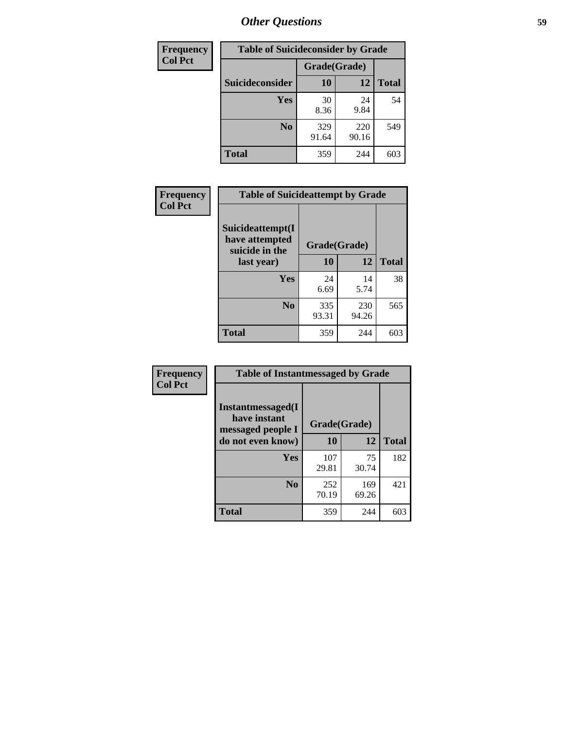## Other Questions

| Frequency<br>Col Pct |
|---|

**Table of Suicideconsider by Grade**

| Suicideconsider | Grade(Grade) 10 | 12 | Total |
|---|---|---|---|
| Yes | 30<br>8.36 | 24<br>9.84 | 54 |
| No | 329<br>91.64 | 220<br>90.16 | 549 |
| Total | 359 | 244 | 603 |

| Frequency<br>Col Pct |
|---|

**Table of Suicideattempt by Grade**

| Suicideattempt(I have attempted suicide in the last year) | Grade(Grade) 10 | 12 | Total |
|---|---|---|---|
| Yes | 24<br>6.69 | 14<br>5.74 | 38 |
| No | 335<br>93.31 | 230<br>94.26 | 565 |
| Total | 359 | 244 | 603 |

| Frequency<br>Col Pct |
|---|

**Table of Instantmessaged by Grade**

| Instantmessaged(I have instant messaged people I do not even know) | Grade(Grade) 10 | 12 | Total |
|---|---|---|---|
| Yes | 107<br>29.81 | 75<br>30.74 | 182 |
| No | 252<br>70.19 | 169<br>69.26 | 421 |
| Total | 359 | 244 | 603 |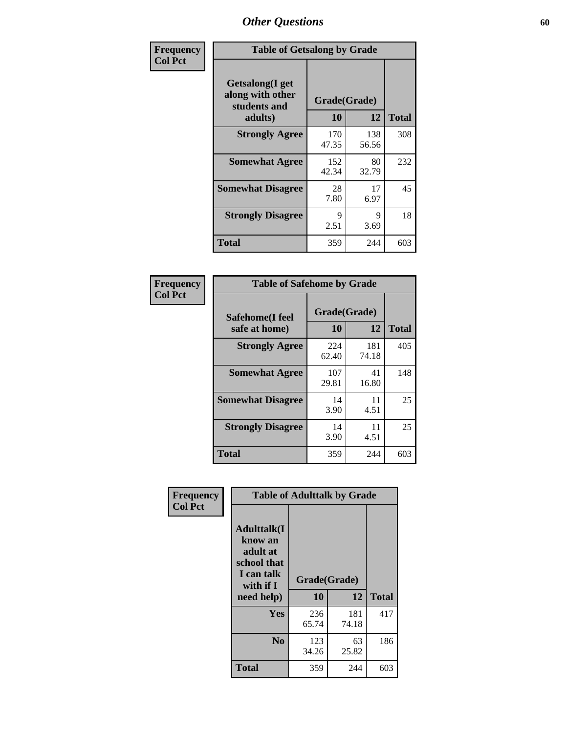# Other Questions

**Frequency**
**Col Pct**

| Table of Getsalong by Grade | | | |
|---|---|---|---|
| Getsalong(I get along with other students and adults) | Grade(Grade) | | |
| | 10 | 12 | Total |
| **Strongly Agree** | 170<br>47.35 | 138<br>56.56 | 308 |
| **Somewhat Agree** | 152<br>42.34 | 80<br>32.79 | 232 |
| **Somewhat Disagree** | 28<br>7.80 | 17<br>6.97 | 45 |
| **Strongly Disagree** | 9<br>2.51 | 9<br>3.69 | 18 |
| **Total** | 359 | 244 | 603 |

**Frequency**
**Col Pct**

| Table of Safehome by Grade | | | |
|---|---|---|---|
| Safehome(I feel safe at home) | Grade(Grade) | | |
| | 10 | 12 | Total |
| **Strongly Agree** | 224<br>62.40 | 181<br>74.18 | 405 |
| **Somewhat Agree** | 107<br>29.81 | 41<br>16.80 | 148 |
| **Somewhat Disagree** | 14<br>3.90 | 11<br>4.51 | 25 |
| **Strongly Disagree** | 14<br>3.90 | 11<br>4.51 | 25 |
| **Total** | 359 | 244 | 603 |

**Frequency**
**Col Pct**

| Table of Adulttalk by Grade | | | |
|---|---|---|---|
| Adulttalk(I know an adult at school that I can talk with if I need help) | Grade(Grade) | | |
| | 10 | 12 | Total |
| **Yes** | 236<br>65.74 | 181<br>74.18 | 417 |
| **No** | 123<br>34.26 | 63<br>25.82 | 186 |
| **Total** | 359 | 244 | 603 |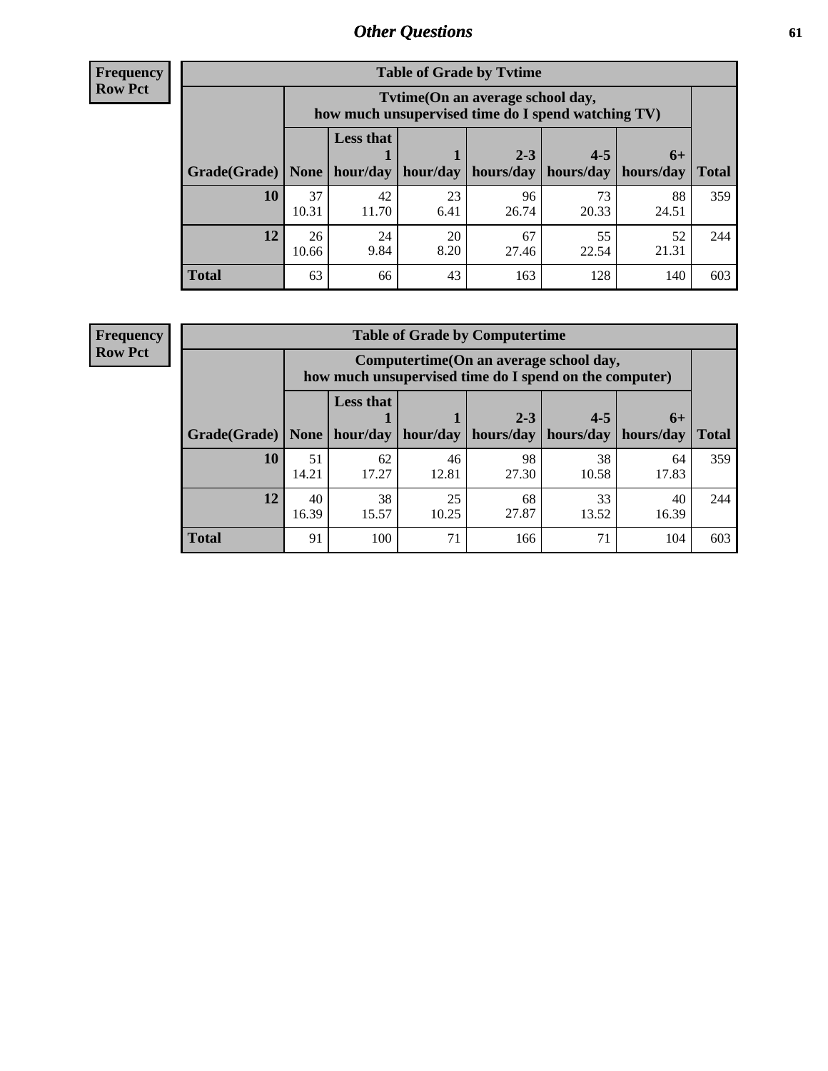## Other Questions

**Frequency**
**Row Pct**

| Table of Grade by Tvtime | | | | | | | |
|---|---|---|---|---|---|---|---|
| | Tvtime(On an average school day, how much unsupervised time do I spend watching TV) | | | | | | |
| Grade(Grade) | None | Less that 1 hour/day | 1 hour/day | 2-3 hours/day | 4-5 hours/day | 6+ hours/day | Total |
| **10** | 37<br>10.31 | 42<br>11.70 | 23<br>6.41 | 96<br>26.74 | 73<br>20.33 | 88<br>24.51 | 359 |
| **12** | 26<br>10.66 | 24<br>9.84 | 20<br>8.20 | 67<br>27.46 | 55<br>22.54 | 52<br>21.31 | 244 |
| **Total** | 63 | 66 | 43 | 163 | 128 | 140 | 603 |

**Frequency**
**Row Pct**

| Table of Grade by Computertime | | | | | | | |
|---|---|---|---|---|---|---|---|
| | Computertime(On an average school day, how much unsupervised time do I spend on the computer) | | | | | | |
| Grade(Grade) | None | Less that 1 hour/day | 1 hour/day | 2-3 hours/day | 4-5 hours/day | 6+ hours/day | Total |
| **10** | 51<br>14.21 | 62<br>17.27 | 46<br>12.81 | 98<br>27.30 | 38<br>10.58 | 64<br>17.83 | 359 |
| **12** | 40<br>16.39 | 38<br>15.57 | 25<br>10.25 | 68<br>27.87 | 33<br>13.52 | 40<br>16.39 | 244 |
| **Total** | 91 | 100 | 71 | 166 | 71 | 104 | 603 |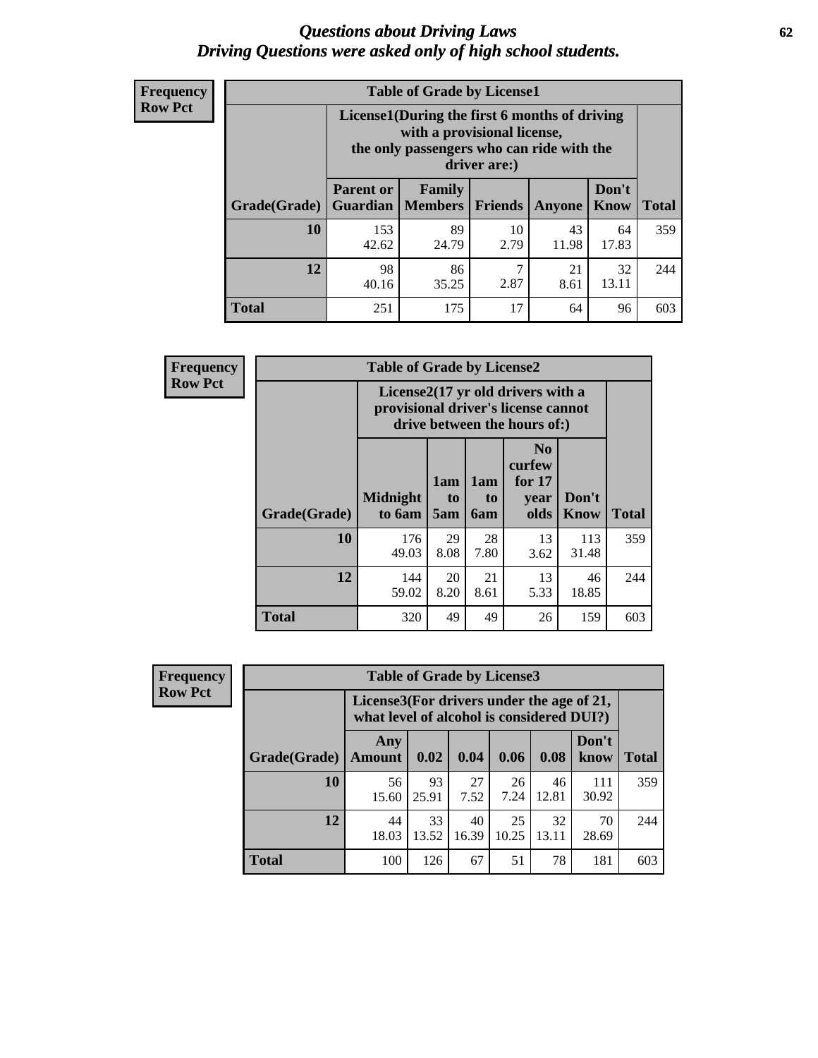# *Questions about Driving Laws*
# *Driving Questions were asked only of high school students.*

**Frequency**
**Row Pct**

**Table of Grade by License1**

| Grade(Grade) | License1(During the first 6 months of driving with a provisional license, the only passengers who can ride with the driver are:) | | | | | Total |
|---|---|---|---|---|---|---|
| | Parent or Guardian | Family Members | Friends | Anyone | Don't Know | |
| **10** | 153<br>42.62 | 89<br>24.79 | 10<br>2.79 | 43<br>11.98 | 64<br>17.83 | 359 |
| **12** | 98<br>40.16 | 86<br>35.25 | 7<br>2.87 | 21<br>8.61 | 32<br>13.11 | 244 |
| **Total** | 251 | 175 | 17 | 64 | 96 | 603 |

**Frequency**
**Row Pct**

**Table of Grade by License2**

| Grade(Grade) | License2(17 yr old drivers with a provisional driver's license cannot drive between the hours of:) | | | | | Total |
|---|---|---|---|---|---|---|
| | Midnight to 6am | 1am to 5am | 1am to 6am | No curfew for 17 year olds | Don't Know | |
| **10** | 176<br>49.03 | 29<br>8.08 | 28<br>7.80 | 13<br>3.62 | 113<br>31.48 | 359 |
| **12** | 144<br>59.02 | 20<br>8.20 | 21<br>8.61 | 13<br>5.33 | 46<br>18.85 | 244 |
| **Total** | 320 | 49 | 49 | 26 | 159 | 603 |

**Frequency**
**Row Pct**

**Table of Grade by License3**

| Grade(Grade) | License3(For drivers under the age of 21, what level of alcohol is considered DUI?) | | | | | | Total |
|---|---|---|---|---|---|---|---|
| | Any Amount | 0.02 | 0.04 | 0.06 | 0.08 | Don't know | |
| **10** | 56<br>15.60 | 93<br>25.91 | 27<br>7.52 | 26<br>7.24 | 46<br>12.81 | 111<br>30.92 | 359 |
| **12** | 44<br>18.03 | 33<br>13.52 | 40<br>16.39 | 25<br>10.25 | 32<br>13.11 | 70<br>28.69 | 244 |
| **Total** | 100 | 126 | 67 | 51 | 78 | 181 | 603 |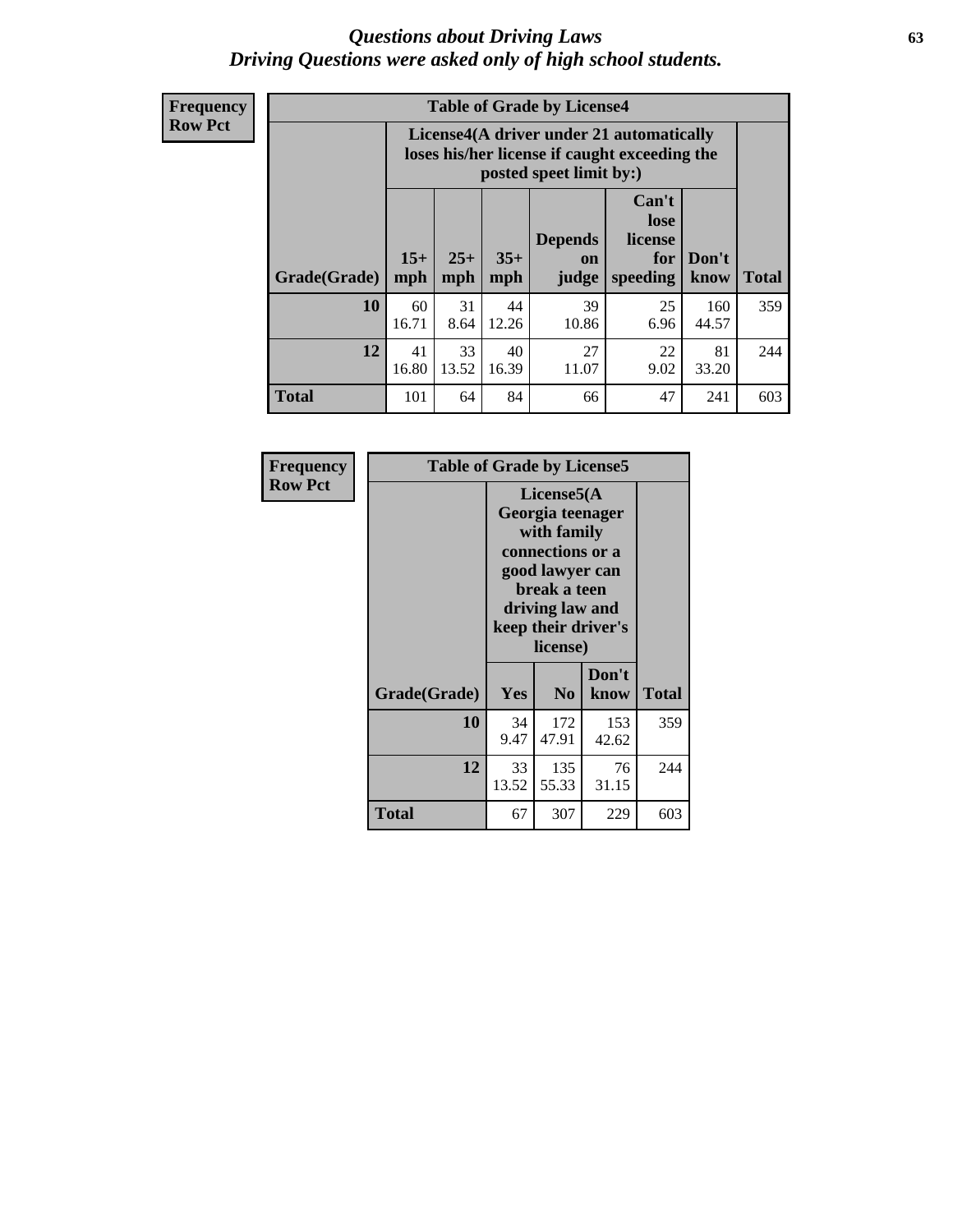# *Questions about Driving Laws*
## *Driving Questions were asked only of high school students.*

**Frequency**
**Row Pct**

**Table of Grade by License4**

| Grade(Grade) | License4(A driver under 21 automatically loses his/her license if caught exceeding the posted speet limit by:) | | | | | | Total |
|---|---|---|---|---|---|---|---|
| | 15+ mph | 25+ mph | 35+ mph | Depends on judge | Can't lose license for speeding | Don't know | |
| **10** | 60<br>16.71 | 31<br>8.64 | 44<br>12.26 | 39<br>10.86 | 25<br>6.96 | 160<br>44.57 | 359 |
| **12** | 41<br>16.80 | 33<br>13.52 | 40<br>16.39 | 27<br>11.07 | 22<br>9.02 | 81<br>33.20 | 244 |
| **Total** | 101 | 64 | 84 | 66 | 47 | 241 | 603 |

**Frequency**
**Row Pct**

**Table of Grade by License5**

| Grade(Grade) | License5(A Georgia teenager with family connections or a good lawyer can break a teen driving law and keep their driver's license) | | | Total |
|---|---|---|---|---|
| | Yes | No | Don't know | |
| **10** | 34<br>9.47 | 172<br>47.91 | 153<br>42.62 | 359 |
| **12** | 33<br>13.52 | 135<br>55.33 | 76<br>31.15 | 244 |
| **Total** | 67 | 307 | 229 | 603 |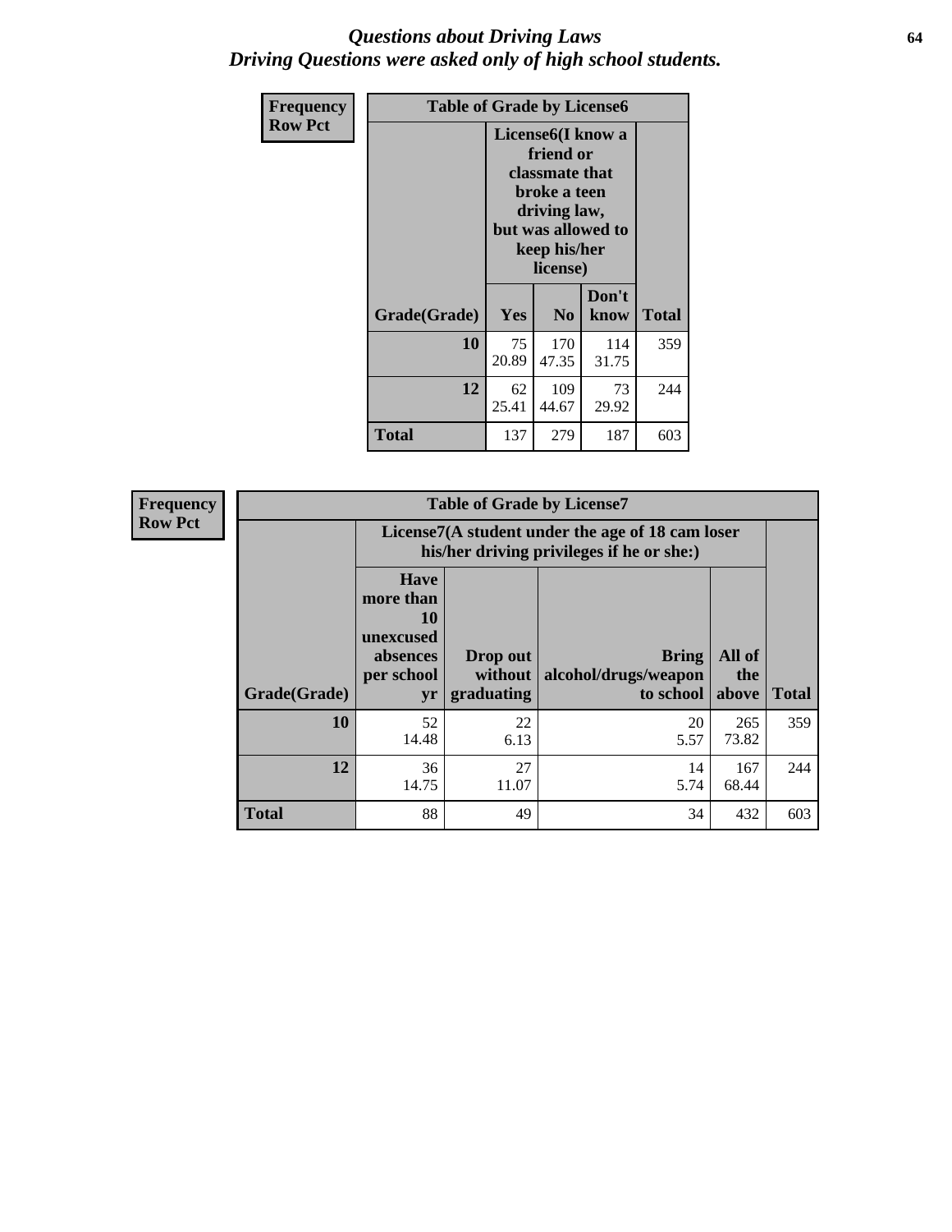# *Questions about Driving Laws*
## *Driving Questions were asked only of high school students.*

**Frequency**
**Row Pct**

**Table of Grade by License6**

| Grade(Grade) | License6(I know a friend or classmate that broke a teen driving law, but was allowed to keep his/her license) | | | Total |
|---|---|---|---|---|
| | Yes | No | Don't know | |
| **10** | 75<br>20.89 | 170<br>47.35 | 114<br>31.75 | 359 |
| **12** | 62<br>25.41 | 109<br>44.67 | 73<br>29.92 | 244 |
| **Total** | 137 | 279 | 187 | 603 |

**Frequency**
**Row Pct**

**Table of Grade by License7**

| Grade(Grade) | License7(A student under the age of 18 cam loser his/her driving privileges if he or she:) | | | | Total |
|---|---|---|---|---|---|
| | Have more than 10 unexcused absences per school yr | Drop out without graduating | Bring alcohol/drugs/weapon to school | All of the above | |
| **10** | 52<br>14.48 | 22<br>6.13 | 20<br>5.57 | 265<br>73.82 | 359 |
| **12** | 36<br>14.75 | 27<br>11.07 | 14<br>5.74 | 167<br>68.44 | 244 |
| **Total** | 88 | 49 | 34 | 432 | 603 |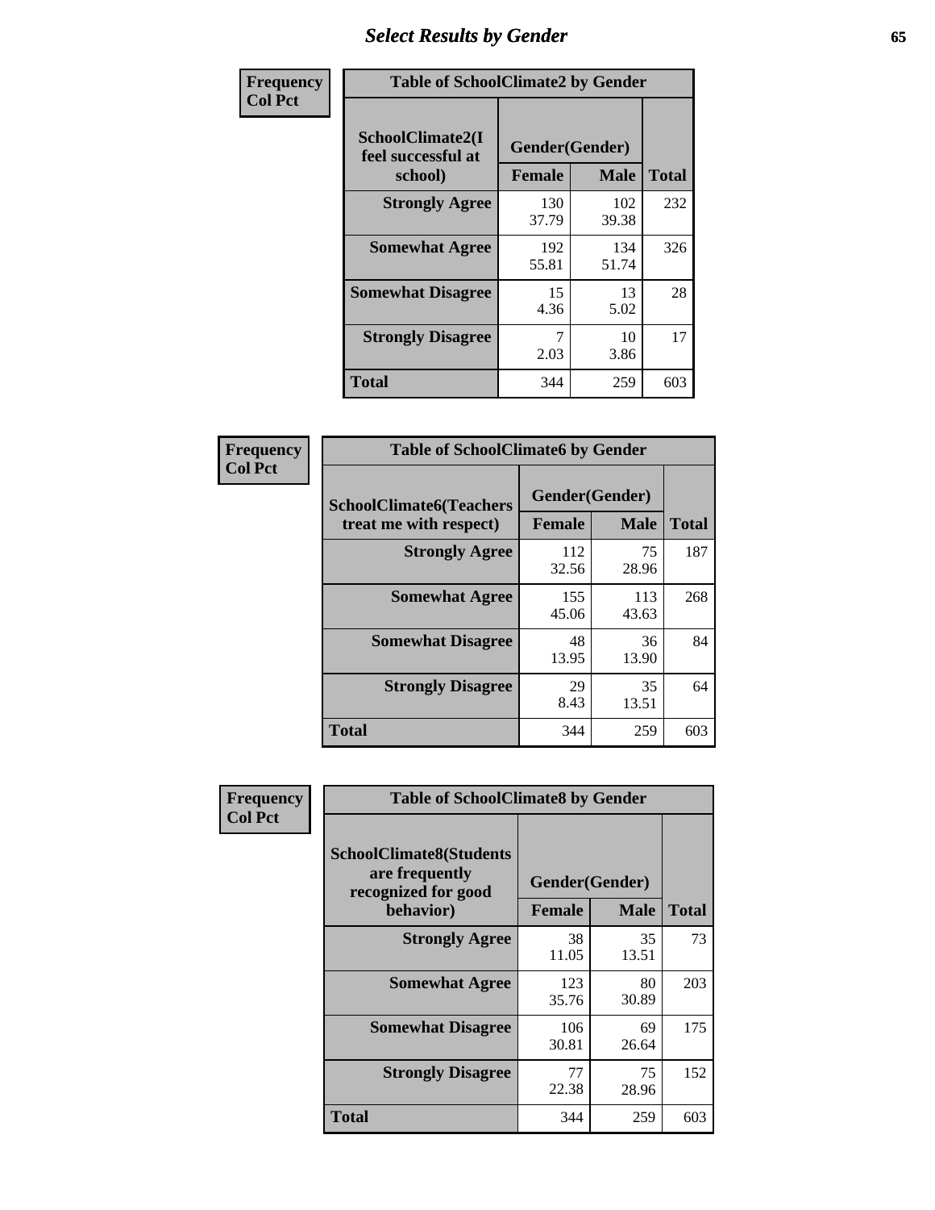## Select Results by Gender

**Frequency / Col Pct**

| Table of SchoolClimate2 by Gender | | | |
|---|---|---|---|
| SchoolClimate2(I feel successful at school) | Gender(Gender) | | |
| | Female | Male | Total |
| Strongly Agree | 130<br>37.79 | 102<br>39.38 | 232 |
| Somewhat Agree | 192<br>55.81 | 134<br>51.74 | 326 |
| Somewhat Disagree | 15<br>4.36 | 13<br>5.02 | 28 |
| Strongly Disagree | 7<br>2.03 | 10<br>3.86 | 17 |
| Total | 344 | 259 | 603 |

**Frequency / Col Pct**

| Table of SchoolClimate6 by Gender | | | |
|---|---|---|---|
| SchoolClimate6(Teachers treat me with respect) | Gender(Gender) | | |
| | Female | Male | Total |
| Strongly Agree | 112<br>32.56 | 75<br>28.96 | 187 |
| Somewhat Agree | 155<br>45.06 | 113<br>43.63 | 268 |
| Somewhat Disagree | 48<br>13.95 | 36<br>13.90 | 84 |
| Strongly Disagree | 29<br>8.43 | 35<br>13.51 | 64 |
| Total | 344 | 259 | 603 |

**Frequency / Col Pct**

| Table of SchoolClimate8 by Gender | | | |
|---|---|---|---|
| SchoolClimate8(Students are frequently recognized for good behavior) | Gender(Gender) | | |
| | Female | Male | Total |
| Strongly Agree | 38<br>11.05 | 35<br>13.51 | 73 |
| Somewhat Agree | 123<br>35.76 | 80<br>30.89 | 203 |
| Somewhat Disagree | 106<br>30.81 | 69<br>26.64 | 175 |
| Strongly Disagree | 77<br>22.38 | 75<br>28.96 | 152 |
| Total | 344 | 259 | 603 |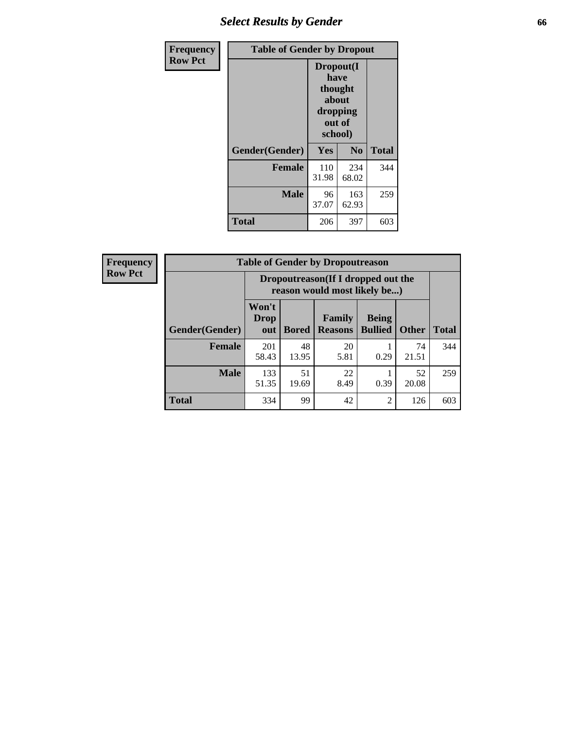## Select Results by Gender

**Frequency / Row Pct**

**Table of Gender by Dropout**

| Gender(Gender) | Dropout(I have thought about dropping out of school) | | Total |
|---|---|---|---|
| | Yes | No | |
| Female | 110<br>31.98 | 234<br>68.02 | 344 |
| Male | 96<br>37.07 | 163<br>62.93 | 259 |
| Total | 206 | 397 | 603 |

**Frequency / Row Pct**

**Table of Gender by Dropoutreason**

| Gender(Gender) | Dropoutreason(If I dropped out the reason would most likely be...) | | | | | Total |
|---|---|---|---|---|---|---|
| | Won't Drop out | Bored | Family Reasons | Being Bullied | Other | |
| Female | 201<br>58.43 | 48<br>13.95 | 20<br>5.81 | 1<br>0.29 | 74<br>21.51 | 344 |
| Male | 133<br>51.35 | 51<br>19.69 | 22<br>8.49 | 1<br>0.39 | 52<br>20.08 | 259 |
| Total | 334 | 99 | 42 | 2 | 126 | 603 |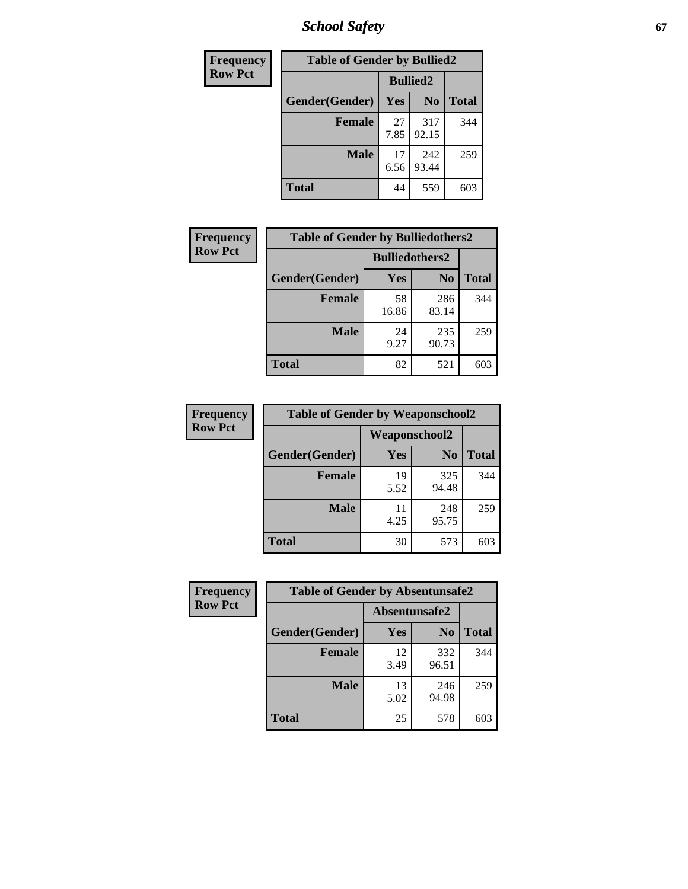## School Safety

| Frequency Row Pct |
|---|

| Table of Gender by Bullied2 | | | |
|---|---|---|---|
| | Bullied2 | | |
| Gender(Gender) | Yes | No | Total |
| Female | 27<br>7.85 | 317<br>92.15 | 344 |
| Male | 17<br>6.56 | 242<br>93.44 | 259 |
| Total | 44 | 559 | 603 |

| Frequency Row Pct |
|---|

| Table of Gender by Bulliedothers2 | | | |
|---|---|---|---|
| | Bulliedothers2 | | |
| Gender(Gender) | Yes | No | Total |
| Female | 58<br>16.86 | 286<br>83.14 | 344 |
| Male | 24<br>9.27 | 235<br>90.73 | 259 |
| Total | 82 | 521 | 603 |

| Frequency Row Pct |
|---|

| Table of Gender by Weaponschool2 | | | |
|---|---|---|---|
| | Weaponschool2 | | |
| Gender(Gender) | Yes | No | Total |
| Female | 19<br>5.52 | 325<br>94.48 | 344 |
| Male | 11<br>4.25 | 248<br>95.75 | 259 |
| Total | 30 | 573 | 603 |

| Frequency Row Pct |
|---|

| Table of Gender by Absentunsafe2 | | | |
|---|---|---|---|
| | Absentunsafe2 | | |
| Gender(Gender) | Yes | No | Total |
| Female | 12<br>3.49 | 332<br>96.51 | 344 |
| Male | 13<br>5.02 | 246<br>94.98 | 259 |
| Total | 25 | 578 | 603 |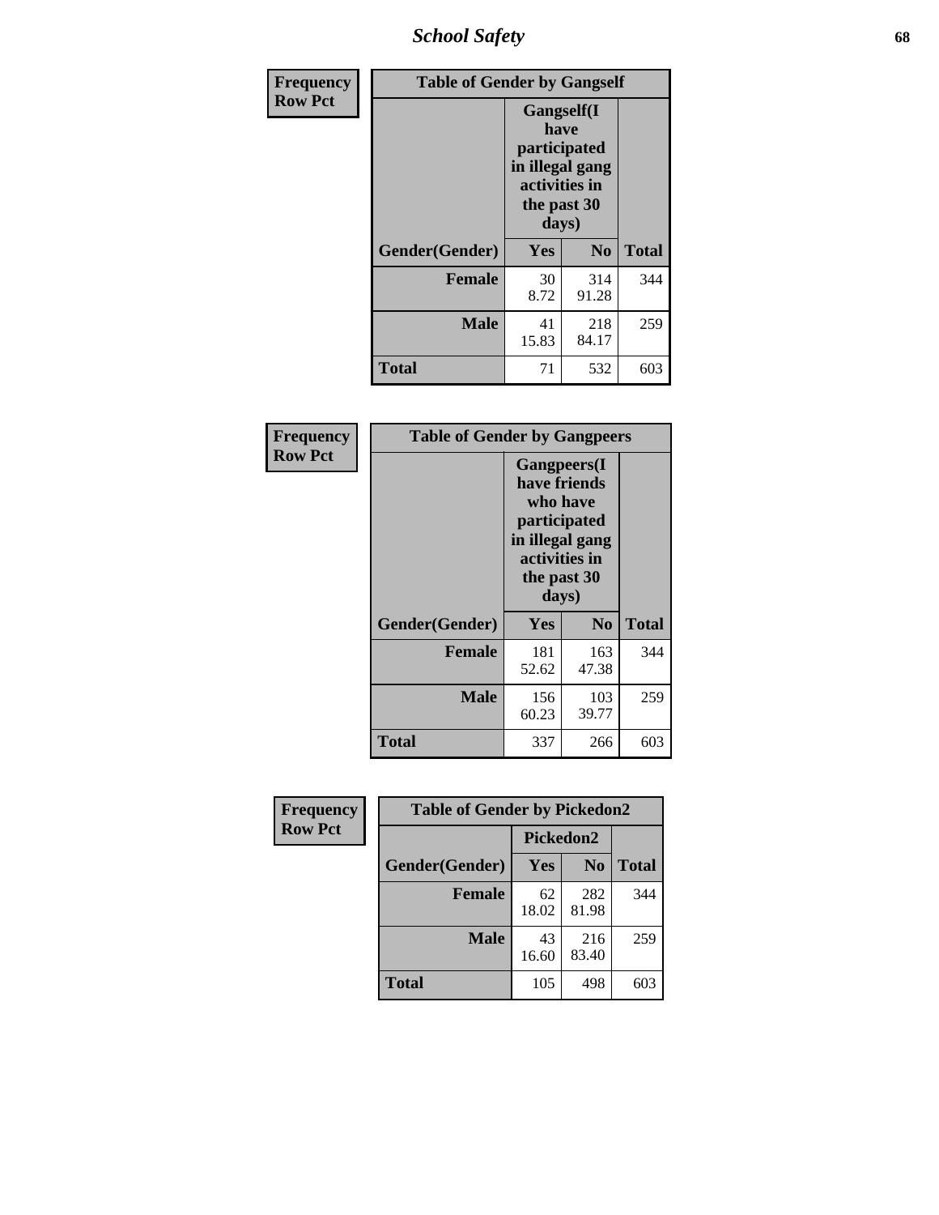| Frequency Row Pct | Table of Gender by Gangself | | |
|---|---|---|---|
| | Gangself(I have participated in illegal gang activities in the past 30 days) | | |
| Gender(Gender) | Yes | No | Total |
| Female | 30<br>8.72 | 314<br>91.28 | 344 |
| Male | 41<br>15.83 | 218<br>84.17 | 259 |
| Total | 71 | 532 | 603 |

| Frequency Row Pct | Table of Gender by Gangpeers | | |
|---|---|---|---|
| | Gangpeers(I have friends who have participated in illegal gang activities in the past 30 days) | | |
| Gender(Gender) | Yes | No | Total |
| Female | 181<br>52.62 | 163<br>47.38 | 344 |
| Male | 156<br>60.23 | 103<br>39.77 | 259 |
| Total | 337 | 266 | 603 |

| Frequency Row Pct | Table of Gender by Pickedon2 | | |
|---|---|---|---|
| | Pickedon2 | | |
| Gender(Gender) | Yes | No | Total |
| Female | 62<br>18.02 | 282<br>81.98 | 344 |
| Male | 43<br>16.60 | 216<br>83.40 | 259 |
| Total | 105 | 498 | 603 |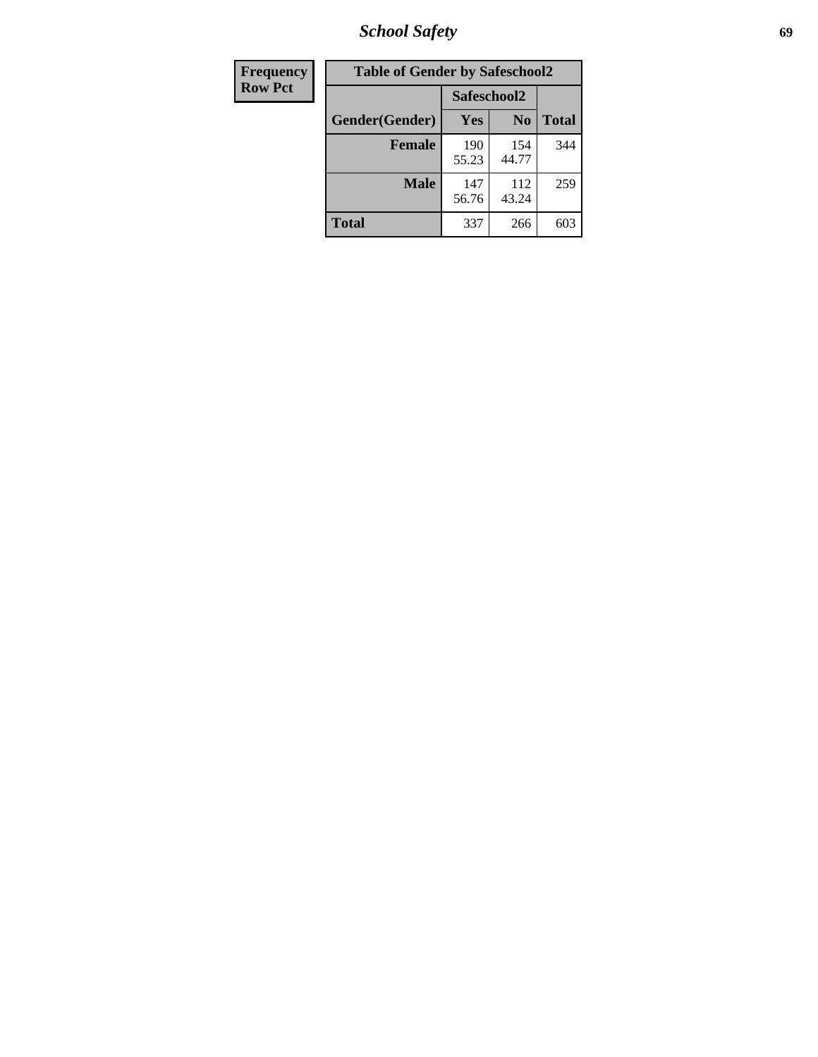| Frequency Row Pct |
|---|

**Table of Gender by Safeschool2**

| Gender(Gender) | Safeschool2 | | Total |
|---|---|---|---|
| | Yes | No | |
| Female | 190 55.23 | 154 44.77 | 344 |
| Male | 147 56.76 | 112 43.24 | 259 |
| Total | 337 | 266 | 603 |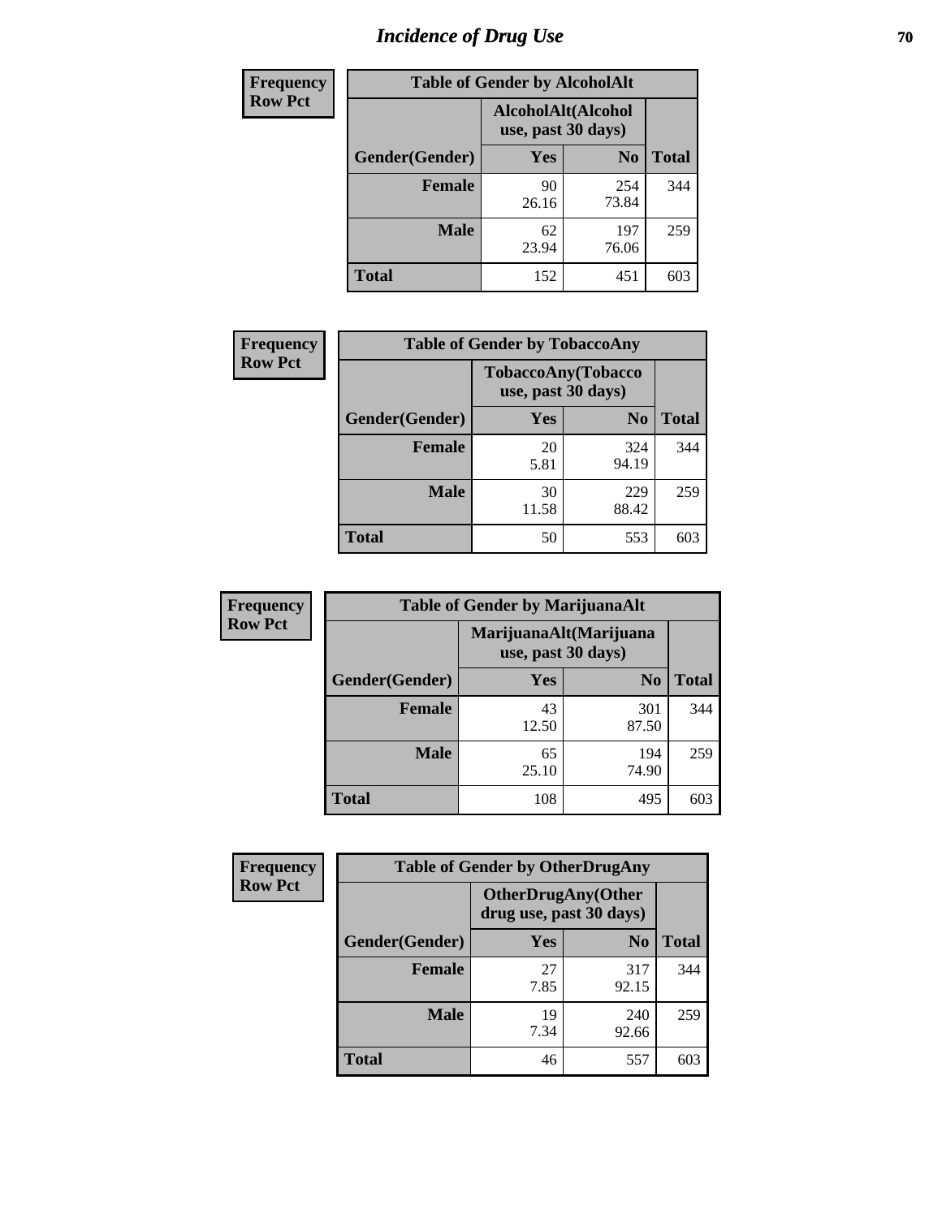# Incidence of Drug Use

**Frequency**
**Row Pct**

| Table of Gender by AlcoholAlt | | | |
|---|---|---|---|
| | AlcoholAlt(Alcohol use, past 30 days) | | |
| Gender(Gender) | Yes | No | Total |
| Female | 90<br>26.16 | 254<br>73.84 | 344 |
| Male | 62<br>23.94 | 197<br>76.06 | 259 |
| Total | 152 | 451 | 603 |

**Frequency**
**Row Pct**

| Table of Gender by TobaccoAny | | | |
|---|---|---|---|
| | TobaccoAny(Tobacco use, past 30 days) | | |
| Gender(Gender) | Yes | No | Total |
| Female | 20<br>5.81 | 324<br>94.19 | 344 |
| Male | 30<br>11.58 | 229<br>88.42 | 259 |
| Total | 50 | 553 | 603 |

**Frequency**
**Row Pct**

| Table of Gender by MarijuanaAlt | | | |
|---|---|---|---|
| | MarijuanaAlt(Marijuana use, past 30 days) | | |
| Gender(Gender) | Yes | No | Total |
| Female | 43<br>12.50 | 301<br>87.50 | 344 |
| Male | 65<br>25.10 | 194<br>74.90 | 259 |
| Total | 108 | 495 | 603 |

**Frequency**
**Row Pct**

| Table of Gender by OtherDrugAny | | | |
|---|---|---|---|
| | OtherDrugAny(Other drug use, past 30 days) | | |
| Gender(Gender) | Yes | No | Total |
| Female | 27<br>7.85 | 317<br>92.15 | 344 |
| Male | 19<br>7.34 | 240<br>92.66 | 259 |
| Total | 46 | 557 | 603 |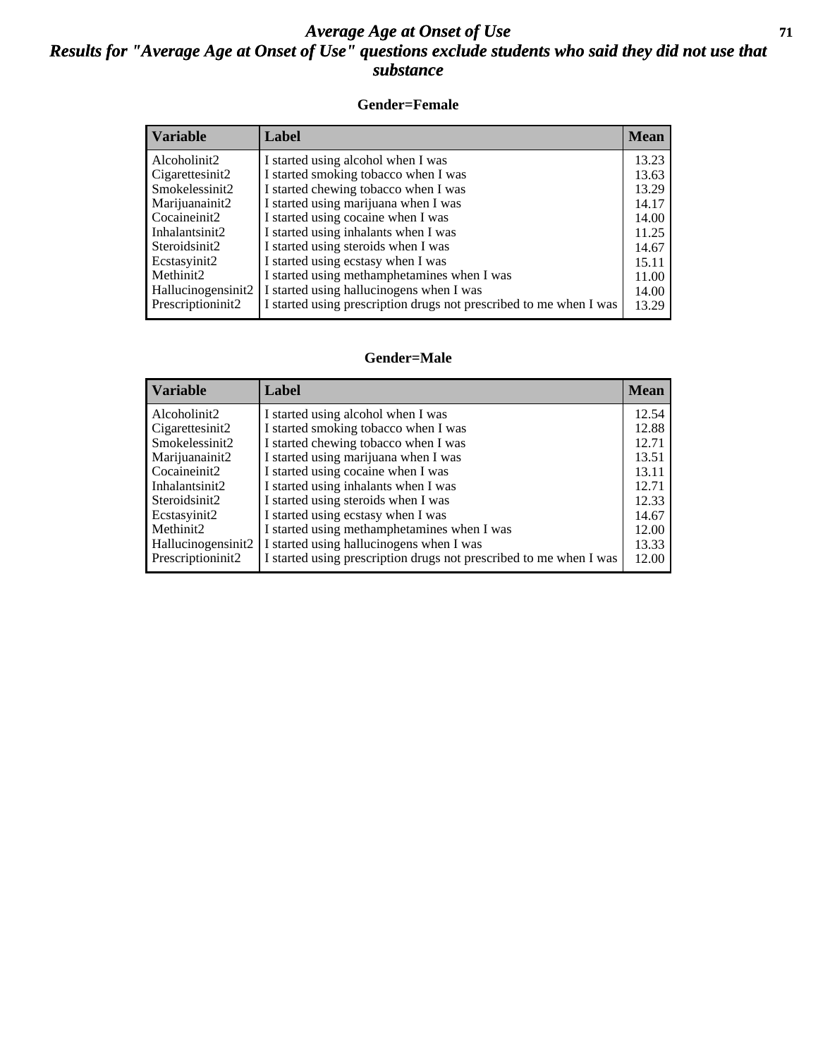# Average Age at Onset of Use

## Results for "Average Age at Onset of Use" questions exclude students who said they did not use that substance

### Gender=Female

| Variable | Label | Mean |
|---|---|---|
| Alcoholinit2 | I started using alcohol when I was | 13.23 |
| Cigarettesinit2 | I started smoking tobacco when I was | 13.63 |
| Smokelessinit2 | I started chewing tobacco when I was | 13.29 |
| Marijuanainit2 | I started using marijuana when I was | 14.17 |
| Cocaineinit2 | I started using cocaine when I was | 14.00 |
| Inhalantsinit2 | I started using inhalants when I was | 11.25 |
| Steroidsinit2 | I started using steroids when I was | 14.67 |
| Ecstasyinit2 | I started using ecstasy when I was | 15.11 |
| Methinit2 | I started using methamphetamines when I was | 11.00 |
| Hallucinogensinit2 | I started using hallucinogens when I was | 14.00 |
| Prescriptioninit2 | I started using prescription drugs not prescribed to me when I was | 13.29 |

### Gender=Male

| Variable | Label | Mean |
|---|---|---|
| Alcoholinit2 | I started using alcohol when I was | 12.54 |
| Cigarettesinit2 | I started smoking tobacco when I was | 12.88 |
| Smokelessinit2 | I started chewing tobacco when I was | 12.71 |
| Marijuanainit2 | I started using marijuana when I was | 13.51 |
| Cocaineinit2 | I started using cocaine when I was | 13.11 |
| Inhalantsinit2 | I started using inhalants when I was | 12.71 |
| Steroidsinit2 | I started using steroids when I was | 12.33 |
| Ecstasyinit2 | I started using ecstasy when I was | 14.67 |
| Methinit2 | I started using methamphetamines when I was | 12.00 |
| Hallucinogensinit2 | I started using hallucinogens when I was | 13.33 |
| Prescriptioninit2 | I started using prescription drugs not prescribed to me when I was | 12.00 |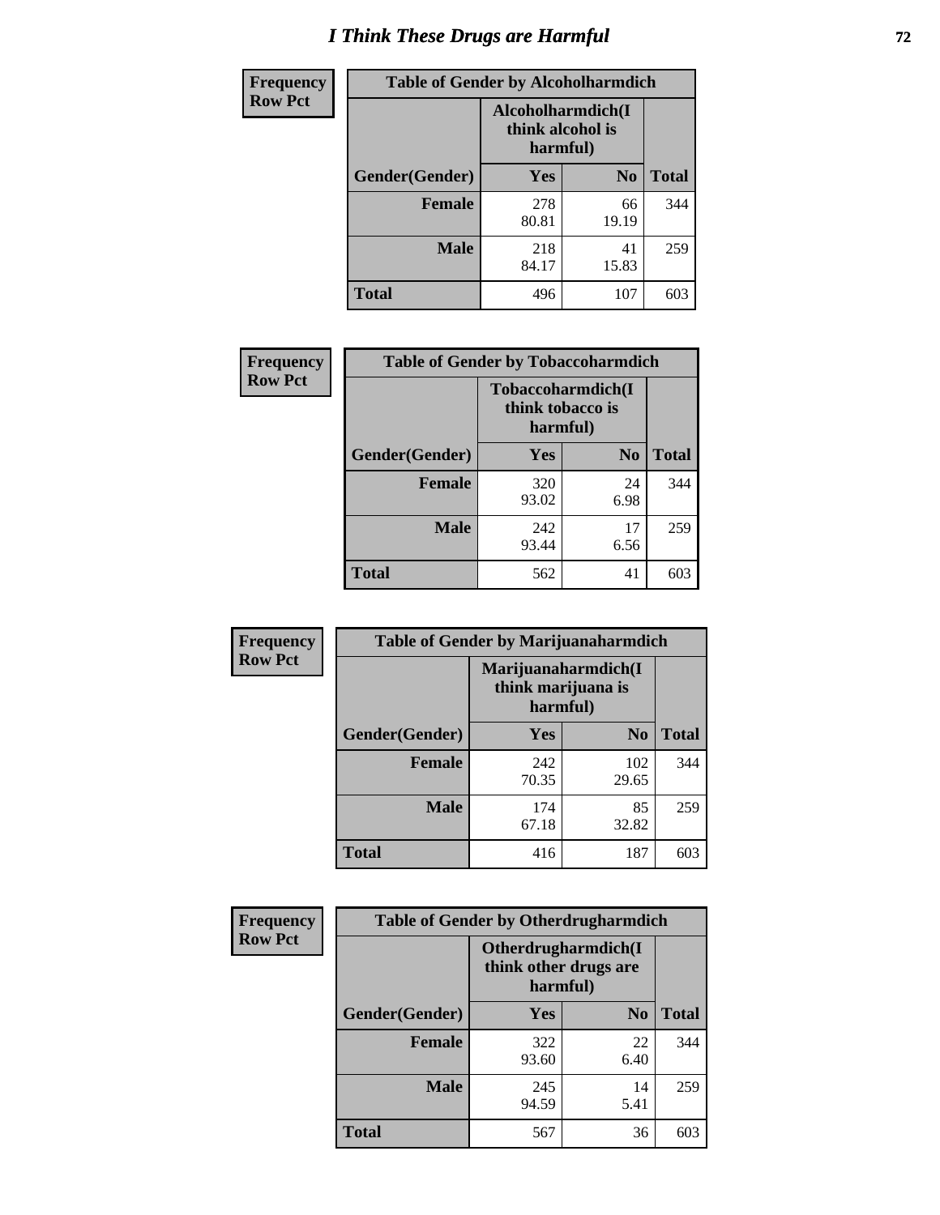Frequency
Row Pct

| Table of Gender by Alcoholharmdich | | | |
|---|---|---|---|
| | Alcoholharmdich(I think alcohol is harmful) | | |
| Gender(Gender) | Yes | No | Total |
| Female | 278<br>80.81 | 66<br>19.19 | 344 |
| Male | 218<br>84.17 | 41<br>15.83 | 259 |
| Total | 496 | 107 | 603 |

Frequency
Row Pct

| Table of Gender by Tobaccoharmdich | | | |
|---|---|---|---|
| | Tobaccoharmdich(I think tobacco is harmful) | | |
| Gender(Gender) | Yes | No | Total |
| Female | 320<br>93.02 | 24<br>6.98 | 344 |
| Male | 242<br>93.44 | 17<br>6.56 | 259 |
| Total | 562 | 41 | 603 |

Frequency
Row Pct

| Table of Gender by Marijuanaharmdich | | | |
|---|---|---|---|
| | Marijuanaharmdich(I think marijuana is harmful) | | |
| Gender(Gender) | Yes | No | Total |
| Female | 242<br>70.35 | 102<br>29.65 | 344 |
| Male | 174<br>67.18 | 85<br>32.82 | 259 |
| Total | 416 | 187 | 603 |

Frequency
Row Pct

| Table of Gender by Otherdrugharmdich | | | |
|---|---|---|---|
| | Otherdrugharmdich(I think other drugs are harmful) | | |
| Gender(Gender) | Yes | No | Total |
| Female | 322<br>93.60 | 22<br>6.40 | 344 |
| Male | 245<br>94.59 | 14<br>5.41 | 259 |
| Total | 567 | 36 | 603 |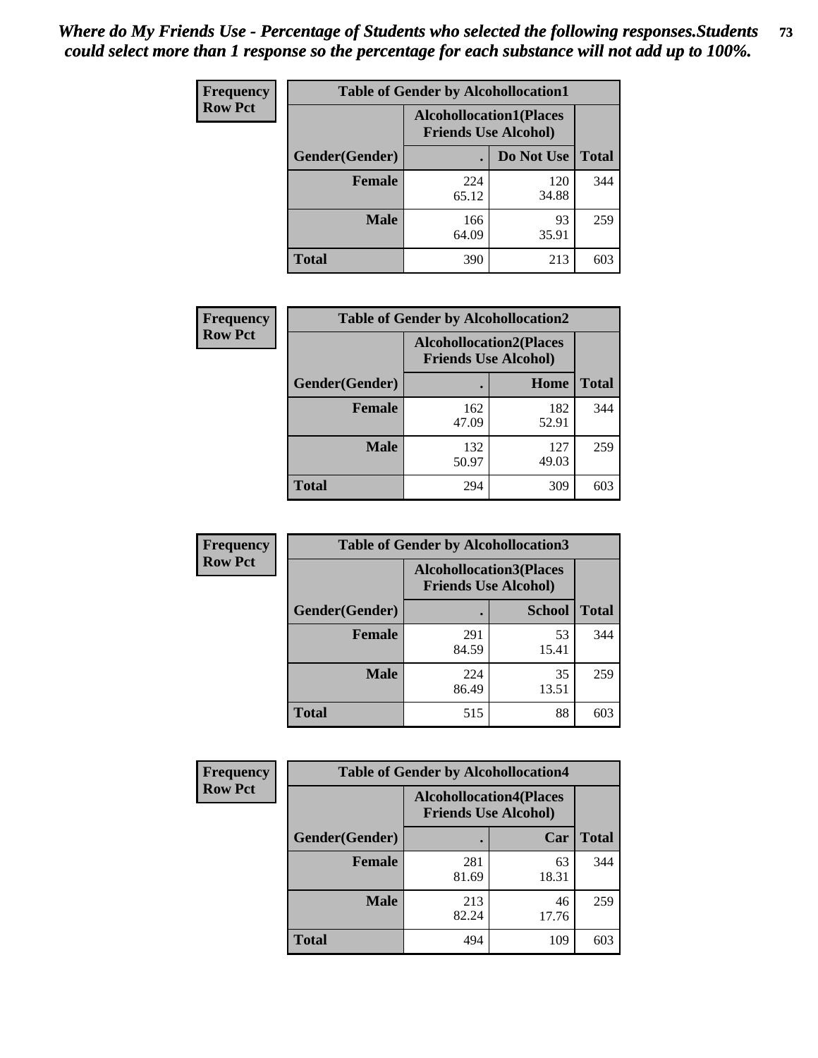*Where do My Friends Use - Percentage of Students who selected the following responses.Students could select more than 1 response so the percentage for each substance will not add up to 100%.*

**Frequency Row Pct**

| Table of Gender by Alcohollocation1 | | | |
|---|---|---|---|
| | Alcohollocation1(Places Friends Use Alcohol) | | |
| Gender(Gender) | . | Do Not Use | Total |
| Female | 224<br>65.12 | 120<br>34.88 | 344 |
| Male | 166<br>64.09 | 93<br>35.91 | 259 |
| Total | 390 | 213 | 603 |

**Frequency Row Pct**

| Table of Gender by Alcohollocation2 | | | |
|---|---|---|---|
| | Alcohollocation2(Places Friends Use Alcohol) | | |
| Gender(Gender) | . | Home | Total |
| Female | 162<br>47.09 | 182<br>52.91 | 344 |
| Male | 132<br>50.97 | 127<br>49.03 | 259 |
| Total | 294 | 309 | 603 |

**Frequency Row Pct**

| Table of Gender by Alcohollocation3 | | | |
|---|---|---|---|
| | Alcohollocation3(Places Friends Use Alcohol) | | |
| Gender(Gender) | . | School | Total |
| Female | 291<br>84.59 | 53<br>15.41 | 344 |
| Male | 224<br>86.49 | 35<br>13.51 | 259 |
| Total | 515 | 88 | 603 |

**Frequency Row Pct**

| Table of Gender by Alcohollocation4 | | | |
|---|---|---|---|
| | Alcohollocation4(Places Friends Use Alcohol) | | |
| Gender(Gender) | . | Car | Total |
| Female | 281<br>81.69 | 63<br>18.31 | 344 |
| Male | 213<br>82.24 | 46<br>17.76 | 259 |
| Total | 494 | 109 | 603 |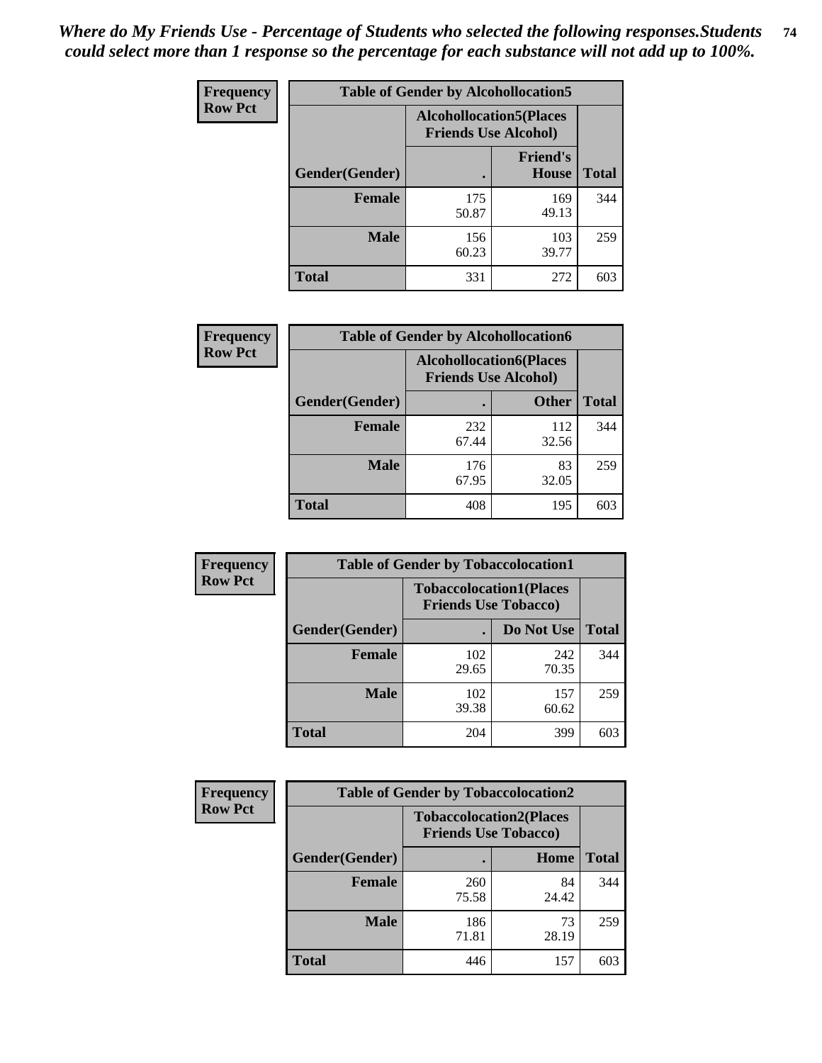*Where do My Friends Use - Percentage of Students who selected the following responses.Students could select more than 1 response so the percentage for each substance will not add up to 100%.*

**Frequency**
**Row Pct**

| Table of Gender by Alcohollocation5 | | | |
|---|---|---|---|
| | Alcohollocation5(Places Friends Use Alcohol) | | |
| Gender(Gender) | . | Friend's House | Total |
| **Female** | 175<br>50.87 | 169<br>49.13 | 344 |
| **Male** | 156<br>60.23 | 103<br>39.77 | 259 |
| **Total** | 331 | 272 | 603 |

**Frequency**
**Row Pct**

| Table of Gender by Alcohollocation6 | | | |
|---|---|---|---|
| | Alcohollocation6(Places Friends Use Alcohol) | | |
| Gender(Gender) | . | Other | Total |
| **Female** | 232<br>67.44 | 112<br>32.56 | 344 |
| **Male** | 176<br>67.95 | 83<br>32.05 | 259 |
| **Total** | 408 | 195 | 603 |

**Frequency**
**Row Pct**

| Table of Gender by Tobaccolocation1 | | | |
|---|---|---|---|
| | Tobaccolocation1(Places Friends Use Tobacco) | | |
| Gender(Gender) | . | Do Not Use | Total |
| **Female** | 102<br>29.65 | 242<br>70.35 | 344 |
| **Male** | 102<br>39.38 | 157<br>60.62 | 259 |
| **Total** | 204 | 399 | 603 |

**Frequency**
**Row Pct**

| Table of Gender by Tobaccolocation2 | | | |
|---|---|---|---|
| | Tobaccolocation2(Places Friends Use Tobacco) | | |
| Gender(Gender) | . | Home | Total |
| **Female** | 260<br>75.58 | 84<br>24.42 | 344 |
| **Male** | 186<br>71.81 | 73<br>28.19 | 259 |
| **Total** | 446 | 157 | 603 |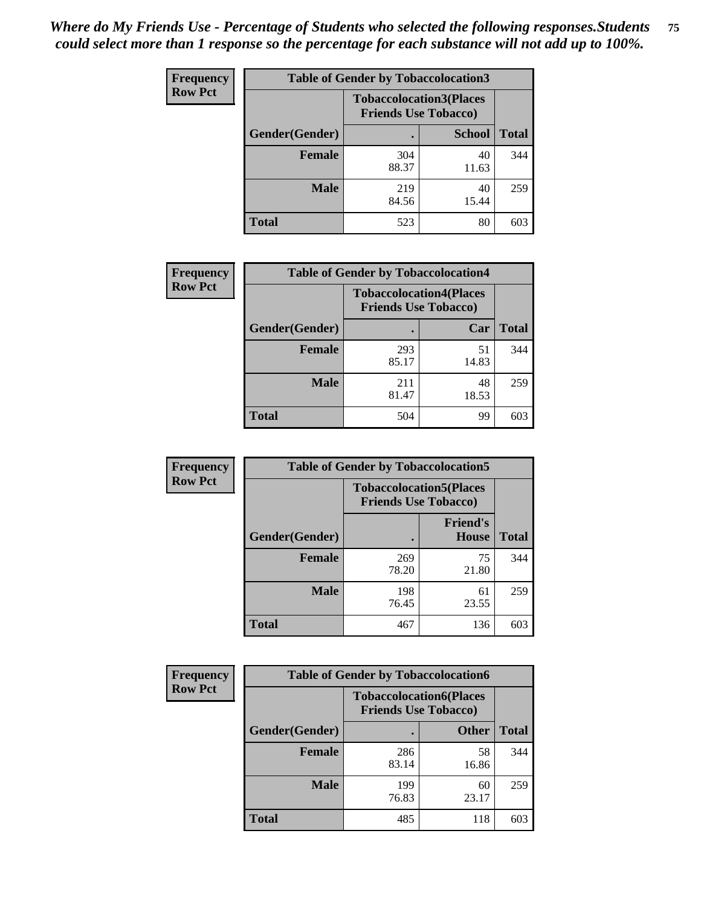*Where do My Friends Use - Percentage of Students who selected the following responses.Students could select more than 1 response so the percentage for each substance will not add up to 100%.*

**Frequency**
**Row Pct**

| Table of Gender by Tobaccolocation3 | | | |
|---|---|---|---|
| | Tobaccolocation3(Places Friends Use Tobacco) | | |
| Gender(Gender) | . | School | Total |
| Female | 304<br>88.37 | 40<br>11.63 | 344 |
| Male | 219<br>84.56 | 40<br>15.44 | 259 |
| Total | 523 | 80 | 603 |

**Frequency**
**Row Pct**

| Table of Gender by Tobaccolocation4 | | | |
|---|---|---|---|
| | Tobaccolocation4(Places Friends Use Tobacco) | | |
| Gender(Gender) | . | Car | Total |
| Female | 293<br>85.17 | 51<br>14.83 | 344 |
| Male | 211<br>81.47 | 48<br>18.53 | 259 |
| Total | 504 | 99 | 603 |

**Frequency**
**Row Pct**

| Table of Gender by Tobaccolocation5 | | | |
|---|---|---|---|
| | Tobaccolocation5(Places Friends Use Tobacco) | | |
| Gender(Gender) | . | Friend's House | Total |
| Female | 269<br>78.20 | 75<br>21.80 | 344 |
| Male | 198<br>76.45 | 61<br>23.55 | 259 |
| Total | 467 | 136 | 603 |

**Frequency**
**Row Pct**

| Table of Gender by Tobaccolocation6 | | | |
|---|---|---|---|
| | Tobaccolocation6(Places Friends Use Tobacco) | | |
| Gender(Gender) | . | Other | Total |
| Female | 286<br>83.14 | 58<br>16.86 | 344 |
| Male | 199<br>76.83 | 60<br>23.17 | 259 |
| Total | 485 | 118 | 603 |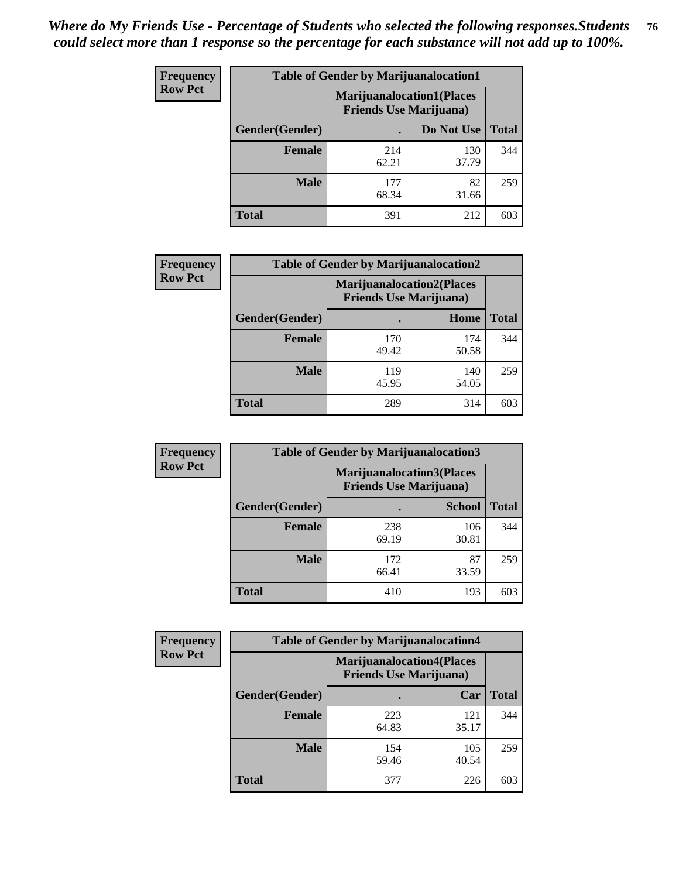*Where do My Friends Use - Percentage of Students who selected the following responses.Students could select more than 1 response so the percentage for each substance will not add up to 100%.*

**Frequency Row Pct**

| Table of Gender by Marijuanalocation1 | | | |
|---|---|---|---|
| | Marijuanalocation1(Places Friends Use Marijuana) | | |
| Gender(Gender) | . | Do Not Use | Total |
| Female | 214<br>62.21 | 130<br>37.79 | 344 |
| Male | 177<br>68.34 | 82<br>31.66 | 259 |
| Total | 391 | 212 | 603 |

**Frequency Row Pct**

| Table of Gender by Marijuanalocation2 | | | |
|---|---|---|---|
| | Marijuanalocation2(Places Friends Use Marijuana) | | |
| Gender(Gender) | . | Home | Total |
| Female | 170<br>49.42 | 174<br>50.58 | 344 |
| Male | 119<br>45.95 | 140<br>54.05 | 259 |
| Total | 289 | 314 | 603 |

**Frequency Row Pct**

| Table of Gender by Marijuanalocation3 | | | |
|---|---|---|---|
| | Marijuanalocation3(Places Friends Use Marijuana) | | |
| Gender(Gender) | . | School | Total |
| Female | 238<br>69.19 | 106<br>30.81 | 344 |
| Male | 172<br>66.41 | 87<br>33.59 | 259 |
| Total | 410 | 193 | 603 |

**Frequency Row Pct**

| Table of Gender by Marijuanalocation4 | | | |
|---|---|---|---|
| | Marijuanalocation4(Places Friends Use Marijuana) | | |
| Gender(Gender) | . | Car | Total |
| Female | 223<br>64.83 | 121<br>35.17 | 344 |
| Male | 154<br>59.46 | 105<br>40.54 | 259 |
| Total | 377 | 226 | 603 |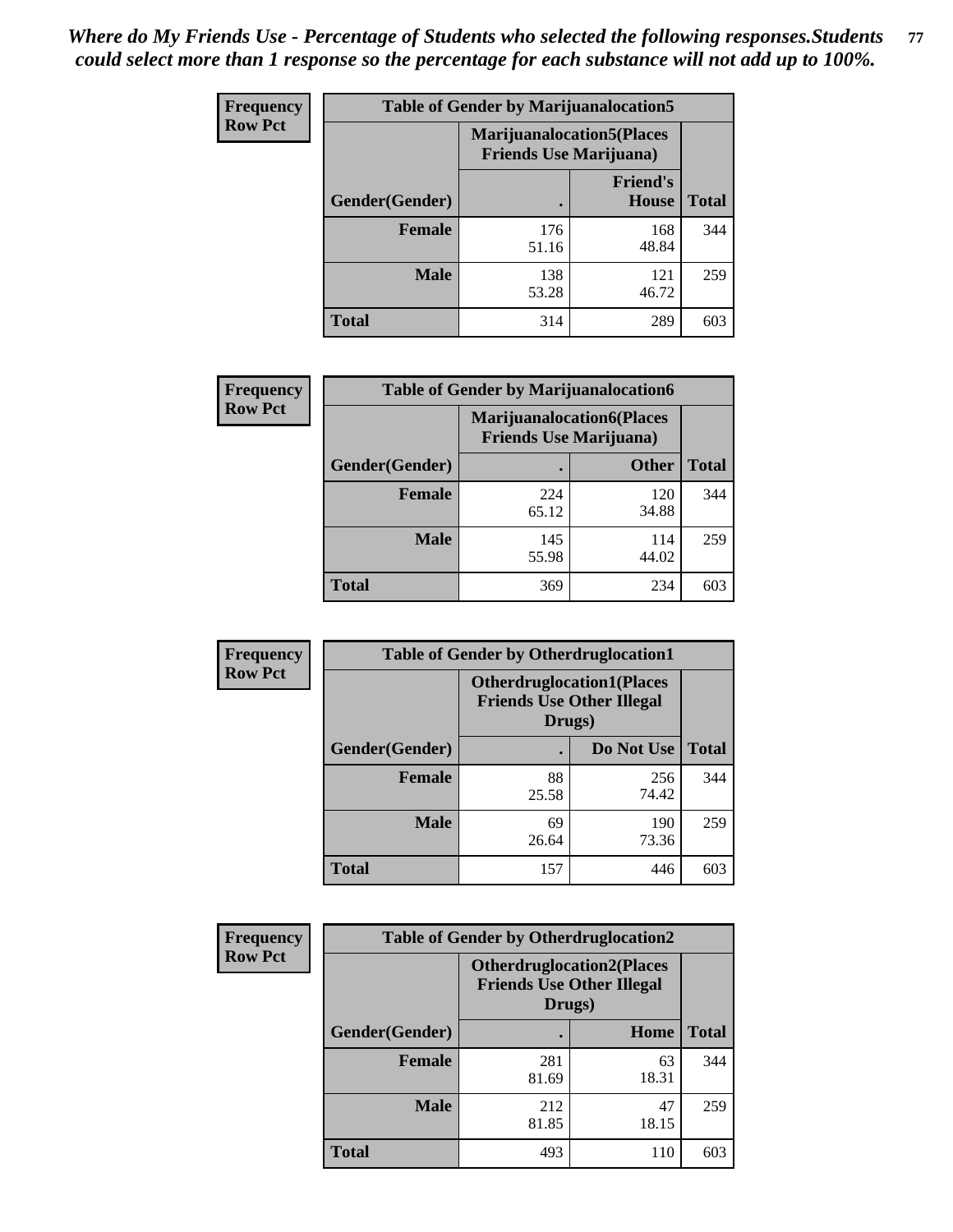*Where do My Friends Use - Percentage of Students who selected the following responses.Students could select more than 1 response so the percentage for each substance will not add up to 100%.*

**Frequency / Row Pct**

| Table of Gender by Marijuanalocation5 | | | |
|---|---|---|---|
| | Marijuanalocation5(Places Friends Use Marijuana) | | |
| Gender(Gender) | . | Friend's House | Total |
| **Female** | 176<br>51.16 | 168<br>48.84 | 344 |
| **Male** | 138<br>53.28 | 121<br>46.72 | 259 |
| **Total** | 314 | 289 | 603 |

**Frequency / Row Pct**

| Table of Gender by Marijuanalocation6 | | | |
|---|---|---|---|
| | Marijuanalocation6(Places Friends Use Marijuana) | | |
| Gender(Gender) | . | Other | Total |
| **Female** | 224<br>65.12 | 120<br>34.88 | 344 |
| **Male** | 145<br>55.98 | 114<br>44.02 | 259 |
| **Total** | 369 | 234 | 603 |

**Frequency / Row Pct**

| Table of Gender by Otherdruglocation1 | | | |
|---|---|---|---|
| | Otherdruglocation1(Places Friends Use Other Illegal Drugs) | | |
| Gender(Gender) | . | Do Not Use | Total |
| **Female** | 88<br>25.58 | 256<br>74.42 | 344 |
| **Male** | 69<br>26.64 | 190<br>73.36 | 259 |
| **Total** | 157 | 446 | 603 |

**Frequency / Row Pct**

| Table of Gender by Otherdruglocation2 | | | |
|---|---|---|---|
| | Otherdruglocation2(Places Friends Use Other Illegal Drugs) | | |
| Gender(Gender) | . | Home | Total |
| **Female** | 281<br>81.69 | 63<br>18.31 | 344 |
| **Male** | 212<br>81.85 | 47<br>18.15 | 259 |
| **Total** | 493 | 110 | 603 |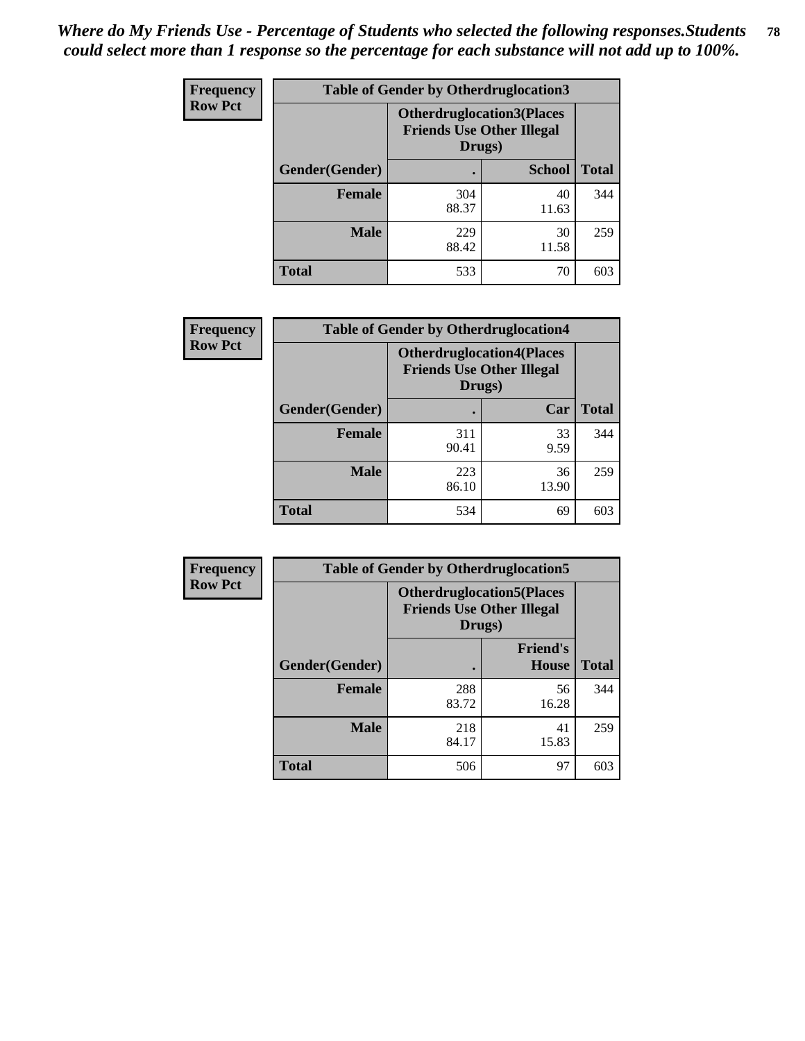*Where do My Friends Use - Percentage of Students who selected the following responses.Students could select more than 1 response so the percentage for each substance will not add up to 100%.*

**Frequency**
**Row Pct**

| Table of Gender by Otherdruglocation3 | | | |
|---|---|---|---|
| | Otherdruglocation3(Places Friends Use Other Illegal Drugs) | | |
| Gender(Gender) | . | School | Total |
| Female | 304<br>88.37 | 40<br>11.63 | 344 |
| Male | 229<br>88.42 | 30<br>11.58 | 259 |
| Total | 533 | 70 | 603 |

**Frequency**
**Row Pct**

| Table of Gender by Otherdruglocation4 | | | |
|---|---|---|---|
| | Otherdruglocation4(Places Friends Use Other Illegal Drugs) | | |
| Gender(Gender) | . | Car | Total |
| Female | 311<br>90.41 | 33<br>9.59 | 344 |
| Male | 223<br>86.10 | 36<br>13.90 | 259 |
| Total | 534 | 69 | 603 |

**Frequency**
**Row Pct**

| Table of Gender by Otherdruglocation5 | | | |
|---|---|---|---|
| | Otherdruglocation5(Places Friends Use Other Illegal Drugs) | | |
| Gender(Gender) | . | Friend's House | Total |
| Female | 288<br>83.72 | 56<br>16.28 | 344 |
| Male | 218<br>84.17 | 41<br>15.83 | 259 |
| Total | 506 | 97 | 603 |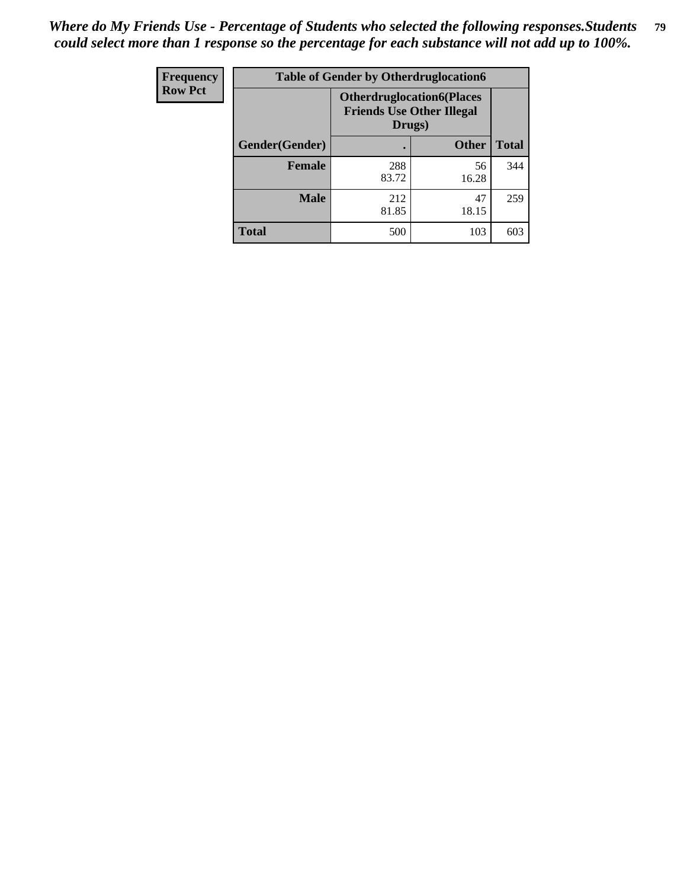*Where do My Friends Use - Percentage of Students who selected the following responses.Students could select more than 1 response so the percentage for each substance will not add up to 100%.*

| Frequency<br>Row Pct | Table of Gender by Otherdruglocation6 | | |
|---|---|---|---|
| | **Otherdruglocation6(Places Friends Use Other Illegal Drugs)** | | |
| **Gender(Gender)** | **.** | **Other** | **Total** |
| **Female** | 288<br>83.72 | 56<br>16.28 | 344 |
| **Male** | 212<br>81.85 | 47<br>18.15 | 259 |
| **Total** | 500 | 103 | 603 |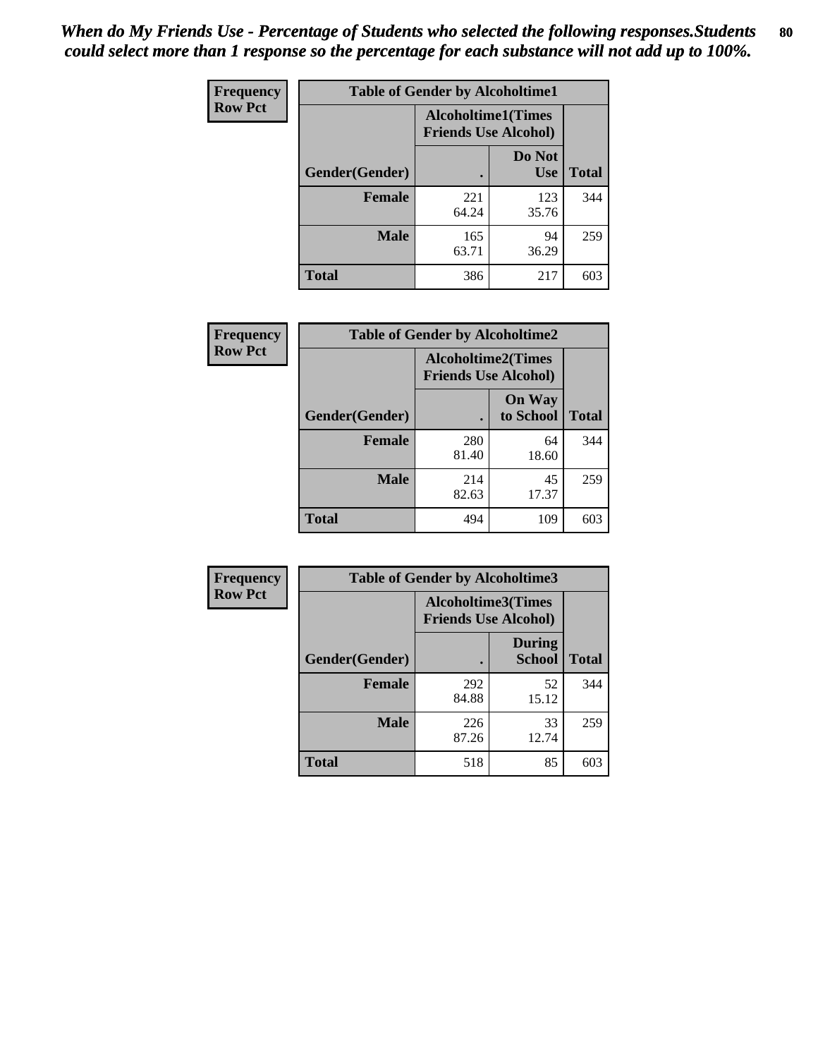# *When do My Friends Use - Percentage of Students who selected the following responses.Students could select more than 1 response so the percentage for each substance will not add up to 100%.*

**Frequency**
**Row Pct**

| Table of Gender by Alcoholtime1 | | | |
|---|---|---|---|
| | Alcoholtime1(Times Friends Use Alcohol) | | |
| Gender(Gender) | . | Do Not Use | Total |
| **Female** | 221<br>64.24 | 123<br>35.76 | 344 |
| **Male** | 165<br>63.71 | 94<br>36.29 | 259 |
| **Total** | 386 | 217 | 603 |

**Frequency**
**Row Pct**

| Table of Gender by Alcoholtime2 | | | |
|---|---|---|---|
| | Alcoholtime2(Times Friends Use Alcohol) | | |
| Gender(Gender) | . | On Way to School | Total |
| **Female** | 280<br>81.40 | 64<br>18.60 | 344 |
| **Male** | 214<br>82.63 | 45<br>17.37 | 259 |
| **Total** | 494 | 109 | 603 |

**Frequency**
**Row Pct**

| Table of Gender by Alcoholtime3 | | | |
|---|---|---|---|
| | Alcoholtime3(Times Friends Use Alcohol) | | |
| Gender(Gender) | . | During School | Total |
| **Female** | 292<br>84.88 | 52<br>15.12 | 344 |
| **Male** | 226<br>87.26 | 33<br>12.74 | 259 |
| **Total** | 518 | 85 | 603 |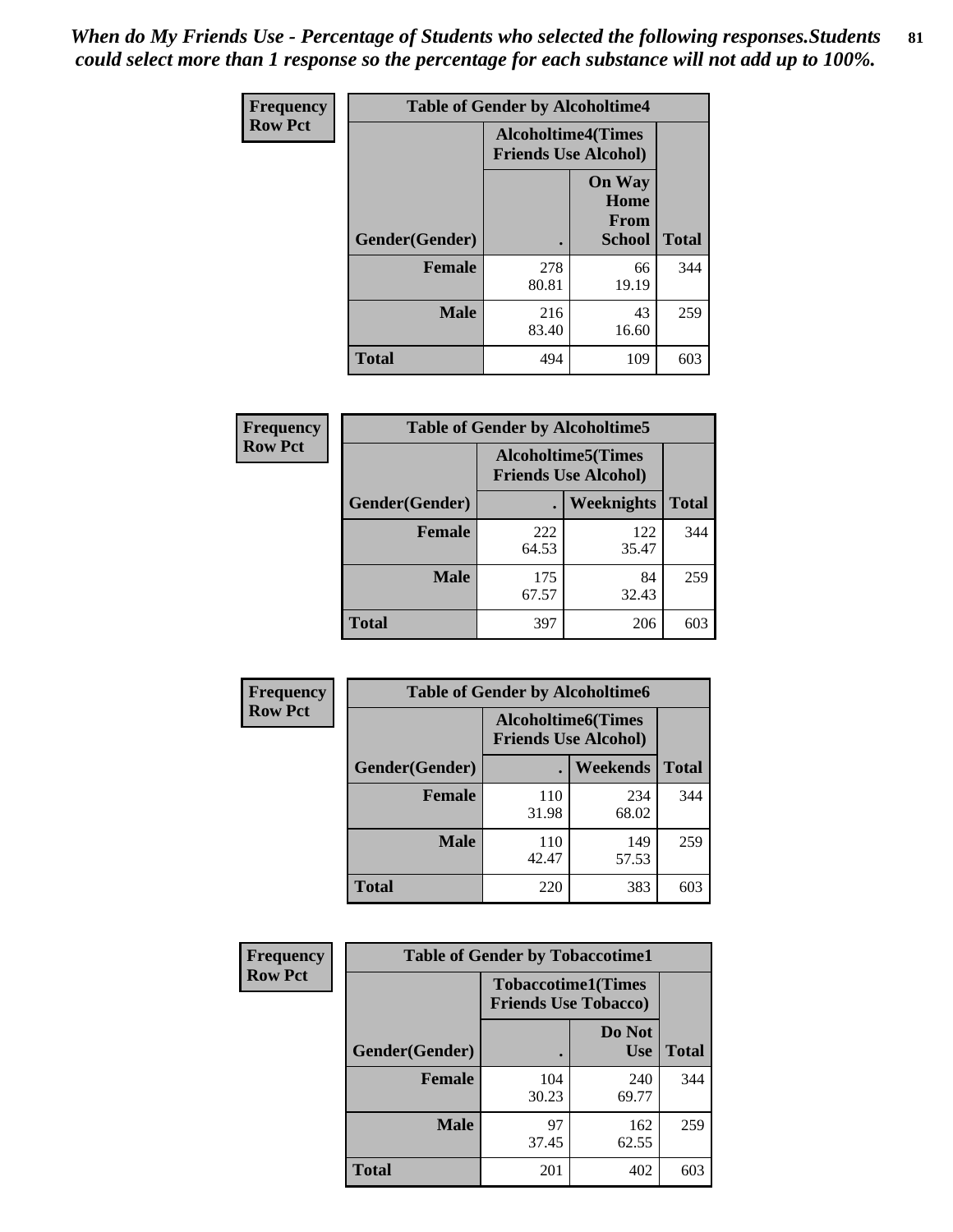*When do My Friends Use - Percentage of Students who selected the following responses.Students could select more than 1 response so the percentage for each substance will not add up to 100%.*

**Frequency**
**Row Pct**

| Table of Gender by Alcoholtime4 | | | |
|---|---|---|---|
| | Alcoholtime4(Times Friends Use Alcohol) | | |
| Gender(Gender) | . | On Way Home From School | Total |
| **Female** | 278<br>80.81 | 66<br>19.19 | 344 |
| **Male** | 216<br>83.40 | 43<br>16.60 | 259 |
| **Total** | 494 | 109 | 603 |

**Frequency**
**Row Pct**

| Table of Gender by Alcoholtime5 | | | |
|---|---|---|---|
| | Alcoholtime5(Times Friends Use Alcohol) | | |
| Gender(Gender) | . | Weeknights | Total |
| **Female** | 222<br>64.53 | 122<br>35.47 | 344 |
| **Male** | 175<br>67.57 | 84<br>32.43 | 259 |
| **Total** | 397 | 206 | 603 |

**Frequency**
**Row Pct**

| Table of Gender by Alcoholtime6 | | | |
|---|---|---|---|
| | Alcoholtime6(Times Friends Use Alcohol) | | |
| Gender(Gender) | . | Weekends | Total |
| **Female** | 110<br>31.98 | 234<br>68.02 | 344 |
| **Male** | 110<br>42.47 | 149<br>57.53 | 259 |
| **Total** | 220 | 383 | 603 |

**Frequency**
**Row Pct**

| Table of Gender by Tobaccotime1 | | | |
|---|---|---|---|
| | Tobaccotime1(Times Friends Use Tobacco) | | |
| Gender(Gender) | . | Do Not Use | Total |
| **Female** | 104<br>30.23 | 240<br>69.77 | 344 |
| **Male** | 97<br>37.45 | 162<br>62.55 | 259 |
| **Total** | 201 | 402 | 603 |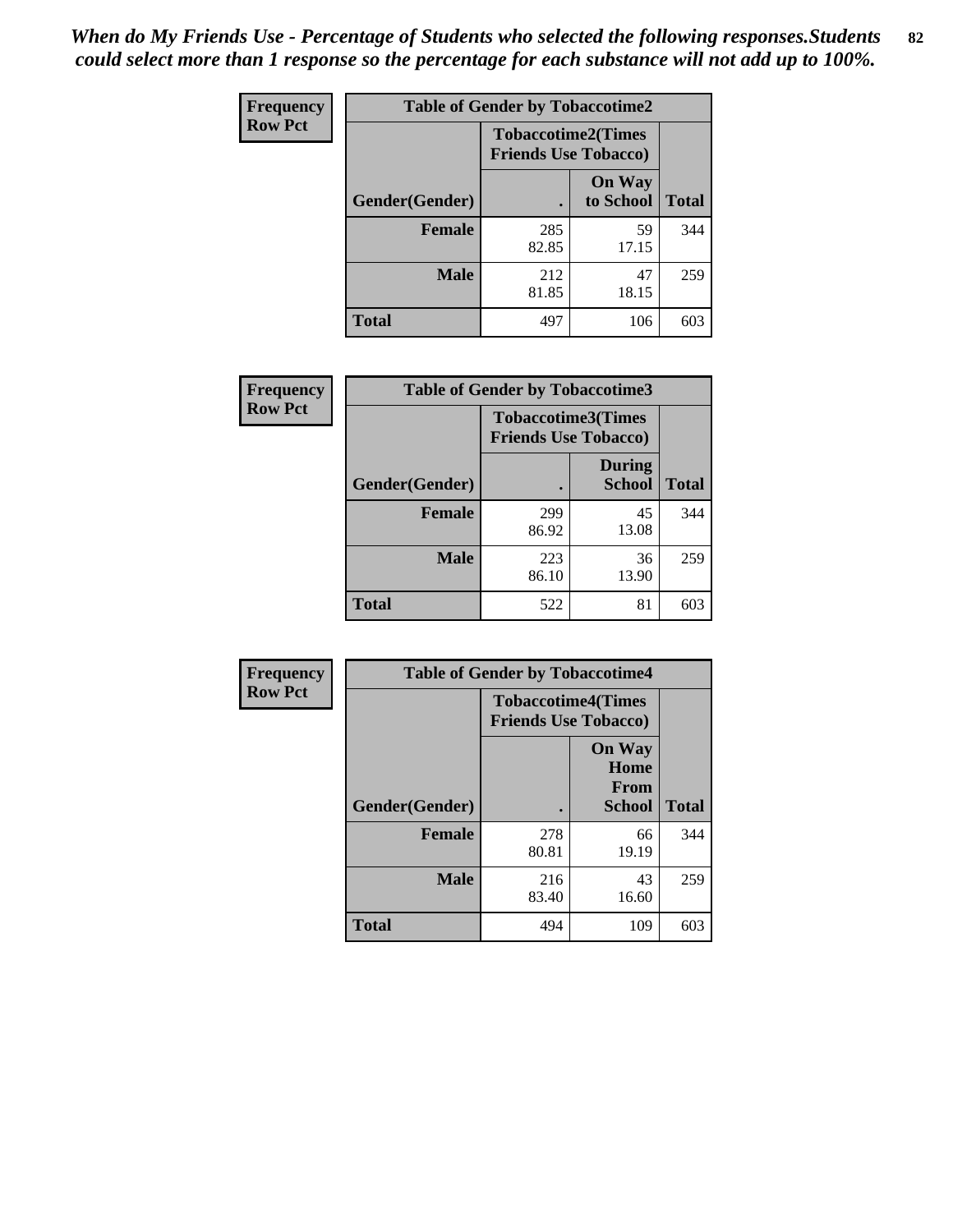*When do My Friends Use - Percentage of Students who selected the following responses.Students could select more than 1 response so the percentage for each substance will not add up to 100%.*

**Frequency**
**Row Pct**

| Table of Gender by Tobaccotime2 | | | |
|---|---|---|---|
| | Tobaccotime2(Times Friends Use Tobacco) | | |
| Gender(Gender) | . | On Way to School | Total |
| **Female** | 285<br>82.85 | 59<br>17.15 | 344 |
| **Male** | 212<br>81.85 | 47<br>18.15 | 259 |
| **Total** | 497 | 106 | 603 |

**Frequency**
**Row Pct**

| Table of Gender by Tobaccotime3 | | | |
|---|---|---|---|
| | Tobaccotime3(Times Friends Use Tobacco) | | |
| Gender(Gender) | . | During School | Total |
| **Female** | 299<br>86.92 | 45<br>13.08 | 344 |
| **Male** | 223<br>86.10 | 36<br>13.90 | 259 |
| **Total** | 522 | 81 | 603 |

**Frequency**
**Row Pct**

| Table of Gender by Tobaccotime4 | | | |
|---|---|---|---|
| | Tobaccotime4(Times Friends Use Tobacco) | | |
| Gender(Gender) | . | On Way Home From School | Total |
| **Female** | 278<br>80.81 | 66<br>19.19 | 344 |
| **Male** | 216<br>83.40 | 43<br>16.60 | 259 |
| **Total** | 494 | 109 | 603 |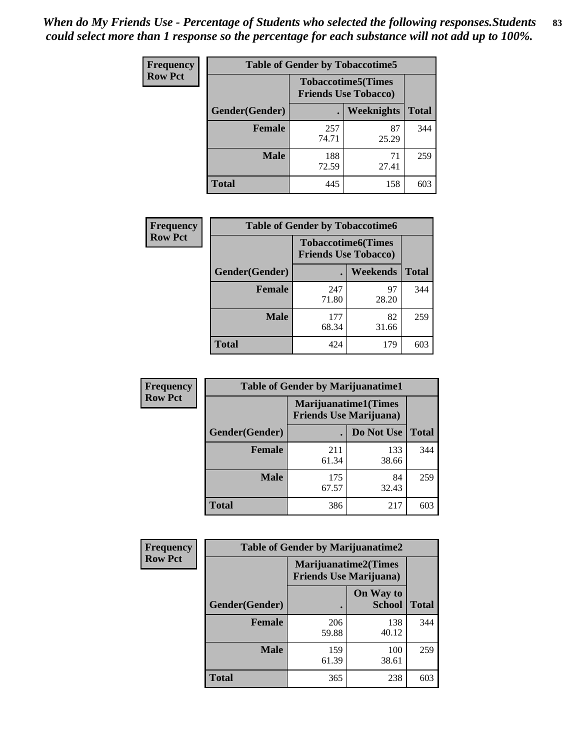*When do My Friends Use - Percentage of Students who selected the following responses.Students could select more than 1 response so the percentage for each substance will not add up to 100%.*

**Frequency**
**Row Pct**

**Table of Gender by Tobaccotime5**

| Gender(Gender) | Tobaccotime5(Times Friends Use Tobacco) . | Weeknights | Total |
|---|---|---|---|
| **Female** | 257<br>74.71 | 87<br>25.29 | 344 |
| **Male** | 188<br>72.59 | 71<br>27.41 | 259 |
| **Total** | 445 | 158 | 603 |

**Frequency**
**Row Pct**

**Table of Gender by Tobaccotime6**

| Gender(Gender) | Tobaccotime6(Times Friends Use Tobacco) . | Weekends | Total |
|---|---|---|---|
| **Female** | 247<br>71.80 | 97<br>28.20 | 344 |
| **Male** | 177<br>68.34 | 82<br>31.66 | 259 |
| **Total** | 424 | 179 | 603 |

**Frequency**
**Row Pct**

**Table of Gender by Marijuanatime1**

| Gender(Gender) | Marijuanatime1(Times Friends Use Marijuana) . | Do Not Use | Total |
|---|---|---|---|
| **Female** | 211<br>61.34 | 133<br>38.66 | 344 |
| **Male** | 175<br>67.57 | 84<br>32.43 | 259 |
| **Total** | 386 | 217 | 603 |

**Frequency**
**Row Pct**

**Table of Gender by Marijuanatime2**

| Gender(Gender) | Marijuanatime2(Times Friends Use Marijuana) . | On Way to School | Total |
|---|---|---|---|
| **Female** | 206<br>59.88 | 138<br>40.12 | 344 |
| **Male** | 159<br>61.39 | 100<br>38.61 | 259 |
| **Total** | 365 | 238 | 603 |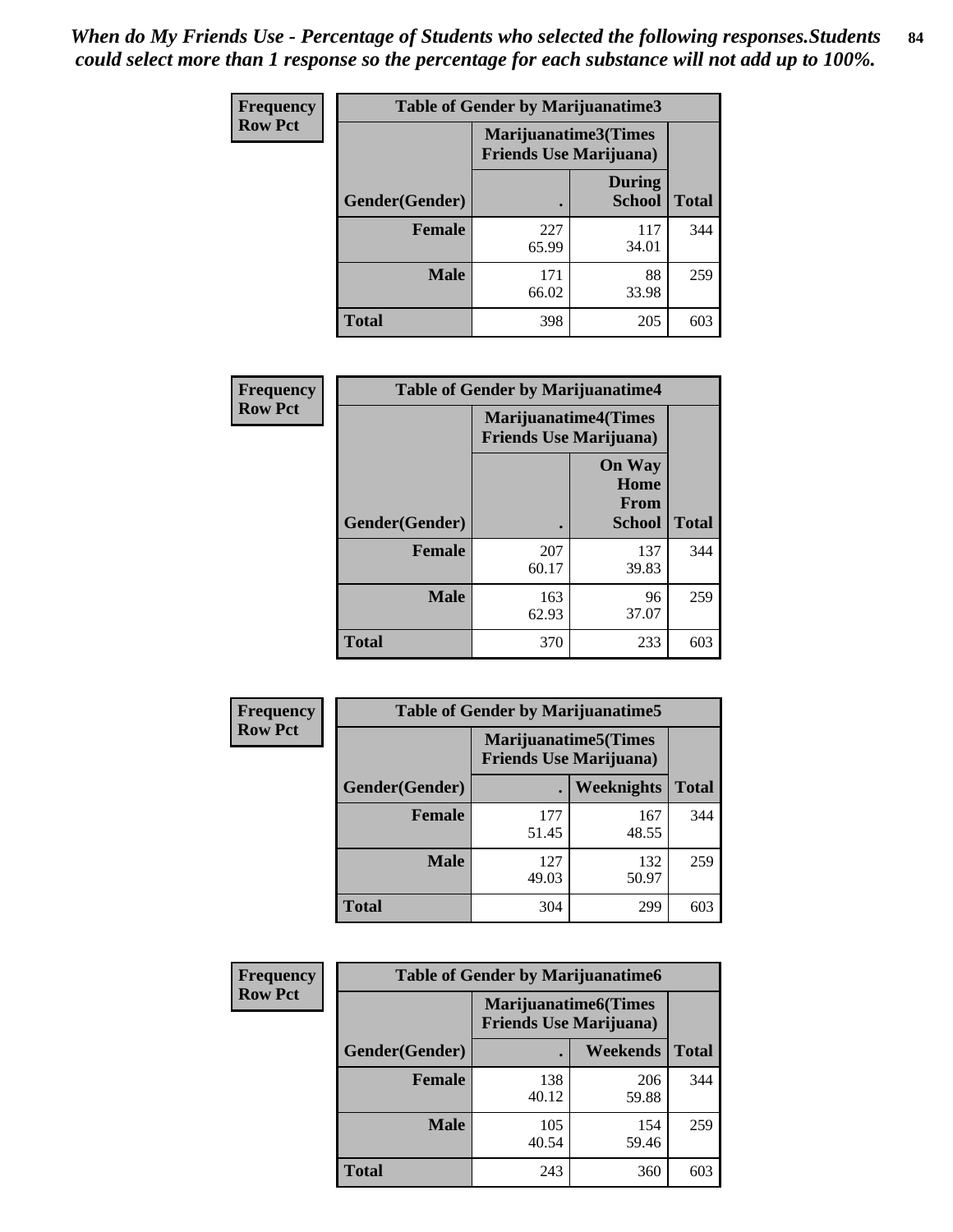*When do My Friends Use - Percentage of Students who selected the following responses.Students could select more than 1 response so the percentage for each substance will not add up to 100%.*

**Frequency**
**Row Pct**

**Table of Gender by Marijuanatime3**

| Gender(Gender) | Marijuanatime3(Times Friends Use Marijuana) . | During School | Total |
|---|---|---|---|
| **Female** | 227<br>65.99 | 117<br>34.01 | 344 |
| **Male** | 171<br>66.02 | 88<br>33.98 | 259 |
| **Total** | 398 | 205 | 603 |

**Frequency**
**Row Pct**

**Table of Gender by Marijuanatime4**

| Gender(Gender) | Marijuanatime4(Times Friends Use Marijuana) . | On Way Home From School | Total |
|---|---|---|---|
| **Female** | 207<br>60.17 | 137<br>39.83 | 344 |
| **Male** | 163<br>62.93 | 96<br>37.07 | 259 |
| **Total** | 370 | 233 | 603 |

**Frequency**
**Row Pct**

**Table of Gender by Marijuanatime5**

| Gender(Gender) | Marijuanatime5(Times Friends Use Marijuana) . | Weeknights | Total |
|---|---|---|---|
| **Female** | 177<br>51.45 | 167<br>48.55 | 344 |
| **Male** | 127<br>49.03 | 132<br>50.97 | 259 |
| **Total** | 304 | 299 | 603 |

**Frequency**
**Row Pct**

**Table of Gender by Marijuanatime6**

| Gender(Gender) | Marijuanatime6(Times Friends Use Marijuana) . | Weekends | Total |
|---|---|---|---|
| **Female** | 138<br>40.12 | 206<br>59.88 | 344 |
| **Male** | 105<br>40.54 | 154<br>59.46 | 259 |
| **Total** | 243 | 360 | 603 |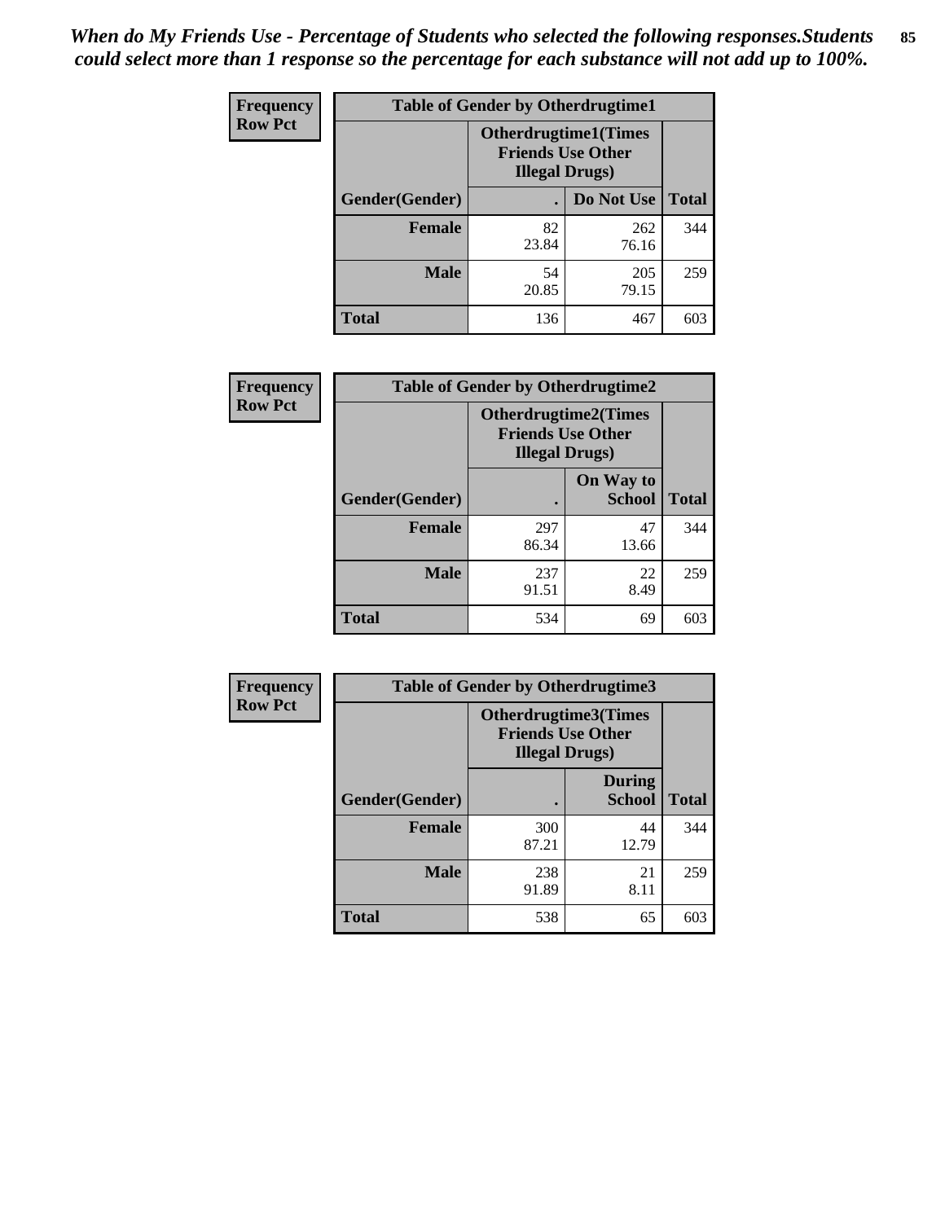*When do My Friends Use - Percentage of Students who selected the following responses.Students could select more than 1 response so the percentage for each substance will not add up to 100%.*

**Frequency**
**Row Pct**

| Table of Gender by Otherdrugtime1 | | | |
|---|---|---|---|
| | Otherdrugtime1(Times Friends Use Other Illegal Drugs) | | |
| Gender(Gender) | . | Do Not Use | Total |
| Female | 82<br>23.84 | 262<br>76.16 | 344 |
| Male | 54<br>20.85 | 205<br>79.15 | 259 |
| Total | 136 | 467 | 603 |

**Frequency**
**Row Pct**

| Table of Gender by Otherdrugtime2 | | | |
|---|---|---|---|
| | Otherdrugtime2(Times Friends Use Other Illegal Drugs) | | |
| Gender(Gender) | . | On Way to School | Total |
| Female | 297<br>86.34 | 47<br>13.66 | 344 |
| Male | 237<br>91.51 | 22<br>8.49 | 259 |
| Total | 534 | 69 | 603 |

**Frequency**
**Row Pct**

| Table of Gender by Otherdrugtime3 | | | |
|---|---|---|---|
| | Otherdrugtime3(Times Friends Use Other Illegal Drugs) | | |
| Gender(Gender) | . | During School | Total |
| Female | 300<br>87.21 | 44<br>12.79 | 344 |
| Male | 238<br>91.89 | 21<br>8.11 | 259 |
| Total | 538 | 65 | 603 |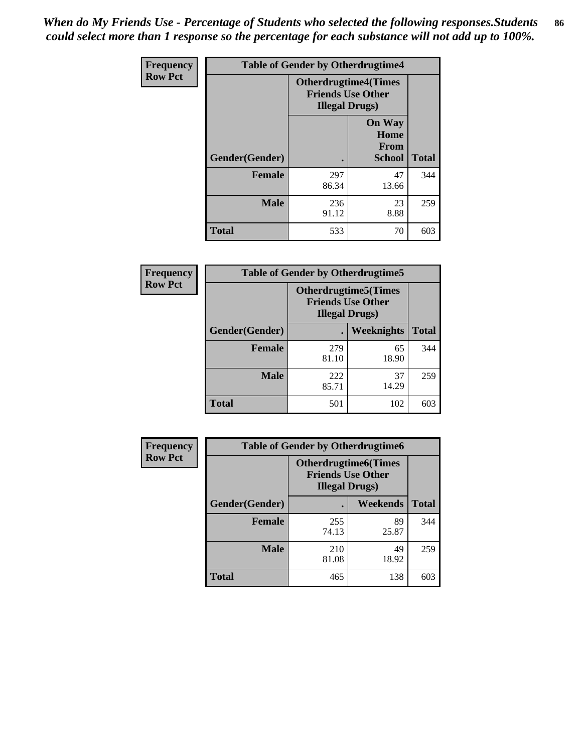*When do My Friends Use - Percentage of Students who selected the following responses.Students could select more than 1 response so the percentage for each substance will not add up to 100%.*

**Frequency**
**Row Pct**

| Table of Gender by Otherdrugtime4 | | | |
|---|---|---|---|
| | Otherdrugtime4(Times Friends Use Other Illegal Drugs) | | |
| Gender(Gender) | . | On Way Home From School | Total |
| **Female** | 297<br>86.34 | 47<br>13.66 | 344 |
| **Male** | 236<br>91.12 | 23<br>8.88 | 259 |
| **Total** | 533 | 70 | 603 |

**Frequency**
**Row Pct**

| Table of Gender by Otherdrugtime5 | | | |
|---|---|---|---|
| | Otherdrugtime5(Times Friends Use Other Illegal Drugs) | | |
| Gender(Gender) | . | Weeknights | Total |
| **Female** | 279<br>81.10 | 65<br>18.90 | 344 |
| **Male** | 222<br>85.71 | 37<br>14.29 | 259 |
| **Total** | 501 | 102 | 603 |

**Frequency**
**Row Pct**

| Table of Gender by Otherdrugtime6 | | | |
|---|---|---|---|
| | Otherdrugtime6(Times Friends Use Other Illegal Drugs) | | |
| Gender(Gender) | . | Weekends | Total |
| **Female** | 255<br>74.13 | 89<br>25.87 | 344 |
| **Male** | 210<br>81.08 | 49<br>18.92 | 259 |
| **Total** | 465 | 138 | 603 |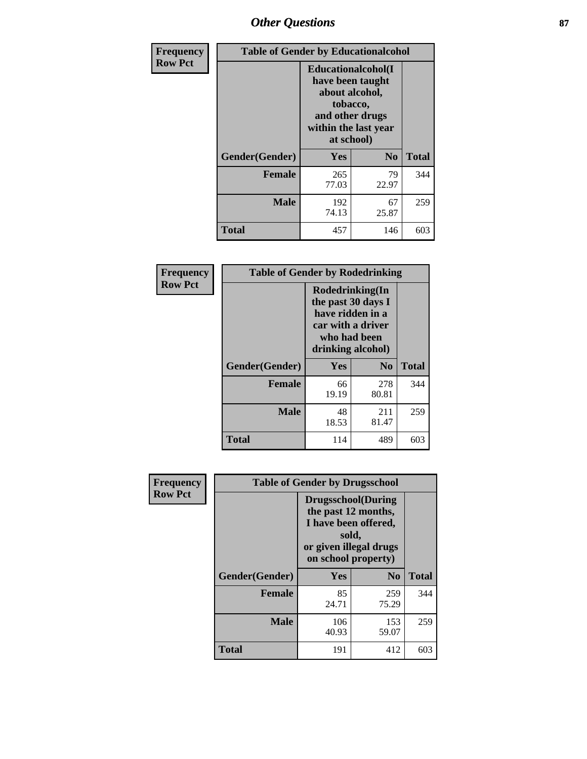| Frequency Row Pct | Table of Gender by Educationalcohol | | |
|---|---|---|---|
| | Educationalcohol(I have been taught about alcohol, tobacco, and other drugs within the last year at school) | | |
| Gender(Gender) | Yes | No | Total |
| Female | 265<br>77.03 | 79<br>22.97 | 344 |
| Male | 192<br>74.13 | 67<br>25.87 | 259 |
| Total | 457 | 146 | 603 |

| Frequency Row Pct | Table of Gender by Rodedrinking | | |
|---|---|---|---|
| | Rodedrinking(In the past 30 days I have ridden in a car with a driver who had been drinking alcohol) | | |
| Gender(Gender) | Yes | No | Total |
| Female | 66<br>19.19 | 278<br>80.81 | 344 |
| Male | 48<br>18.53 | 211<br>81.47 | 259 |
| Total | 114 | 489 | 603 |

| Frequency Row Pct | Table of Gender by Drugsschool | | |
|---|---|---|---|
| | Drugsschool(During the past 12 months, I have been offered, sold, or given illegal drugs on school property) | | |
| Gender(Gender) | Yes | No | Total |
| Female | 85<br>24.71 | 259<br>75.29 | 344 |
| Male | 106<br>40.93 | 153<br>59.07 | 259 |
| Total | 191 | 412 | 603 |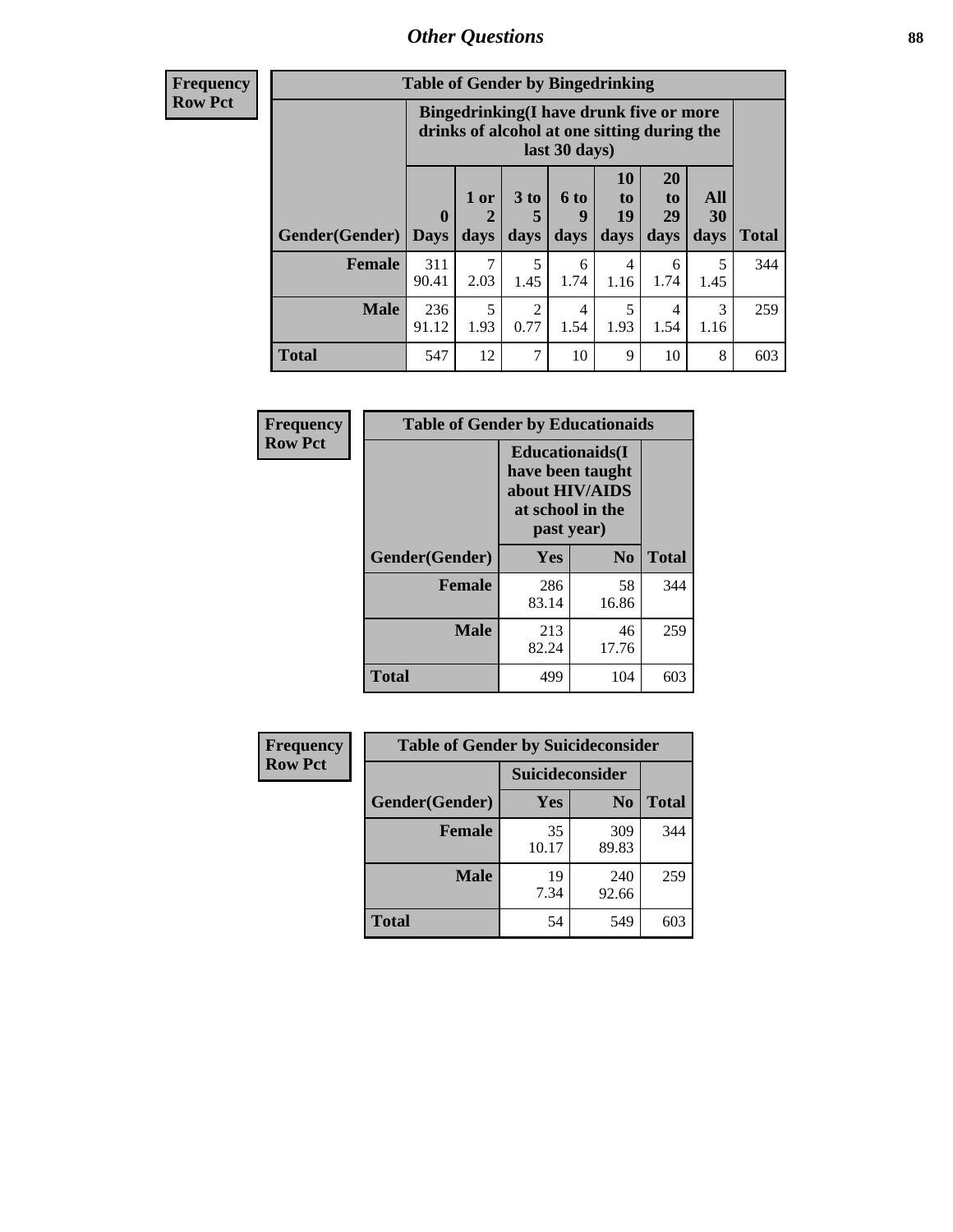## Other Questions

**Frequency**
**Row Pct**

| Table of Gender by Bingedrinking | | | | | | | | |
|---|---|---|---|---|---|---|---|---|
| | Bingedrinking(I have drunk five or more drinks of alcohol at one sitting during the last 30 days) | | | | | | | |
| Gender(Gender) | 0 Days | 1 or 2 days | 3 to 5 days | 6 to 9 days | 10 to 19 days | 20 to 29 days | All 30 days | Total |
| Female | 311<br>90.41 | 7<br>2.03 | 5<br>1.45 | 6<br>1.74 | 4<br>1.16 | 6<br>1.74 | 5<br>1.45 | 344 |
| Male | 236<br>91.12 | 5<br>1.93 | 2<br>0.77 | 4<br>1.54 | 5<br>1.93 | 4<br>1.54 | 3<br>1.16 | 259 |
| Total | 547 | 12 | 7 | 10 | 9 | 10 | 8 | 603 |

**Frequency**
**Row Pct**

| Table of Gender by Educationaids | | | |
|---|---|---|---|
| | Educationaids(I have been taught about HIV/AIDS at school in the past year) | | |
| Gender(Gender) | Yes | No | Total |
| Female | 286<br>83.14 | 58<br>16.86 | 344 |
| Male | 213<br>82.24 | 46<br>17.76 | 259 |
| Total | 499 | 104 | 603 |

**Frequency**
**Row Pct**

| Table of Gender by Suicideconsider | | | |
|---|---|---|---|
| | Suicideconsider | | |
| Gender(Gender) | Yes | No | Total |
| Female | 35<br>10.17 | 309<br>89.83 | 344 |
| Male | 19<br>7.34 | 240<br>92.66 | 259 |
| Total | 54 | 549 | 603 |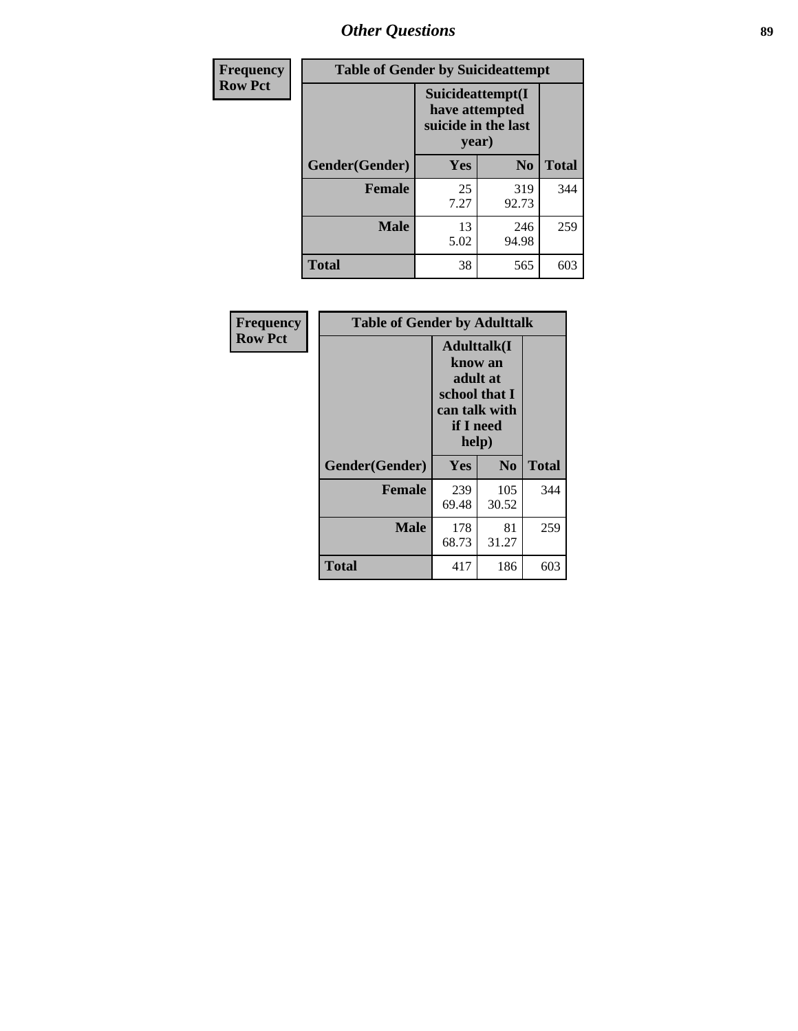| Frequency Row Pct | Table of Gender by Suicideattempt | | |
|---|---|---|---|
| | Suicideattempt(I have attempted suicide in the last year) | | |
| Gender(Gender) | Yes | No | Total |
| Female | 25<br>7.27 | 319<br>92.73 | 344 |
| Male | 13<br>5.02 | 246<br>94.98 | 259 |
| Total | 38 | 565 | 603 |

| Frequency Row Pct | Table of Gender by Adulttalk | | |
|---|---|---|---|
| | Adulttalk(I know an adult at school that I can talk with if I need help) | | |
| Gender(Gender) | Yes | No | Total |
| Female | 239<br>69.48 | 105<br>30.52 | 344 |
| Male | 178<br>68.73 | 81<br>31.27 | 259 |
| Total | 417 | 186 | 603 |